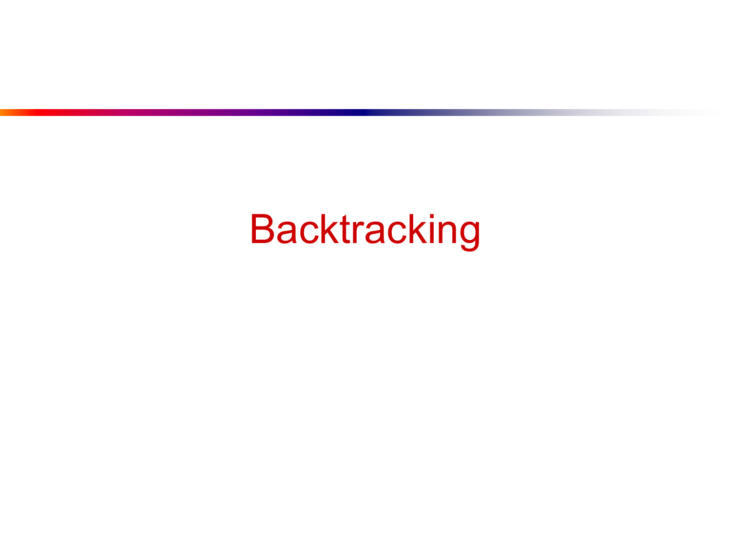# Backtracking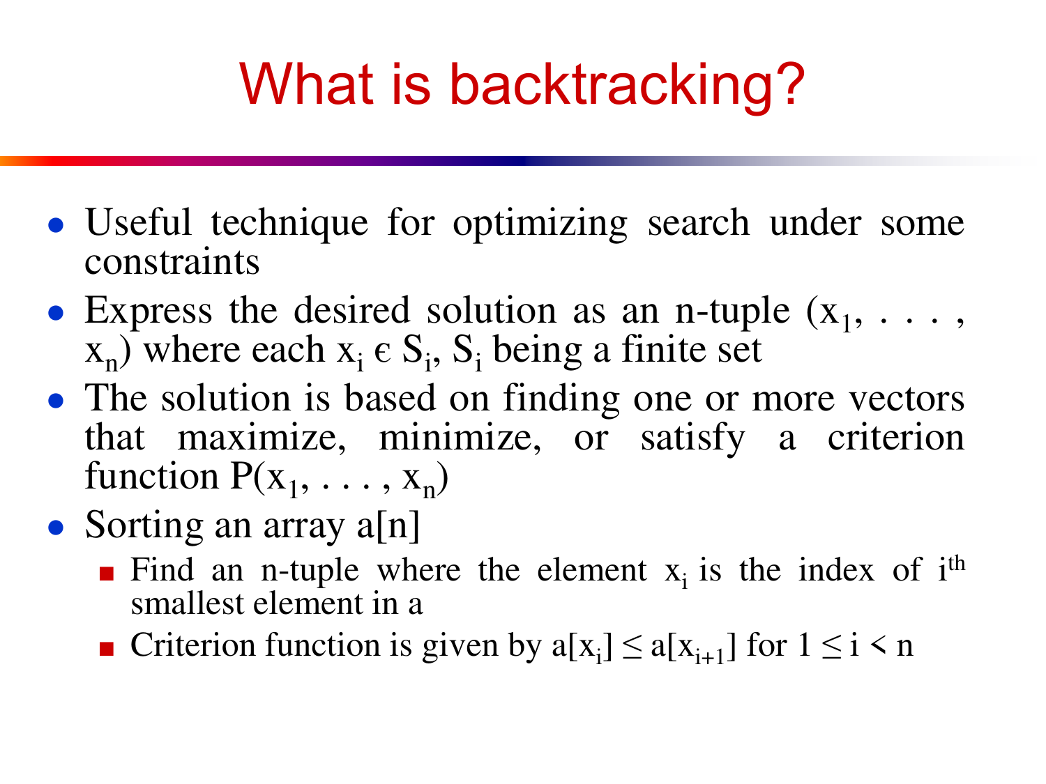# What is backtracking?

- Useful technique for optimizing search under some constraints
- Express the desired solution as an n-tuple $(x_1, \ldots, x_n)$ where each $x_i \in S_i$, $S_i$ being a finite set
- The solution is based on finding one or more vectors that maximize, minimize, or satisfy a criterion function $P(x_1, \ldots, x_n)$
- Sorting an array a[n]
  - Find an n-tuple where the element $x_i$ is the index of $i^{th}$ smallest element in a
  - Criterion function is given by $a[x_i] \leq a[x_{i+1}]$ for $1 \leq i < n$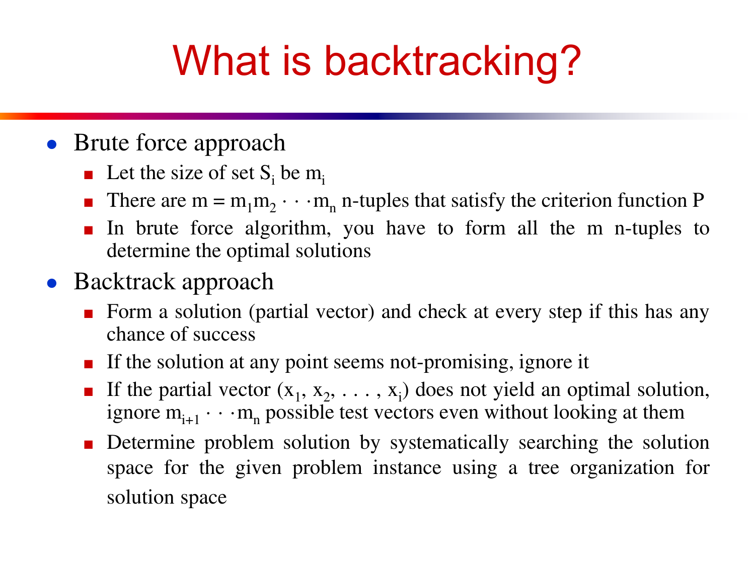# What is backtracking?

- Brute force approach
  - Let the size of set $S_i$ be $m_i$
  - There are $m = m_1 m_2 \cdot \cdot \cdot m_n$ n-tuples that satisfy the criterion function P
  - In brute force algorithm, you have to form all the m n-tuples to determine the optimal solutions
- Backtrack approach
  - Form a solution (partial vector) and check at every step if this has any chance of success
  - If the solution at any point seems not-promising, ignore it
  - If the partial vector $(x_1, x_2, \ldots, x_i)$ does not yield an optimal solution, ignore $m_{i+1} \cdot \cdot \cdot m_n$ possible test vectors even without looking at them
  - Determine problem solution by systematically searching the solution space for the given problem instance using a tree organization for solution space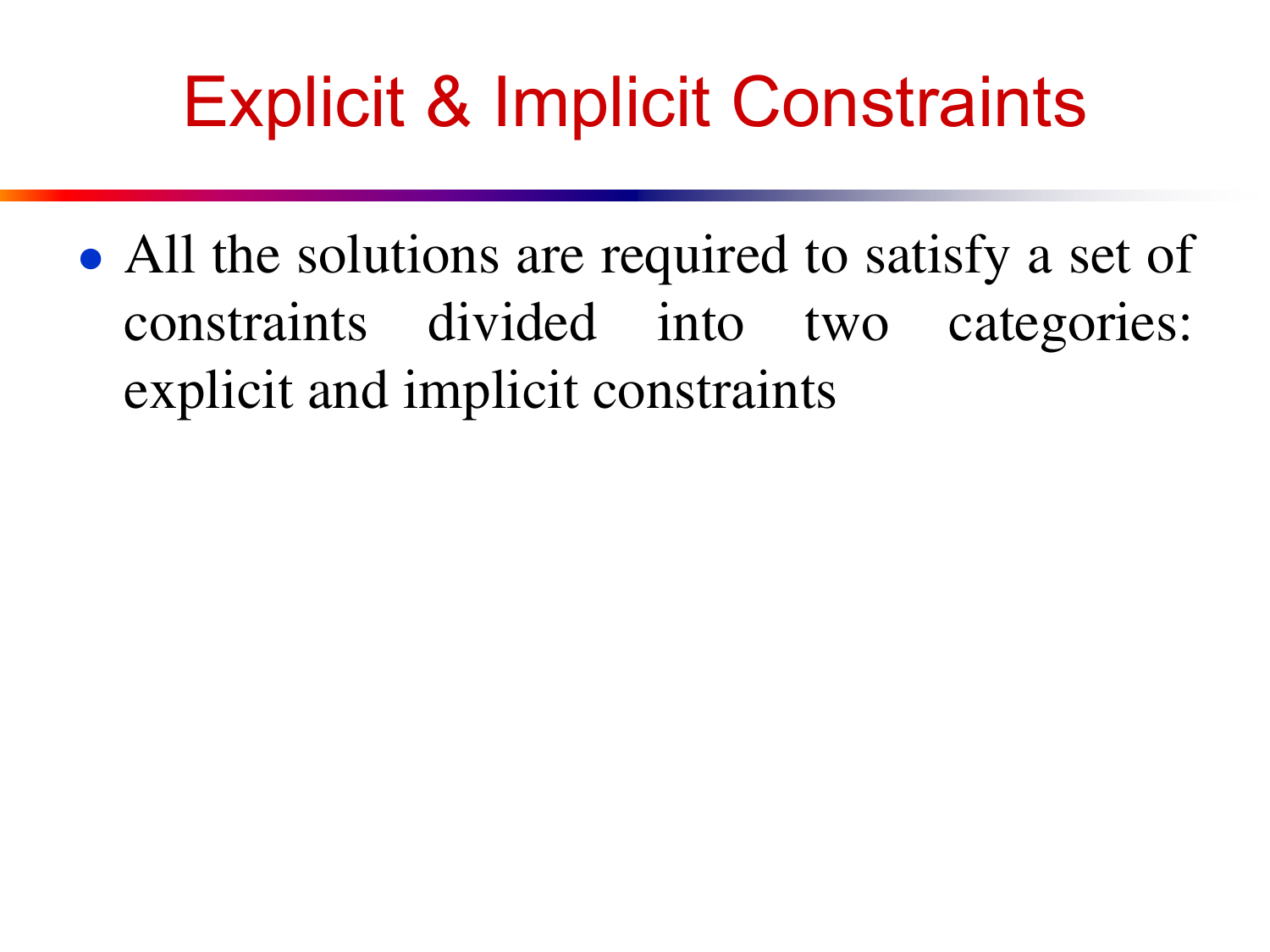# Explicit & Implicit Constraints

- All the solutions are required to satisfy a set of constraints divided into two categories: explicit and implicit constraints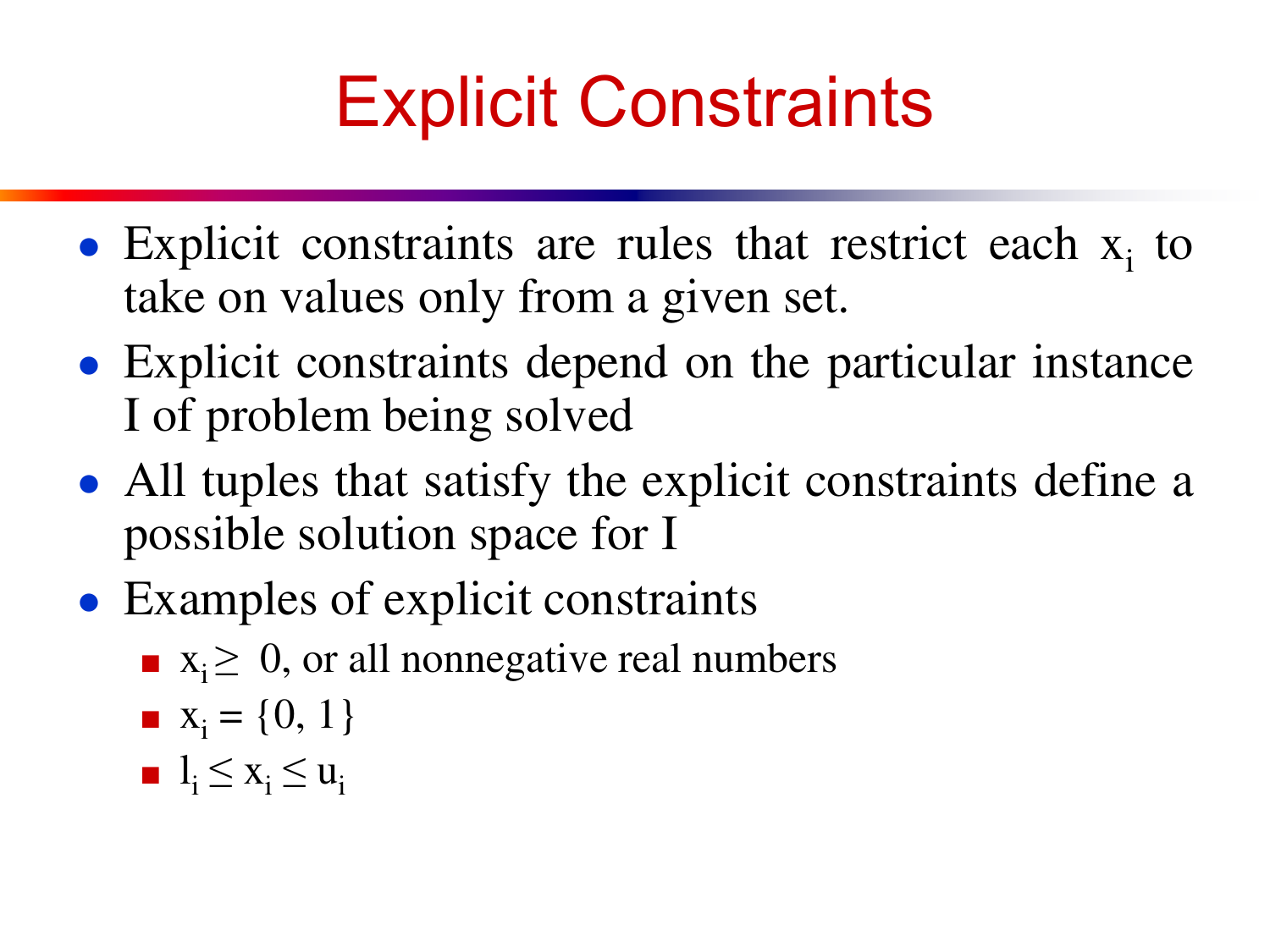# Explicit Constraints

- Explicit constraints are rules that restrict each $x_i$ to take on values only from a given set.
- Explicit constraints depend on the particular instance I of problem being solved
- All tuples that satisfy the explicit constraints define a possible solution space for I
- Examples of explicit constraints
  - $x_i \geq 0$, or all nonnegative real numbers
  - $x_i = \{0, 1\}$
  - $l_i \leq x_i \leq u_i$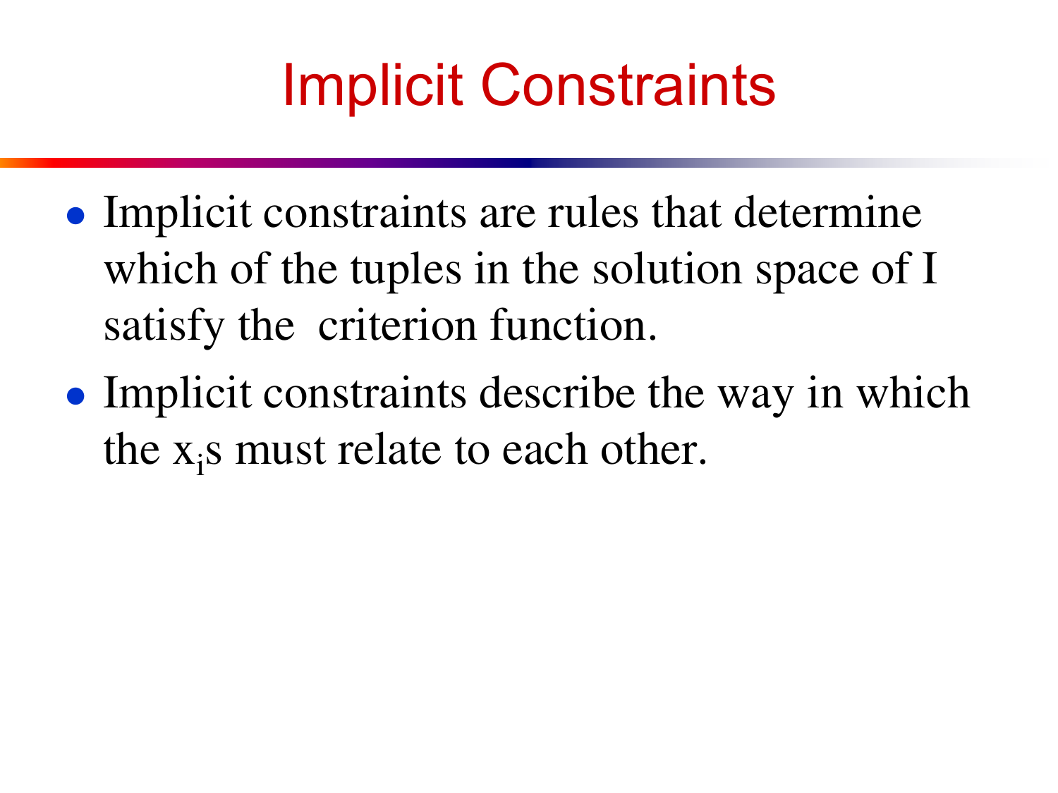# Implicit Constraints

- Implicit constraints are rules that determine which of the tuples in the solution space of I satisfy the criterion function.
- Implicit constraints describe the way in which the $x_i$s must relate to each other.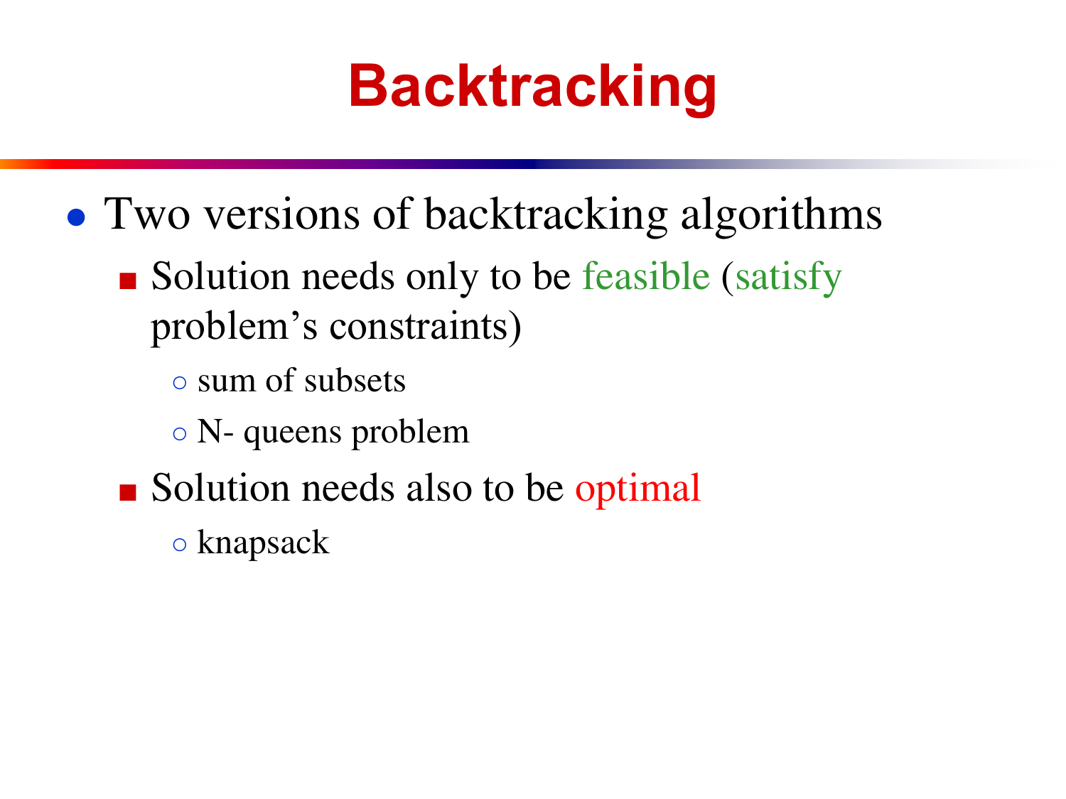# Backtracking

- Two versions of backtracking algorithms
  - Solution needs only to be feasible (satisfy problem's constraints)
    - sum of subsets
    - N- queens problem
  - Solution needs also to be optimal
    - knapsack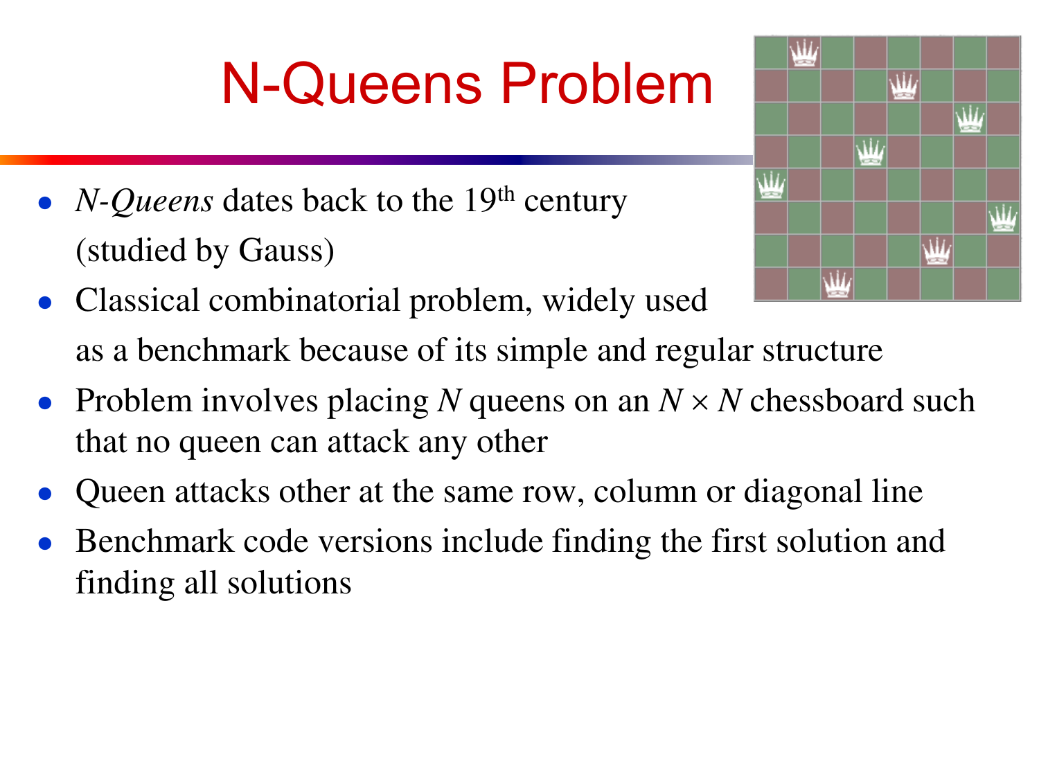# N-Queens Problem

- *N-Queens* dates back to the 19th century (studied by Gauss)
- Classical combinatorial problem, widely used as a benchmark because of its simple and regular structure
- Problem involves placing $N$ queens on an $N \times N$ chessboard such that no queen can attack any other
- Queen attacks other at the same row, column or diagonal line
- Benchmark code versions include finding the first solution and finding all solutions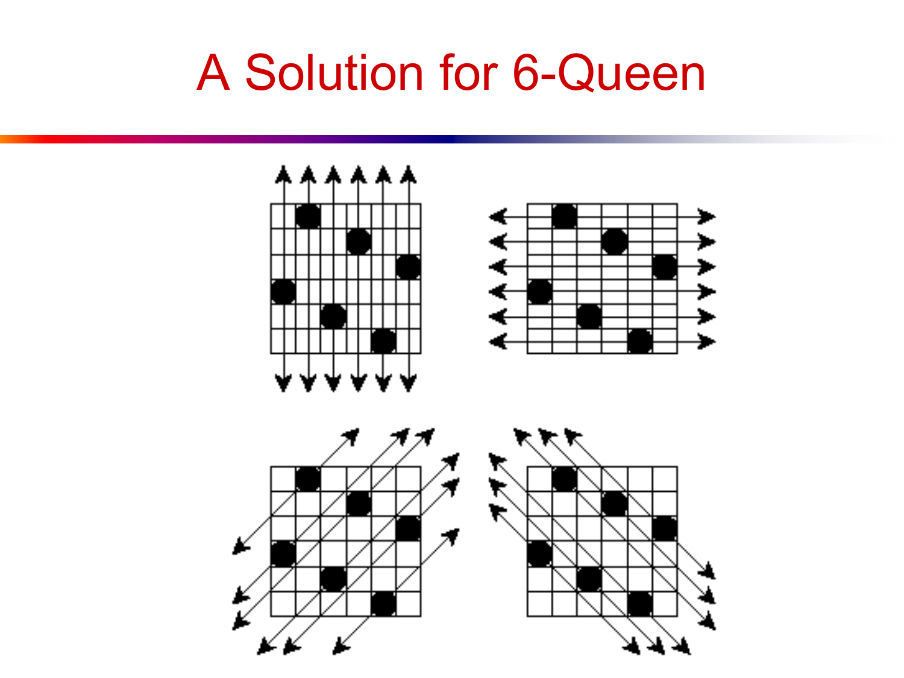# A Solution for 6-Queen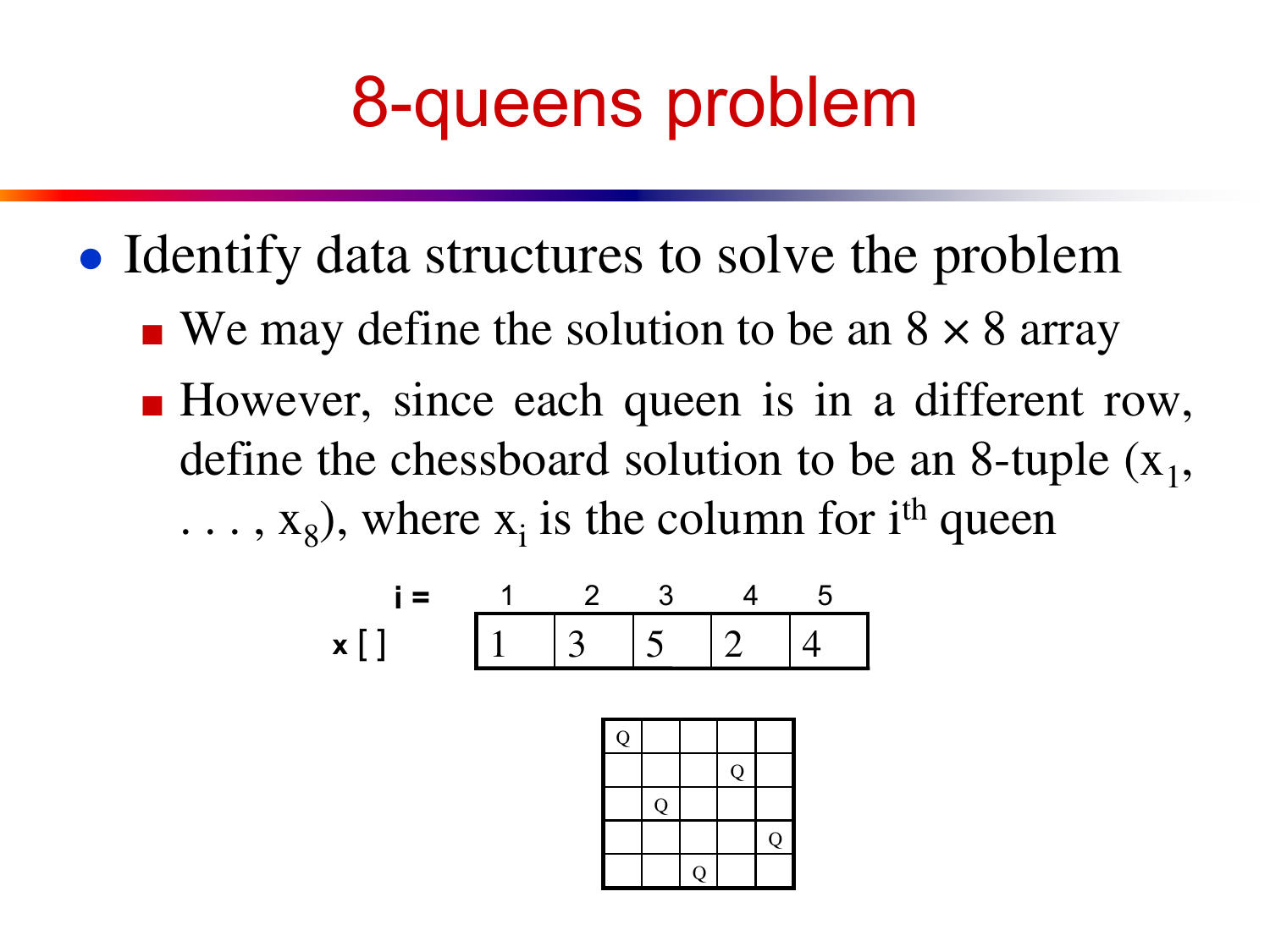# 8-queens problem

- Identify data structures to solve the problem
  - We may define the solution to be an $8 \times 8$ array
  - However, since each queen is in a different row, define the chessboard solution to be an 8-tuple $(x_1, \ldots, x_8)$, where $x_i$ is the column for $i^{th}$ queen

| i = | 1 | 2 | 3 | 4 | 5 |
|---|---|---|---|---|---|
| x [ ] | 1 | 3 | 5 | 2 | 4 |

| | | | | |
|---|---|---|---|---|
| Q | | | | |
| | | | Q | |
| | Q | | | |
| | | | | Q |
| | | Q | | |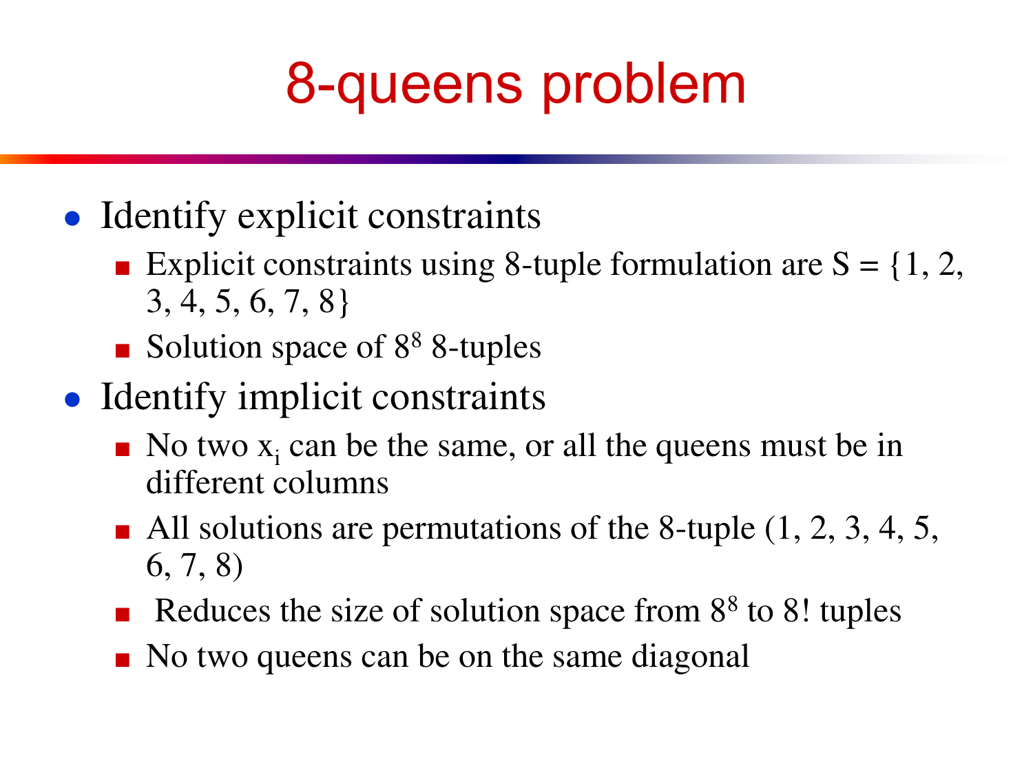# 8-queens problem

- Identify explicit constraints
  - Explicit constraints using 8-tuple formulation are $S = \{1, 2, 3, 4, 5, 6, 7, 8\}$
  - Solution space of $8^8$ 8-tuples
- Identify implicit constraints
  - No two $x_i$ can be the same, or all the queens must be in different columns
  - All solutions are permutations of the 8-tuple (1, 2, 3, 4, 5, 6, 7, 8)
  - Reduces the size of solution space from $8^8$ to $8!$ tuples
  - No two queens can be on the same diagonal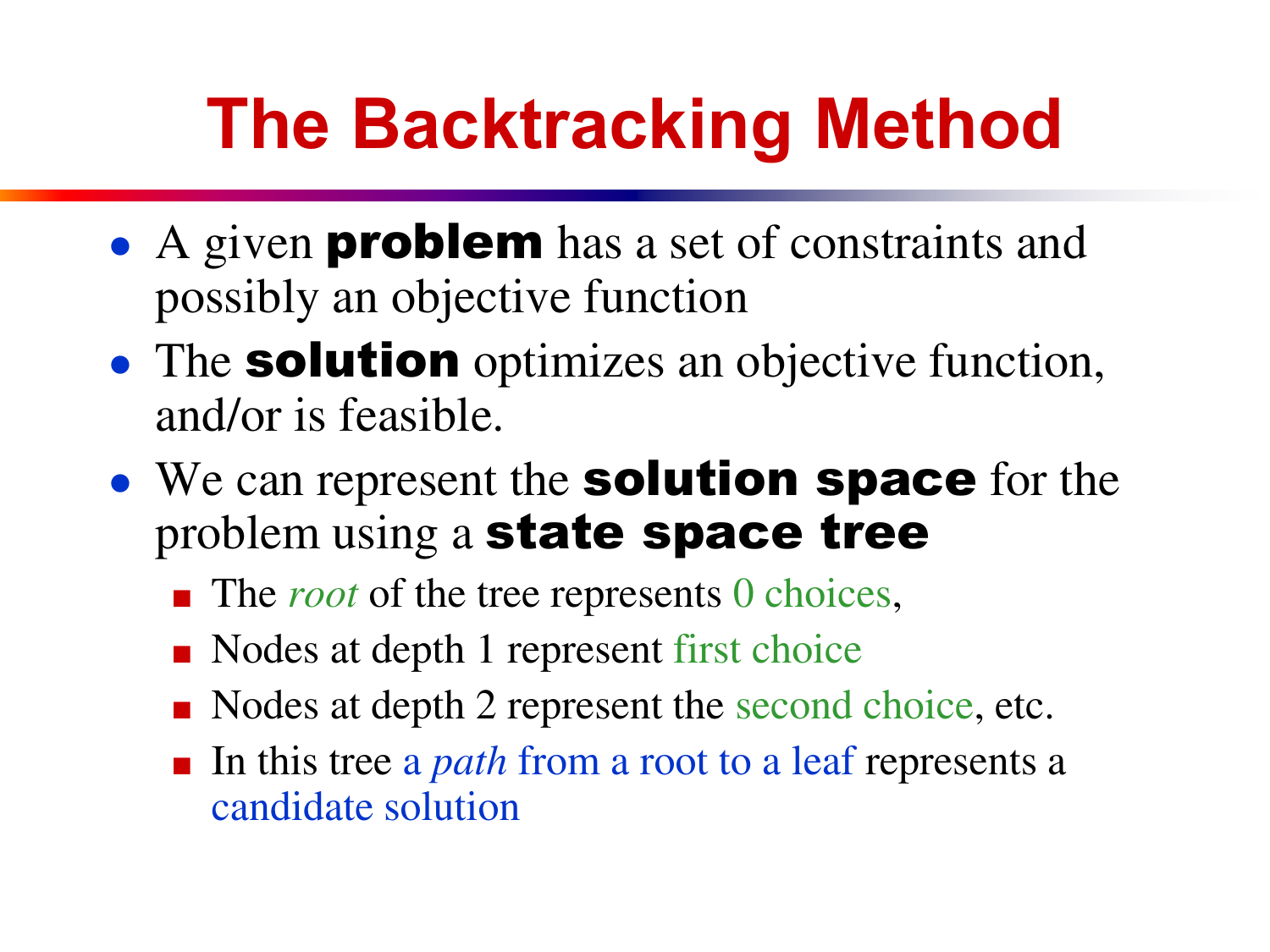# The Backtracking Method

- A given **problem** has a set of constraints and possibly an objective function
- The **solution** optimizes an objective function, and/or is feasible.
- We can represent the **solution space** for the problem using a **state space tree**
  - The *root* of the tree represents 0 choices,
  - Nodes at depth 1 represent first choice
  - Nodes at depth 2 represent the second choice, etc.
  - In this tree a *path* from a root to a leaf represents a candidate solution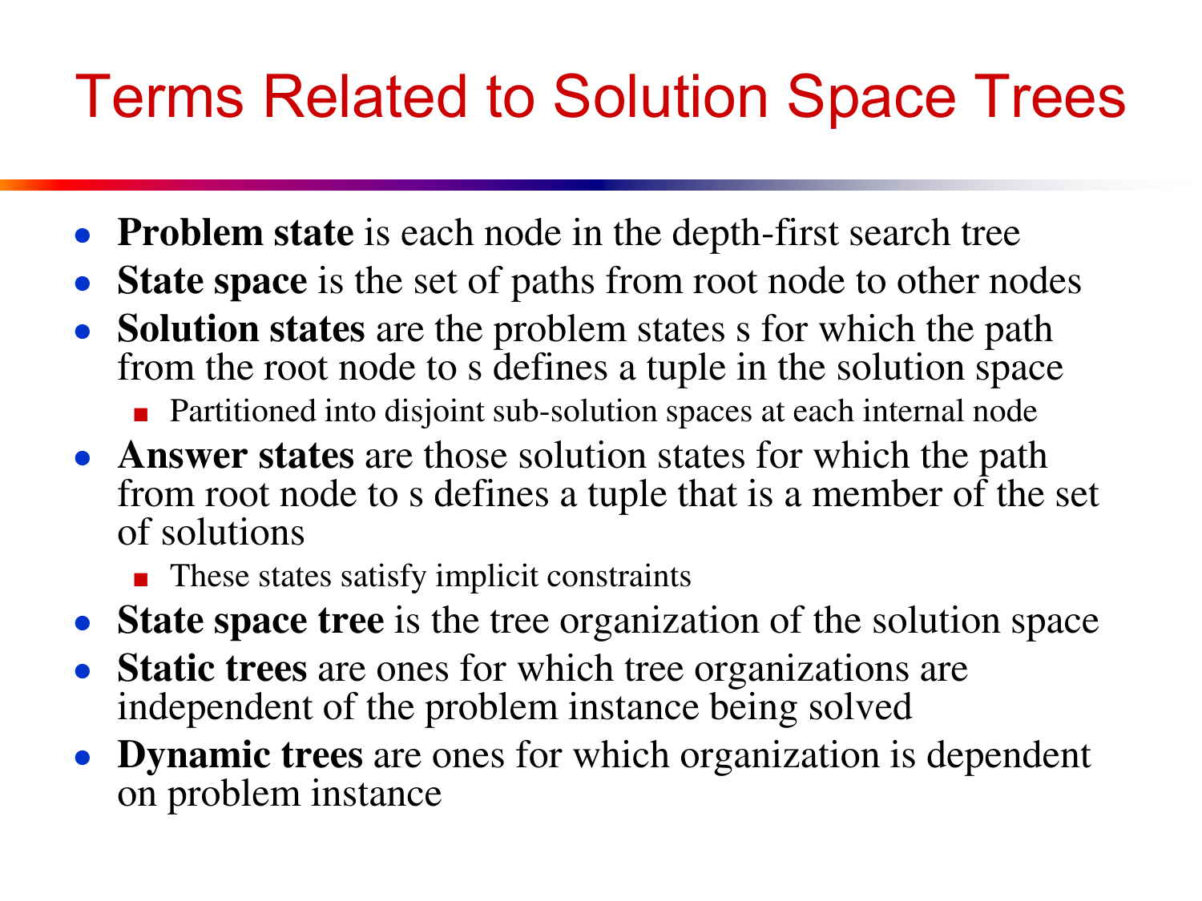# Terms Related to Solution Space Trees

- **Problem state** is each node in the depth-first search tree
- **State space** is the set of paths from root node to other nodes
- **Solution states** are the problem states s for which the path from the root node to s defines a tuple in the solution space
  - Partitioned into disjoint sub-solution spaces at each internal node
- **Answer states** are those solution states for which the path from root node to s defines a tuple that is a member of the set of solutions
  - These states satisfy implicit constraints
- **State space tree** is the tree organization of the solution space
- **Static trees** are ones for which tree organizations are independent of the problem instance being solved
- **Dynamic trees** are ones for which organization is dependent on problem instance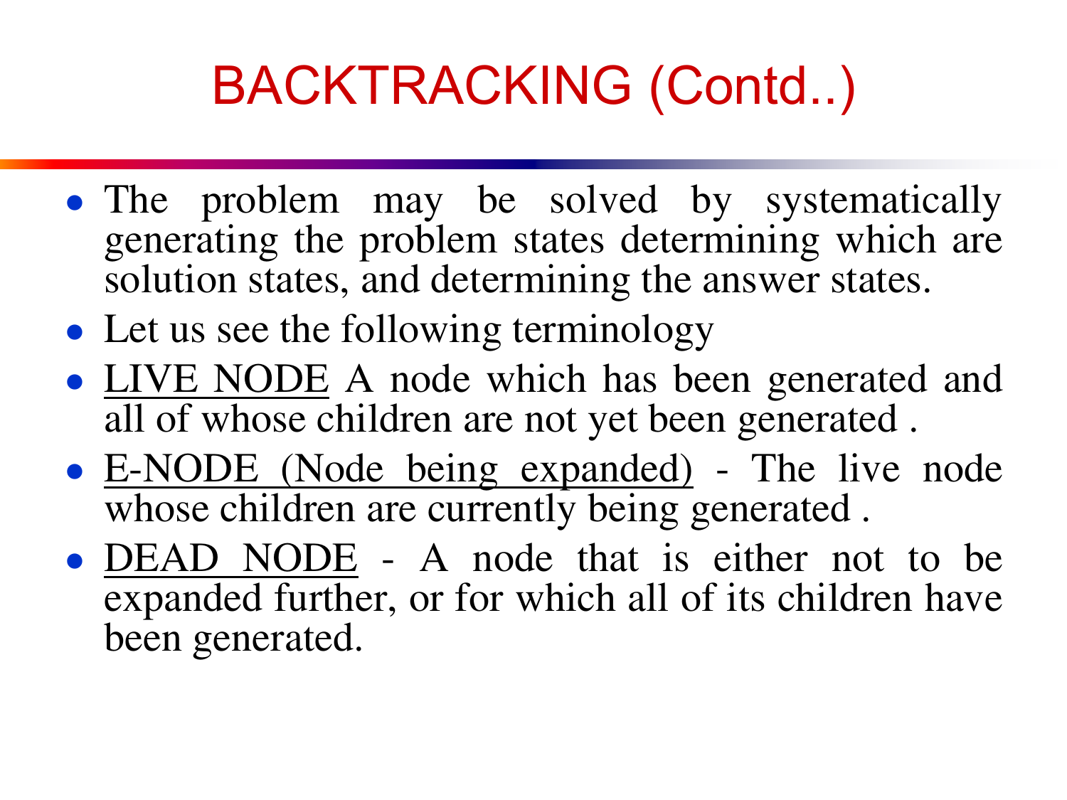# BACKTRACKING (Contd..)

- The problem may be solved by systematically generating the problem states determining which are solution states, and determining the answer states.
- Let us see the following terminology
- <u>LIVE NODE</u> A node which has been generated and all of whose children are not yet been generated .
- <u>E-NODE (Node being expanded)</u> - The live node whose children are currently being generated .
- <u>DEAD NODE</u> - A node that is either not to be expanded further, or for which all of its children have been generated.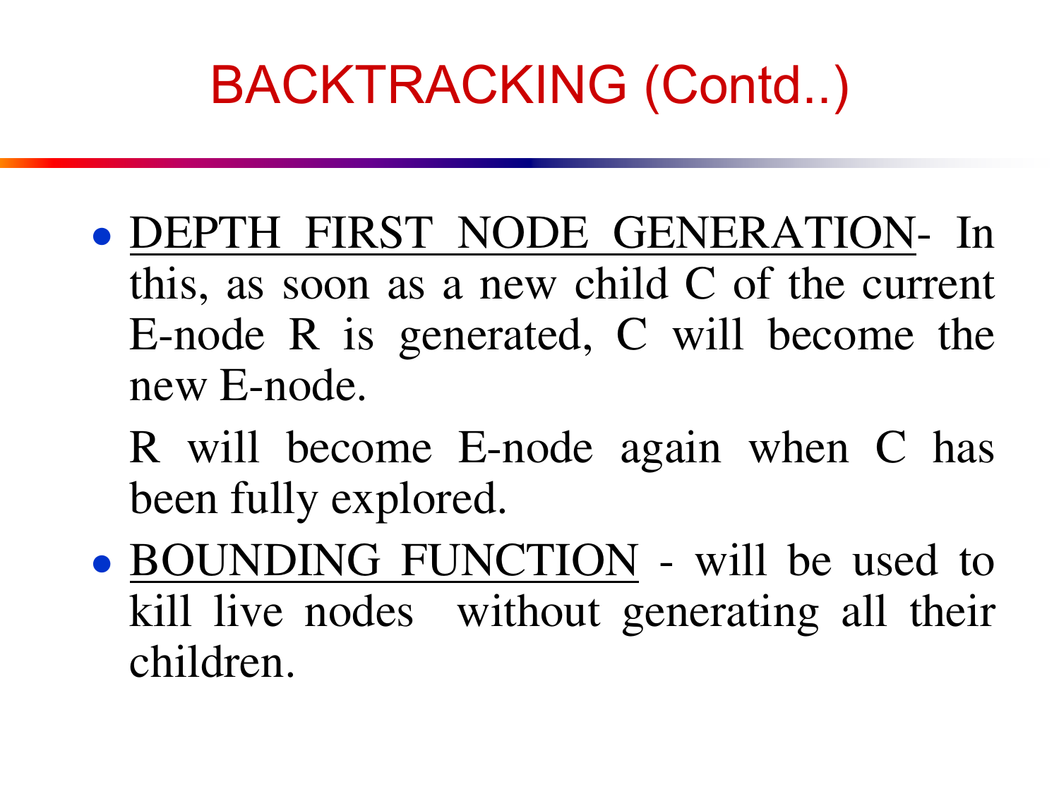# BACKTRACKING (Contd..)

- <u>DEPTH FIRST NODE GENERATION</u>- In this, as soon as a new child C of the current E-node R is generated, C will become the new E-node.

  R will become E-node again when C has been fully explored.

- <u>BOUNDING FUNCTION</u> - will be used to kill live nodes without generating all their children.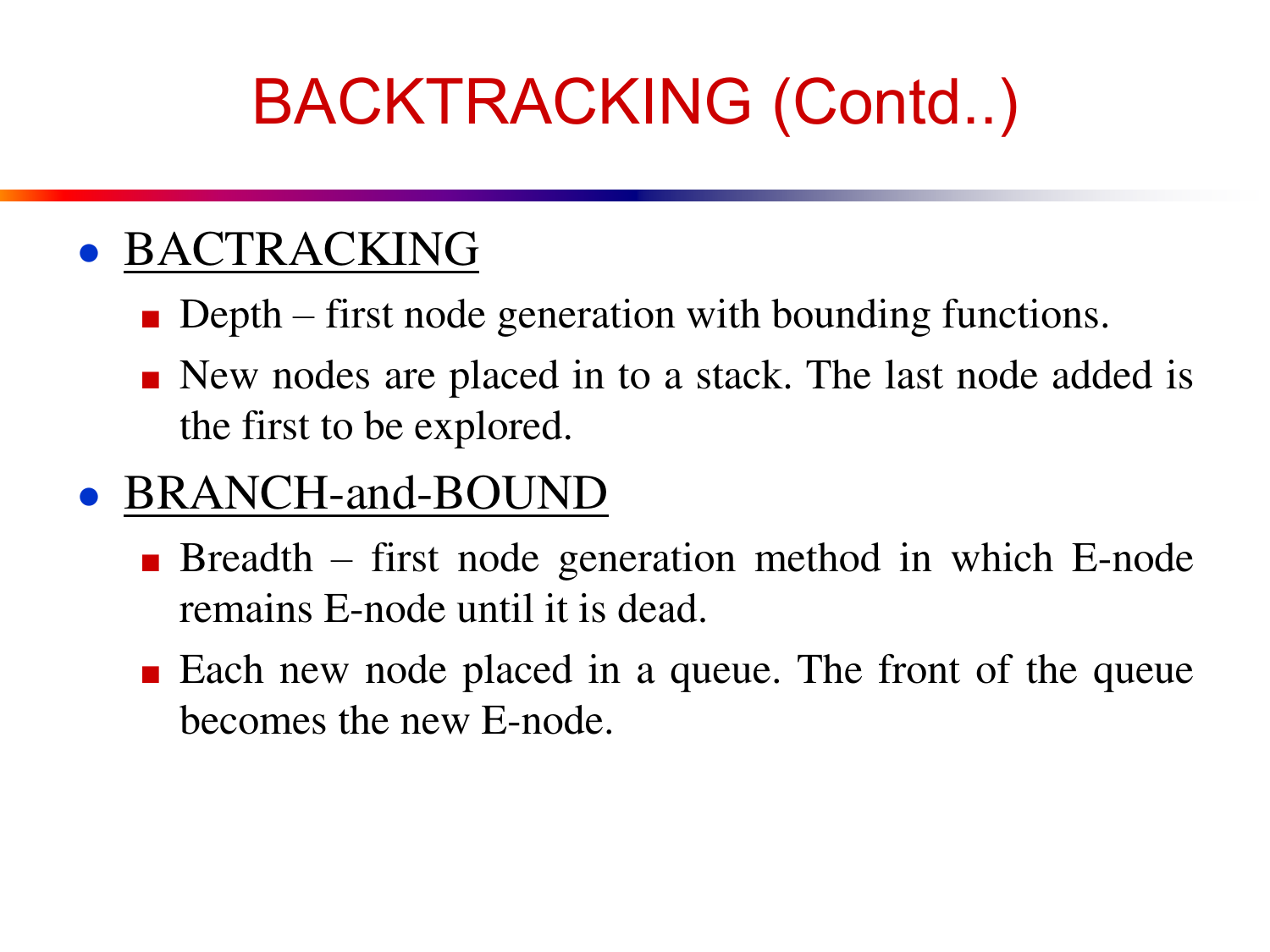# BACKTRACKING (Contd..)

- BACTRACKING
  - Depth – first node generation with bounding functions.
  - New nodes are placed in to a stack. The last node added is the first to be explored.
- BRANCH-and-BOUND
  - Breadth – first node generation method in which E-node remains E-node until it is dead.
  - Each new node placed in a queue. The front of the queue becomes the new E-node.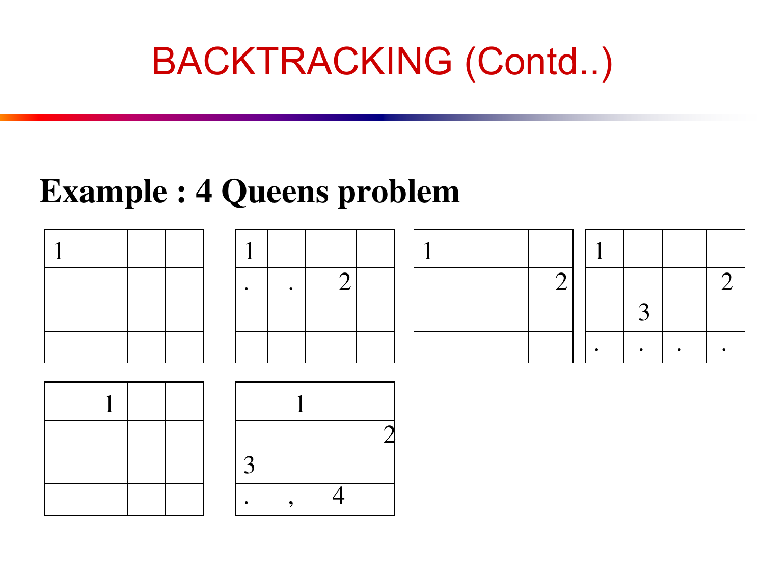# BACKTRACKING (Contd..)

## Example : 4 Queens problem

| 1 | | | |
|---|---|---|---|
| | | | |
| | | | |
| | | | |

| 1 | | | |
|---|---|---|---|
| . | . | 2 | |
| | | | |
| | | | |

| 1 | | | |
|---|---|---|---|
| | | | 2 |
| | | | |
| | | | |

| 1 | | | |
|---|---|---|---|
| | | | 2 |
| | 3 | | |
| . | . | . | . |

| | 1 | | |
|---|---|---|---|
| | | | |
| | | | |
| | | | |

| | 1 | | |
|---|---|---|---|
| | | | 2 |
| 3 | | | |
| . | , | 4 | |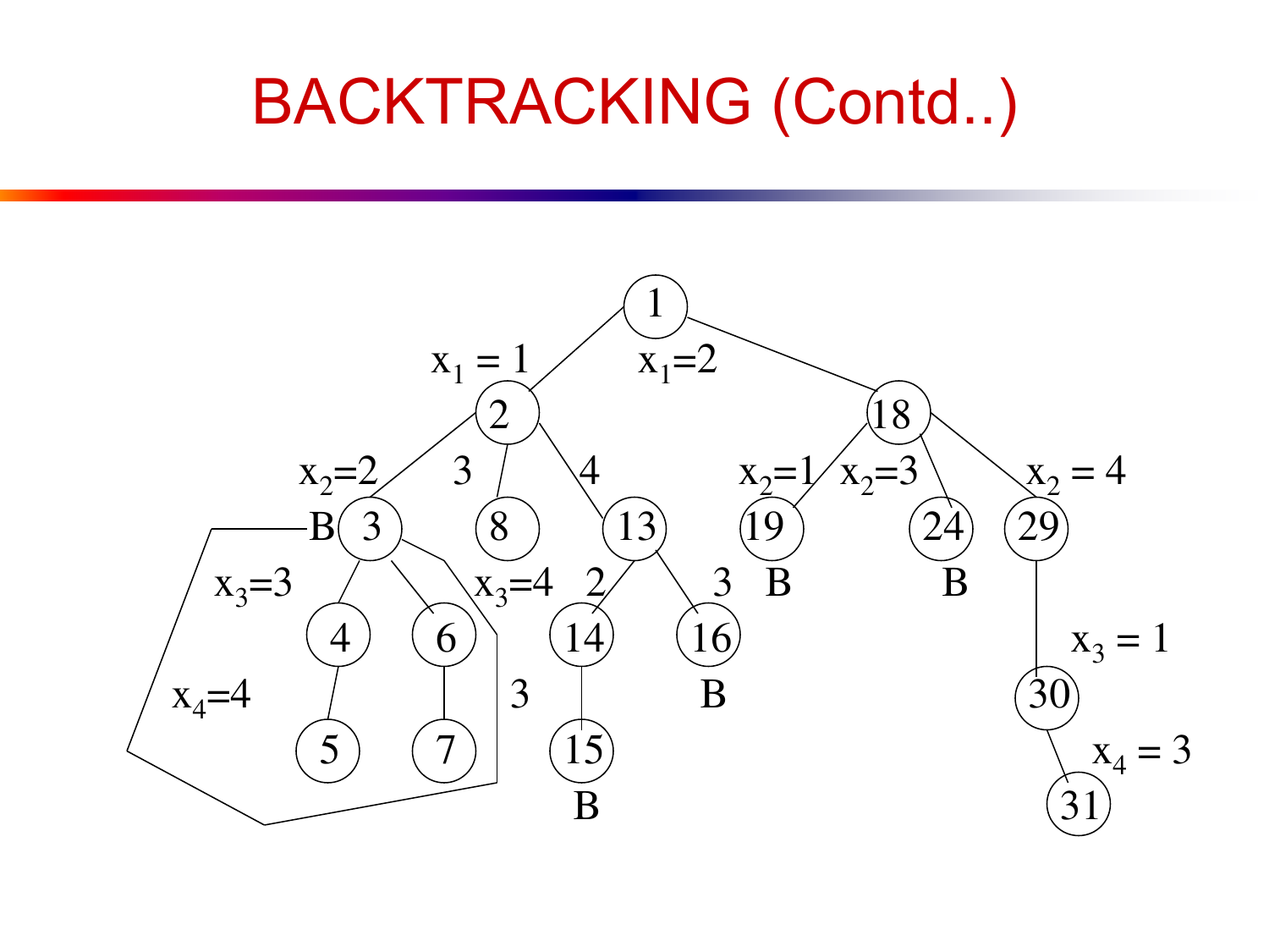# BACKTRACKING (Contd..)

Node 1:
- $x_1 = 1$ → Node 2
  - $x_2=2$ → Node 3 (B)
    - $x_3=3$ → Node 4
      - $x_4=4$ → Node 5
    - $x_3=4$ → Node 6
      - 3 → Node 7
  - 3 → Node 8
  - 4 → Node 13
    - 2 → Node 14
      - Node 15 (B)
    - 3 → Node 16 (B)
- $x_1=2$ → Node 18
  - $x_2=1$ → Node 19 (B)
  - $x_2=3$ → Node 24 (B)
  - $x_2 = 4$ → Node 29
    - $x_3 = 1$ → Node 30
      - $x_4 = 3$ → Node 31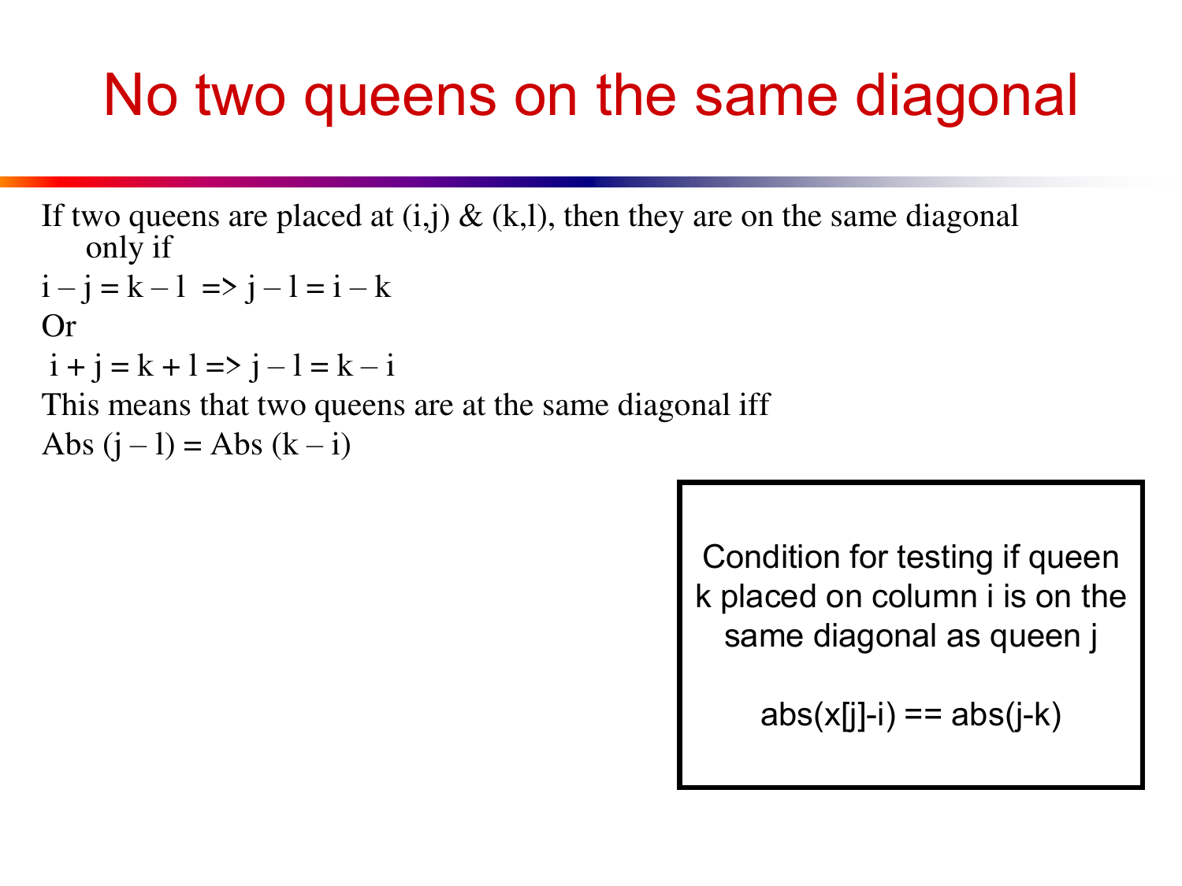# No two queens on the same diagonal

If two queens are placed at (i,j) & (k,l), then they are on the same diagonal only if

$i - j = k - l \Rightarrow j - l = i - k$

Or

$i + j = k + l \Rightarrow j - l = k - i$

This means that two queens are at the same diagonal iff

$\text{Abs}(j - l) = \text{Abs}(k - i)$

Condition for testing if queen k placed on column i is on the same diagonal as queen j

```
abs(x[j]-i) == abs(j-k)
```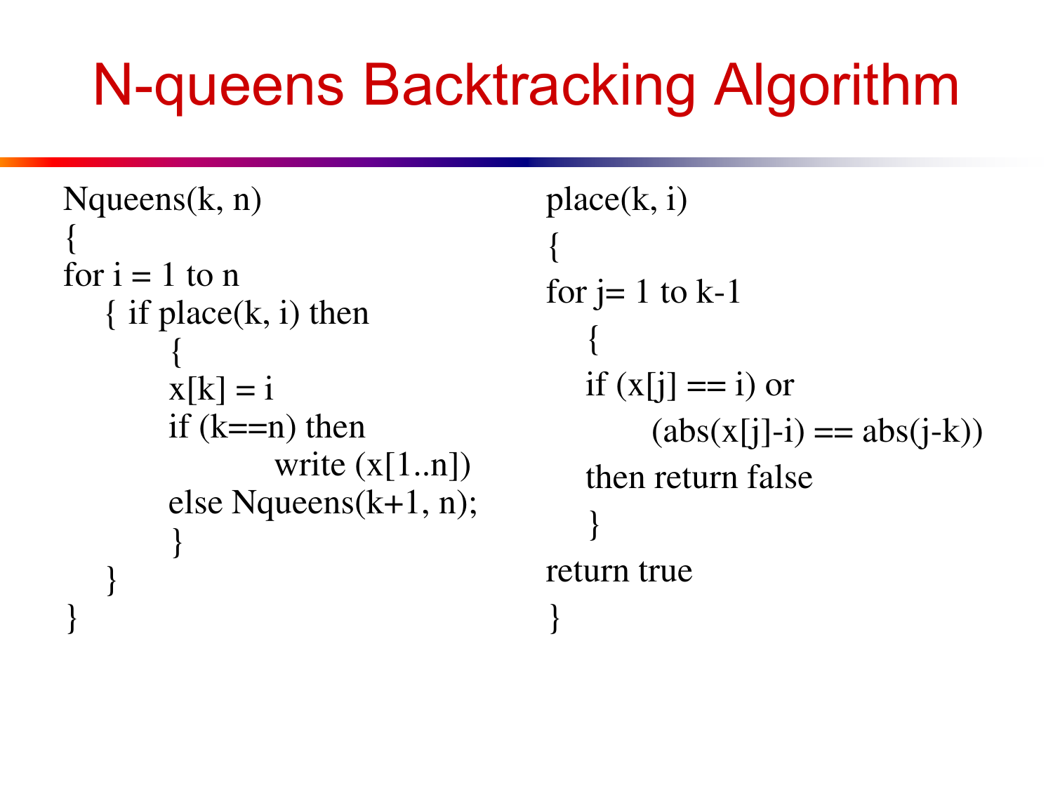# N-queens Backtracking Algorithm

```
Nqueens(k, n)
{
for i = 1 to n
    { if place(k, i) then
          {
          x[k] = i
          if (k==n) then
                    write (x[1..n])
          else Nqueens(k+1, n);
          }
    }
}
```

```
place(k, i)
{
for j= 1 to k-1
    {
    if (x[j] == i) or
          (abs(x[j]-i) == abs(j-k))
    then return false
    }
return true
}
```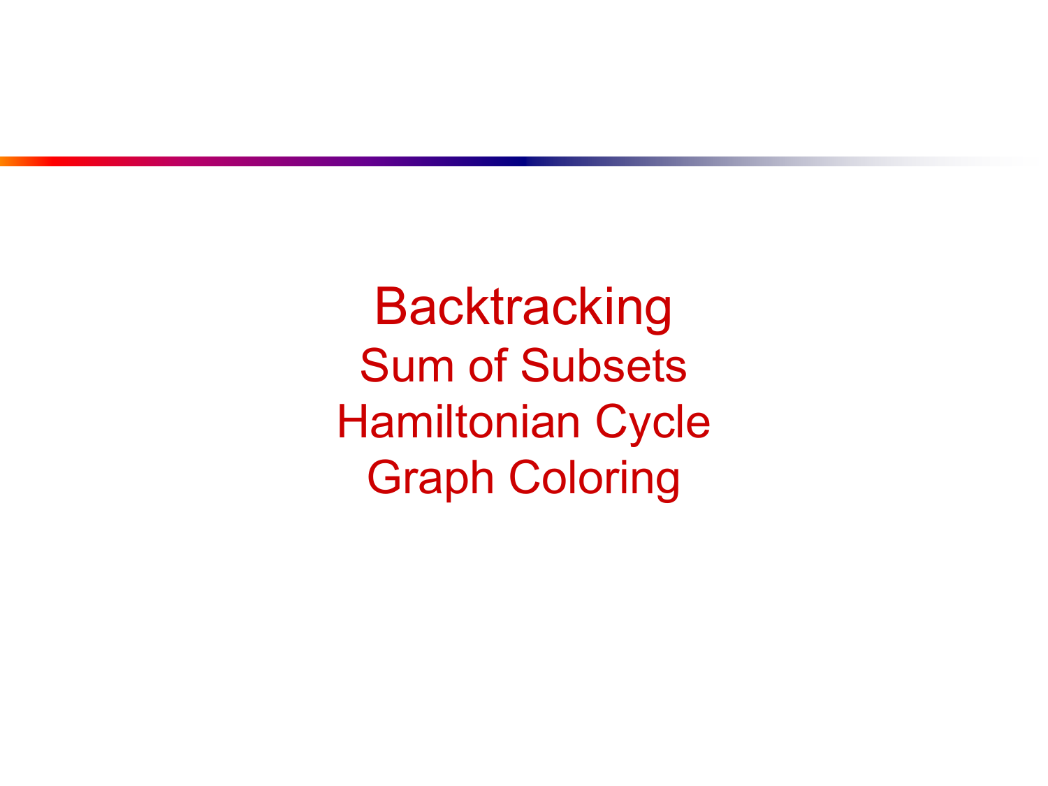# Backtracking

## Sum of Subsets

## Hamiltonian Cycle

## Graph Coloring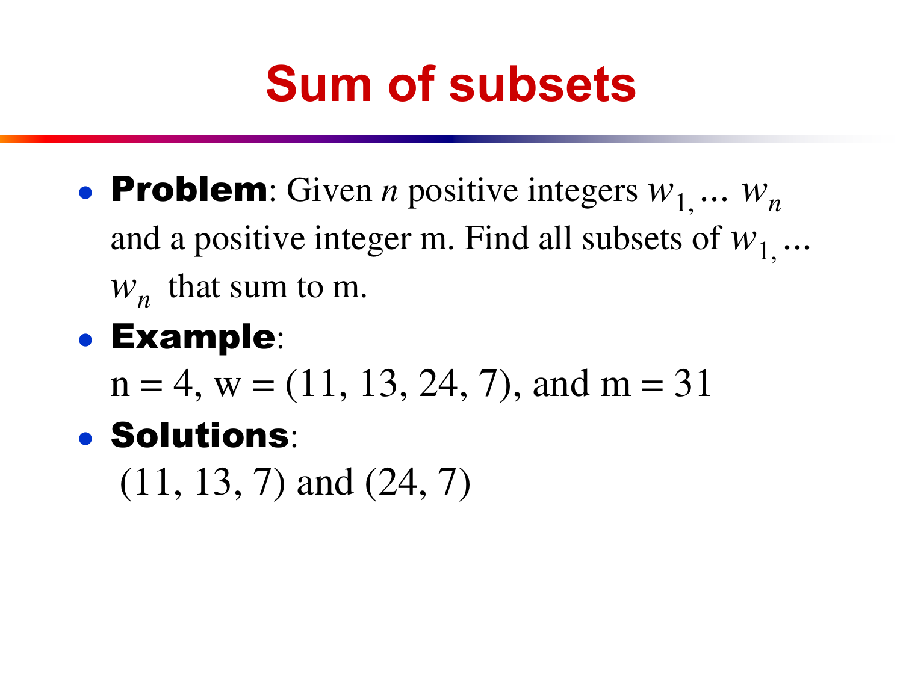# Sum of subsets

- **Problem**: Given $n$ positive integers $w_1, \ldots\ w_n$ and a positive integer m. Find all subsets of $w_1, \ldots\ w_n$ that sum to m.
- **Example**:

  n = 4, w = (11, 13, 24, 7), and m = 31
- **Solutions**:

  (11, 13, 7) and (24, 7)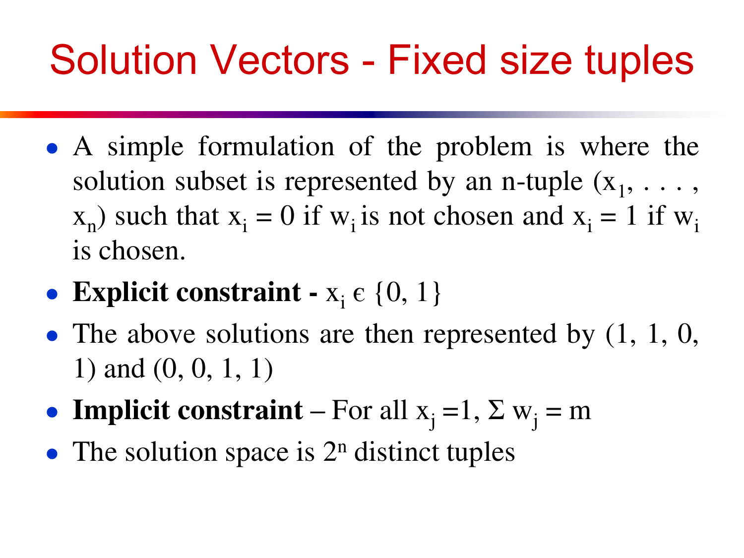# Solution Vectors - Fixed size tuples

- A simple formulation of the problem is where the solution subset is represented by an n-tuple ($x_1, \ldots, x_n$) such that $x_i = 0$ if $w_i$ is not chosen and $x_i = 1$ if $w_i$ is chosen.
- **Explicit constraint -** $x_i \in \{0, 1\}$
- The above solutions are then represented by (1, 1, 0, 1) and (0, 0, 1, 1)
- **Implicit constraint** – For all $x_j = 1$, $\Sigma\, w_j = m$
- The solution space is $2^n$ distinct tuples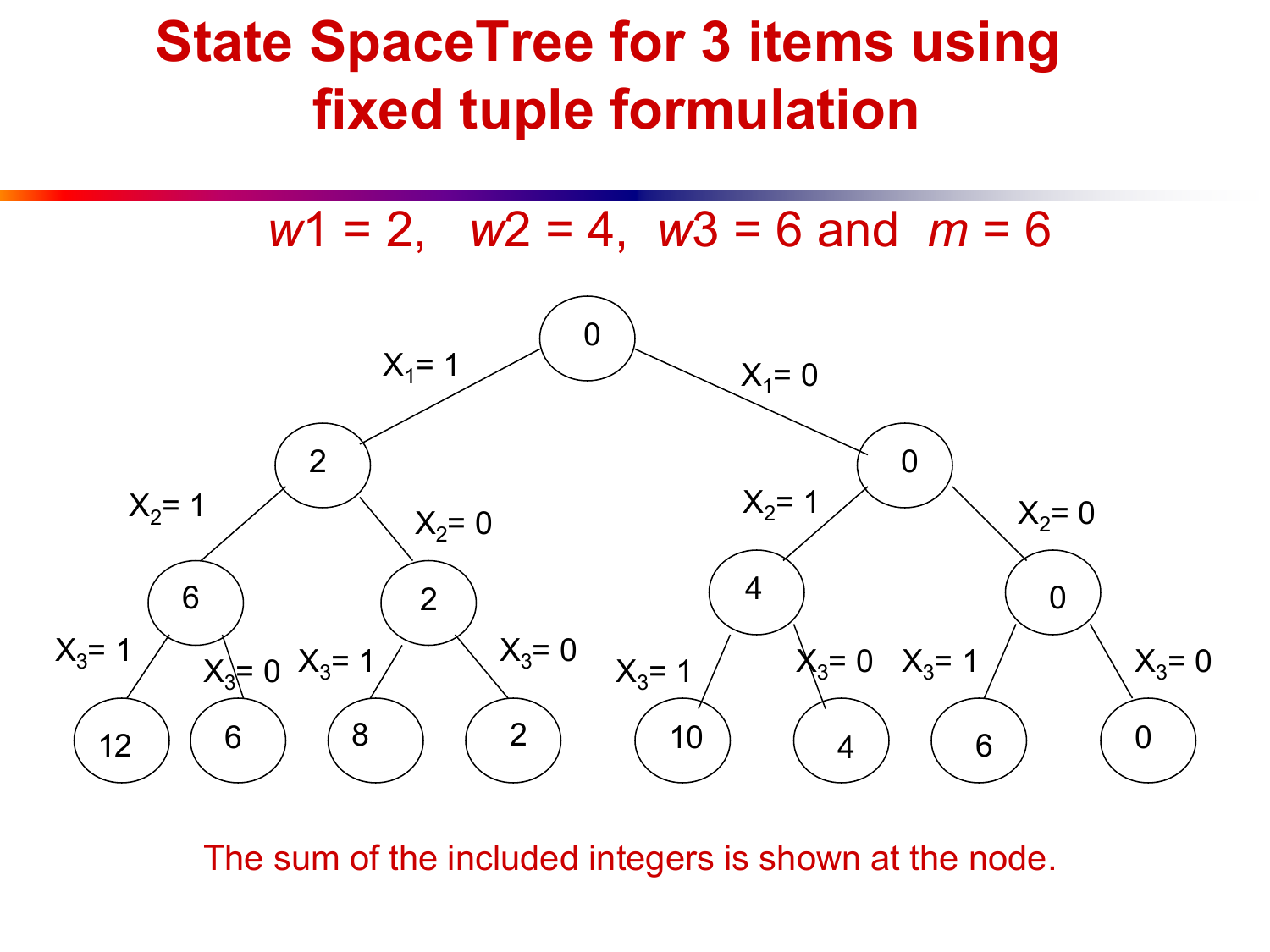# State SpaceTree for 3 items using fixed tuple formulation

$w1 = 2$, $w2 = 4$, $w3 = 6$ and $m = 6$

The sum of the included integers is shown at the node.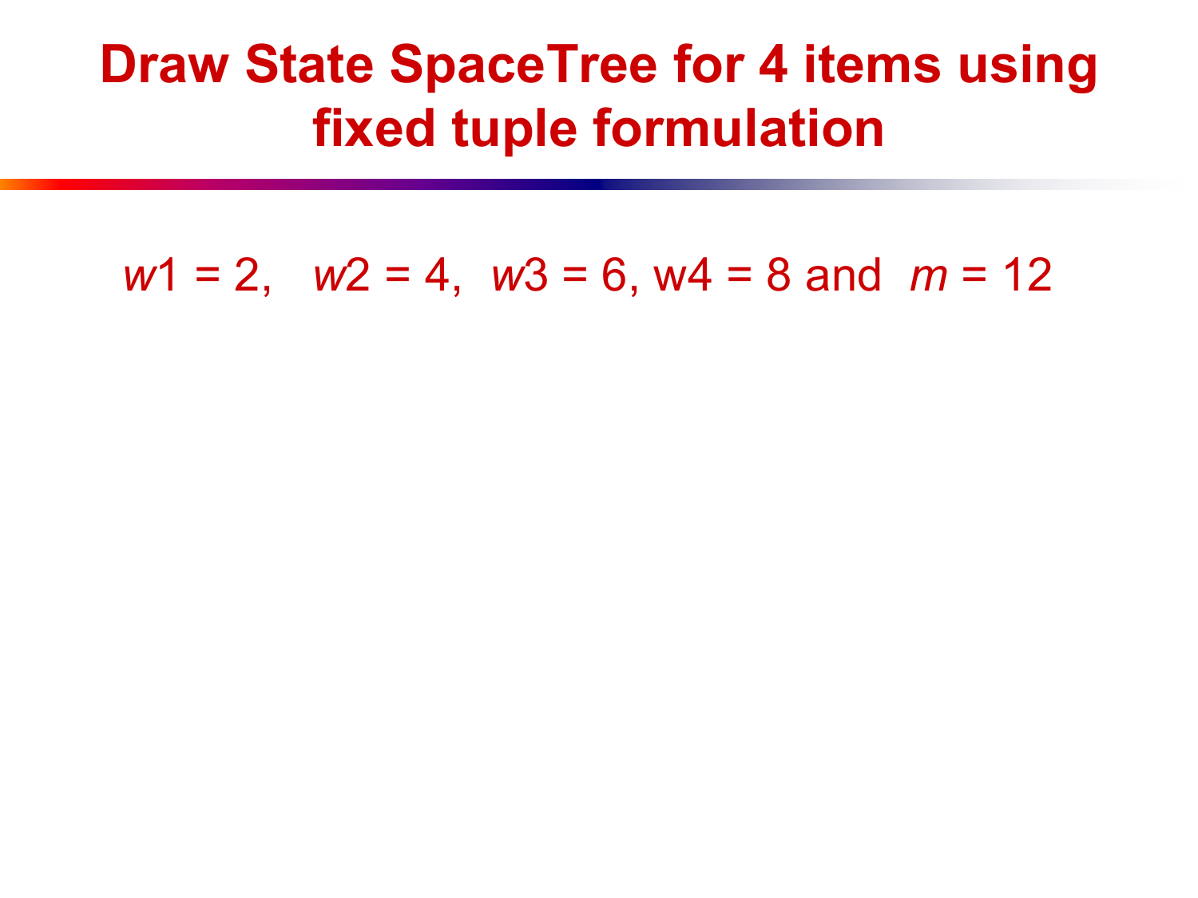# Draw State SpaceTree for 4 items using fixed tuple formulation

$w1 = 2$, $w2 = 4$, $w3 = 6$, w4 = 8 and $m = 12$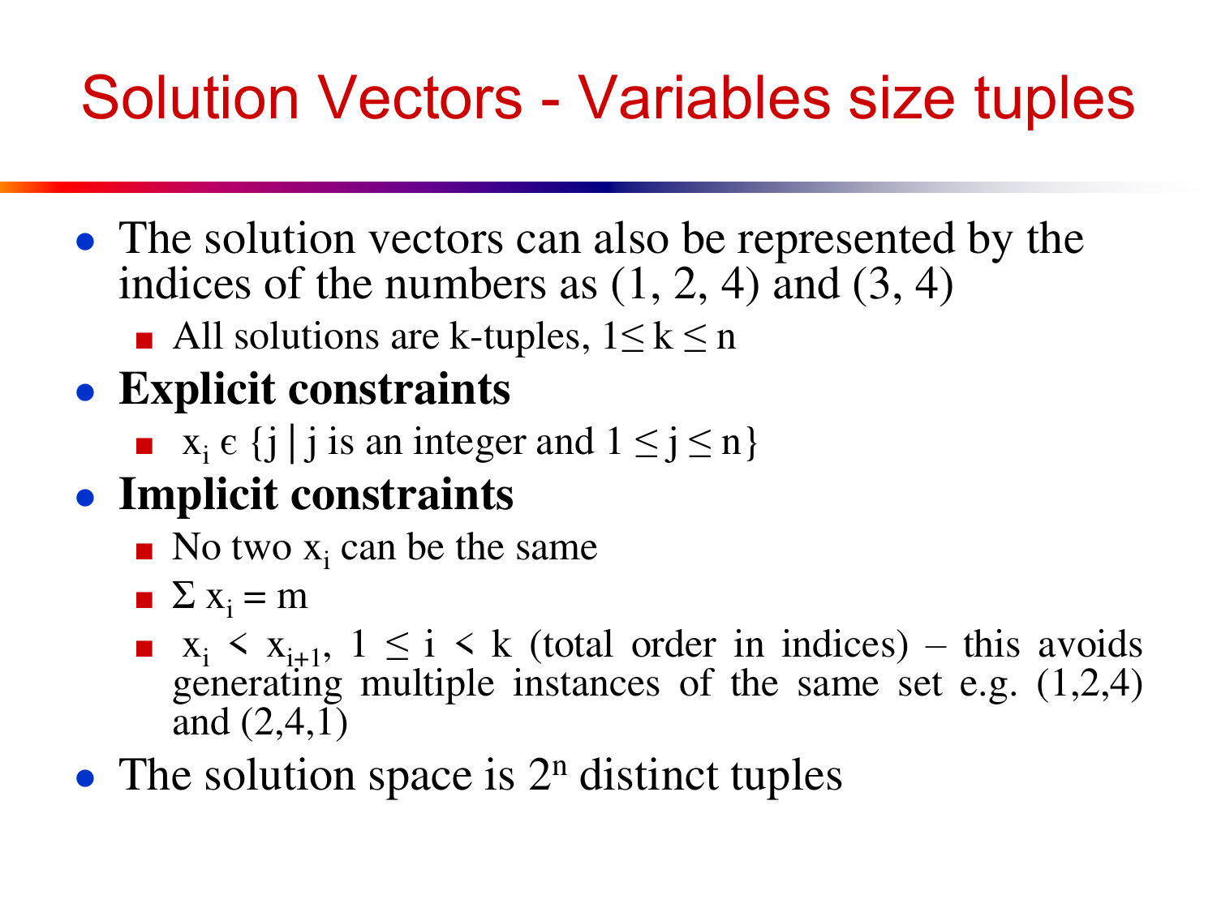# Solution Vectors - Variables size tuples

- The solution vectors can also be represented by the indices of the numbers as (1, 2, 4) and (3, 4)
  - All solutions are k-tuples, $1 \leq k \leq n$
- **Explicit constraints**
  - $x_i \in \{j \mid j \text{ is an integer and } 1 \leq j \leq n\}$
- **Implicit constraints**
  - No two $x_i$ can be the same
  - $\Sigma x_i = m$
  - $x_i < x_{i+1}$, $1 \leq i < k$ (total order in indices) – this avoids generating multiple instances of the same set e.g. (1,2,4) and (2,4,1)
- The solution space is $2^n$ distinct tuples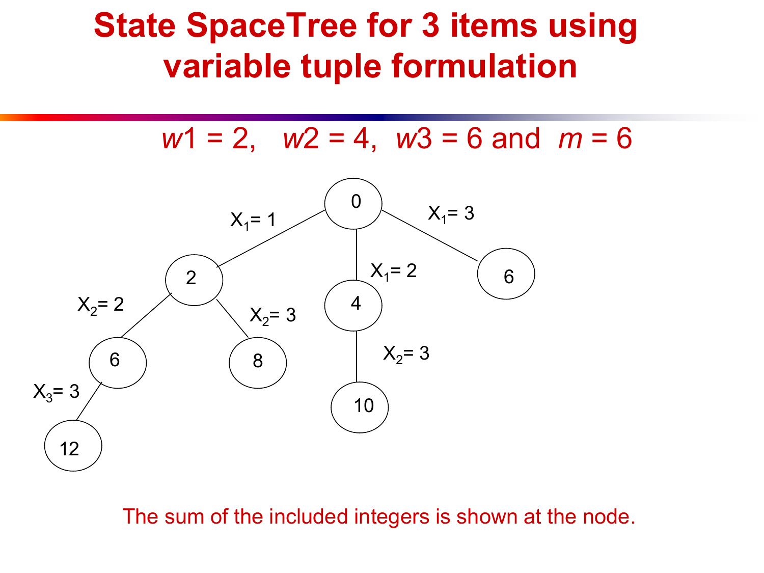# State SpaceTree for 3 items using variable tuple formulation

$w1 = 2$, $w2 = 4$, $w3 = 6$ and $m = 6$

- 0
  - $X_1 = 1$ → 2
    - $X_2 = 2$ → 6
      - $X_3 = 3$ → 12
    - $X_2 = 3$ → 8
  - $X_1 = 2$ → 4
    - $X_2 = 3$ → 10
  - $X_1 = 3$ → 6

The sum of the included integers is shown at the node.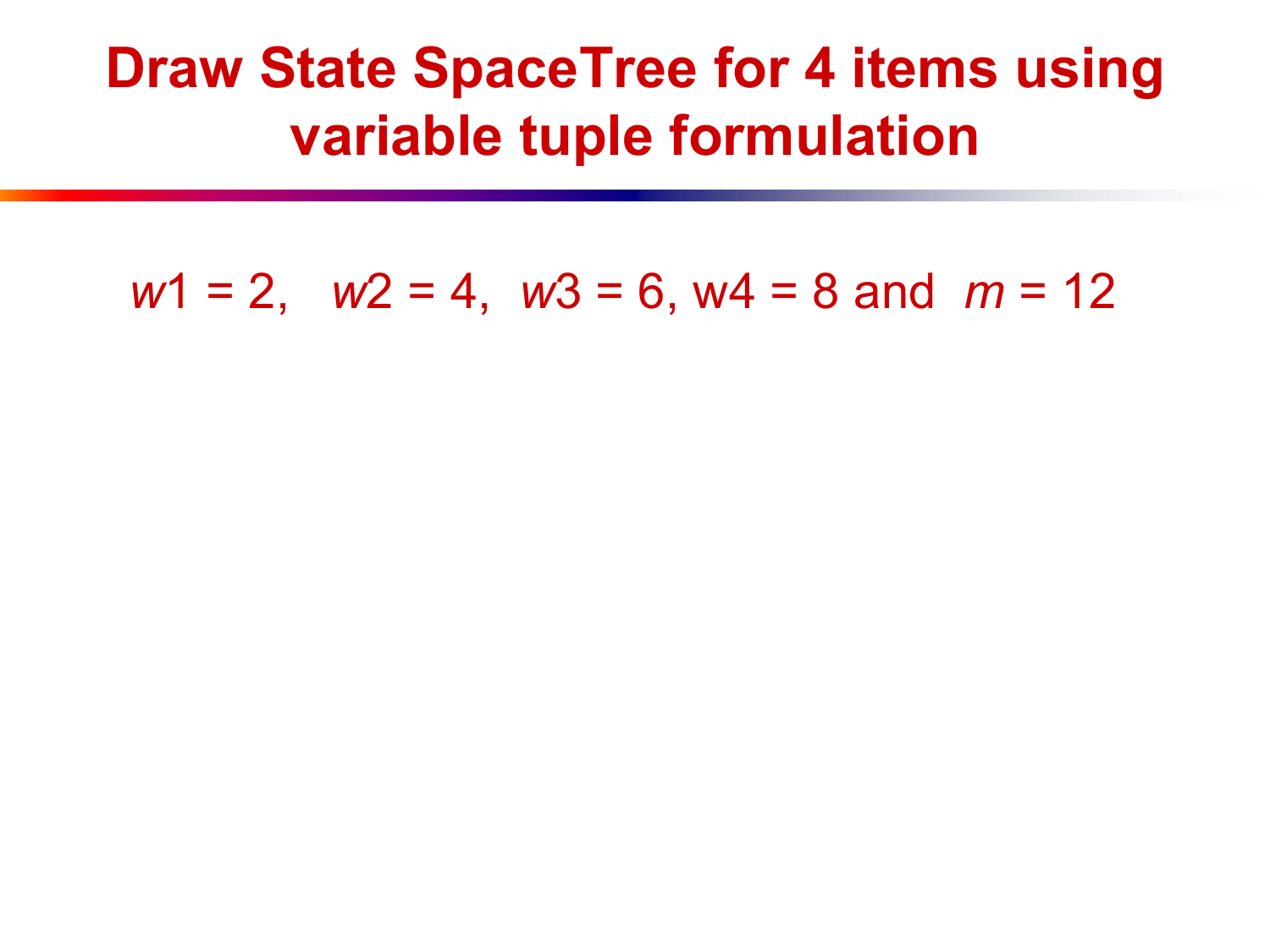# Draw State SpaceTree for 4 items using variable tuple formulation

$w1 = 2$, $w2 = 4$, $w3 = 6$, $w4 = 8$ and $m = 12$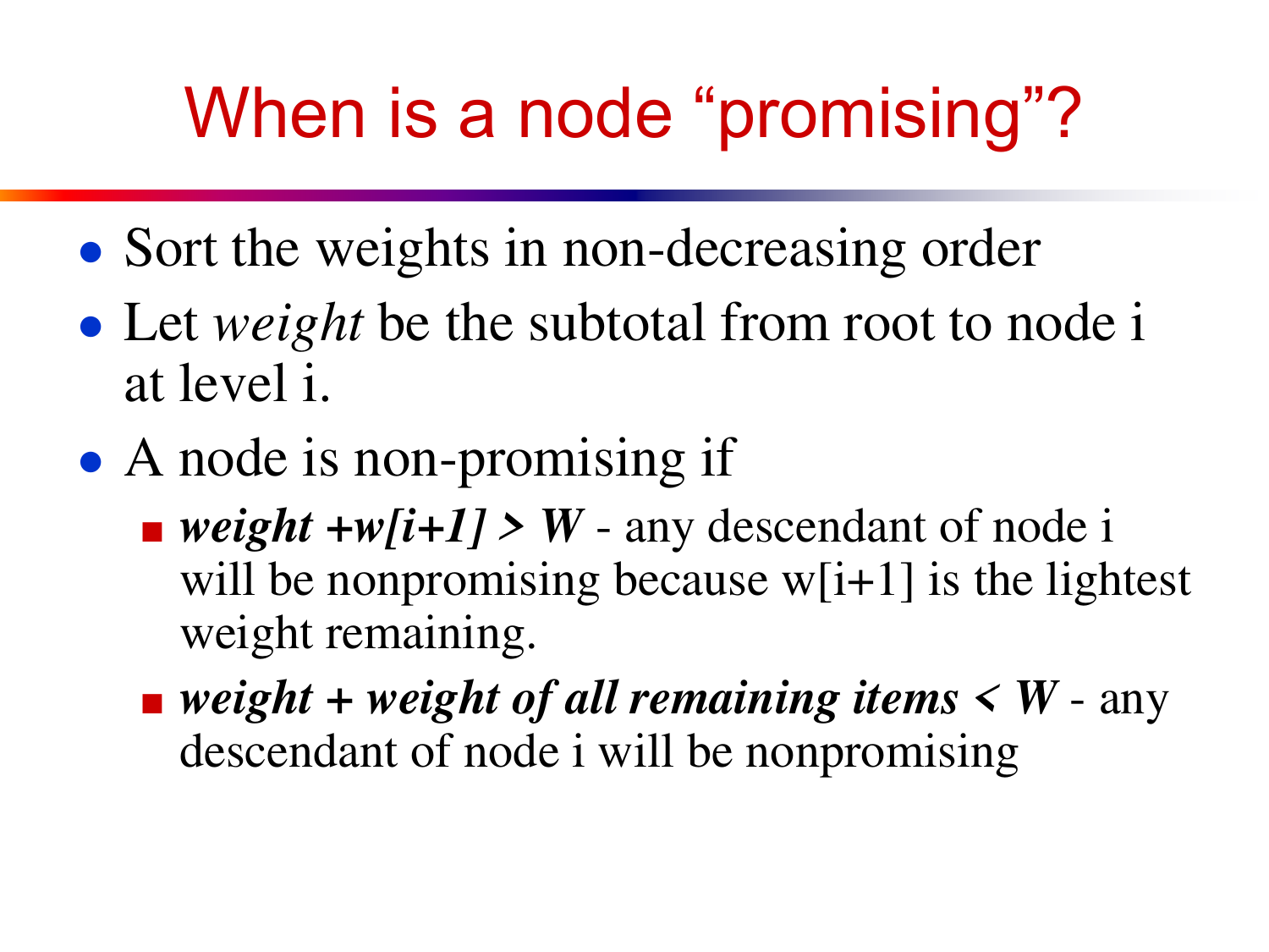# When is a node "promising"?

- Sort the weights in non-decreasing order
- Let *weight* be the subtotal from root to node i at level i.
- A node is non-promising if
  - ***weight +w[i+1] > W*** - any descendant of node i will be nonpromising because w[i+1] is the lightest weight remaining.
  - ***weight + weight of all remaining items < W*** - any descendant of node i will be nonpromising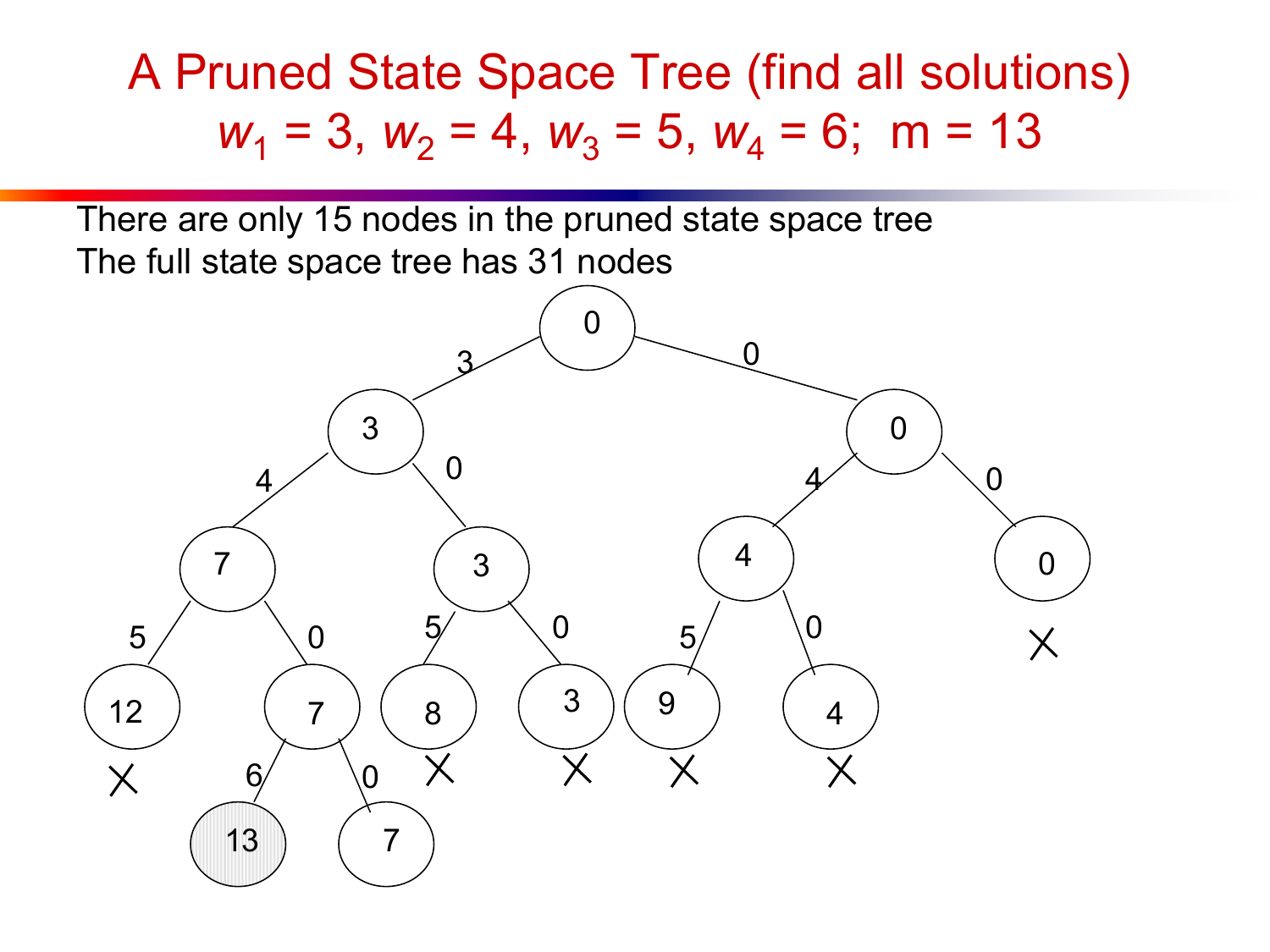# A Pruned State Space Tree (find all solutions)

## $w_1 = 3$, $w_2 = 4$, $w_3 = 5$, $w_4 = 6$; m = 13

There are only 15 nodes in the pruned state space tree

The full state space tree has 31 nodes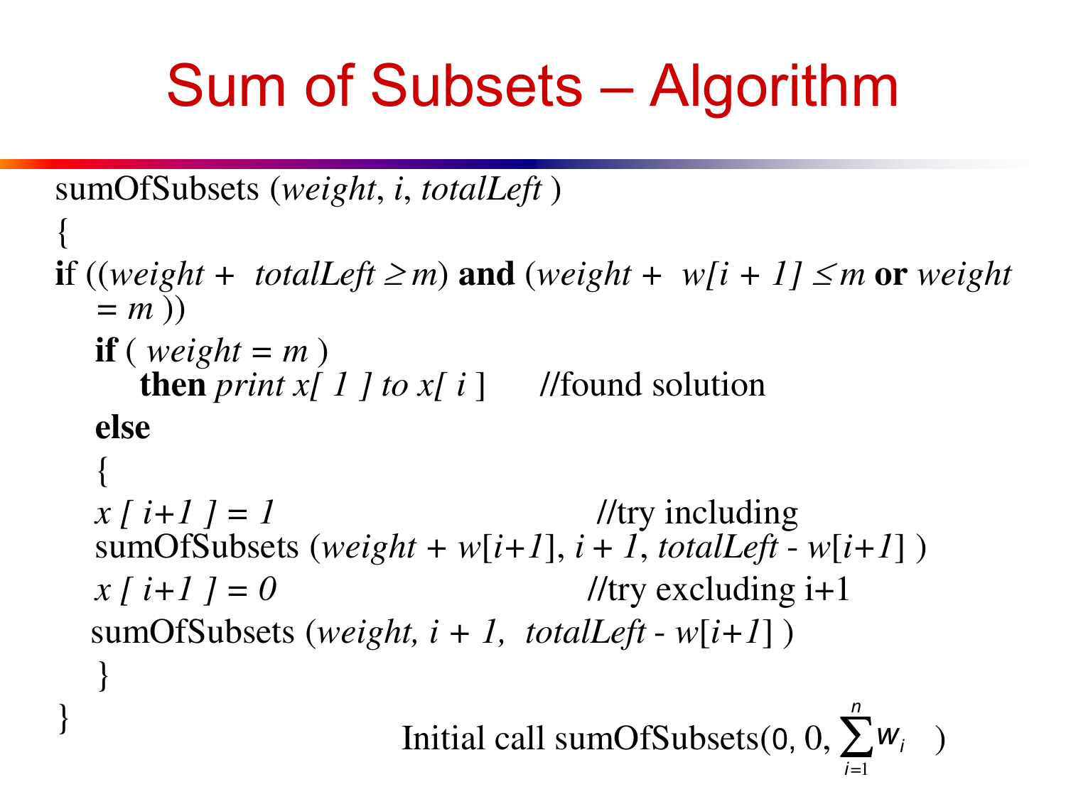# Sum of Subsets – Algorithm

```
sumOfSubsets (weight, i, totalLeft )
{
if ((weight +  totalLeft ≥ m) and (weight +  w[i + 1] ≤ m or weight
   = m ))
   if ( weight = m )
       then print x[ 1 ] to x[ i ]      //found solution
   else
   {
   x [ i+1 ] = 1                                  //try including
   sumOfSubsets (weight + w[i+1], i + 1, totalLeft - w[i+1] )
   x [ i+1 ] = 0                                 //try excluding i+1
   sumOfSubsets (weight, i + 1,  totalLeft - w[i+1] )
   }
}
```

Initial call sumOfSubsets(0, 0, $\sum_{i=1}^{n} w_i$ )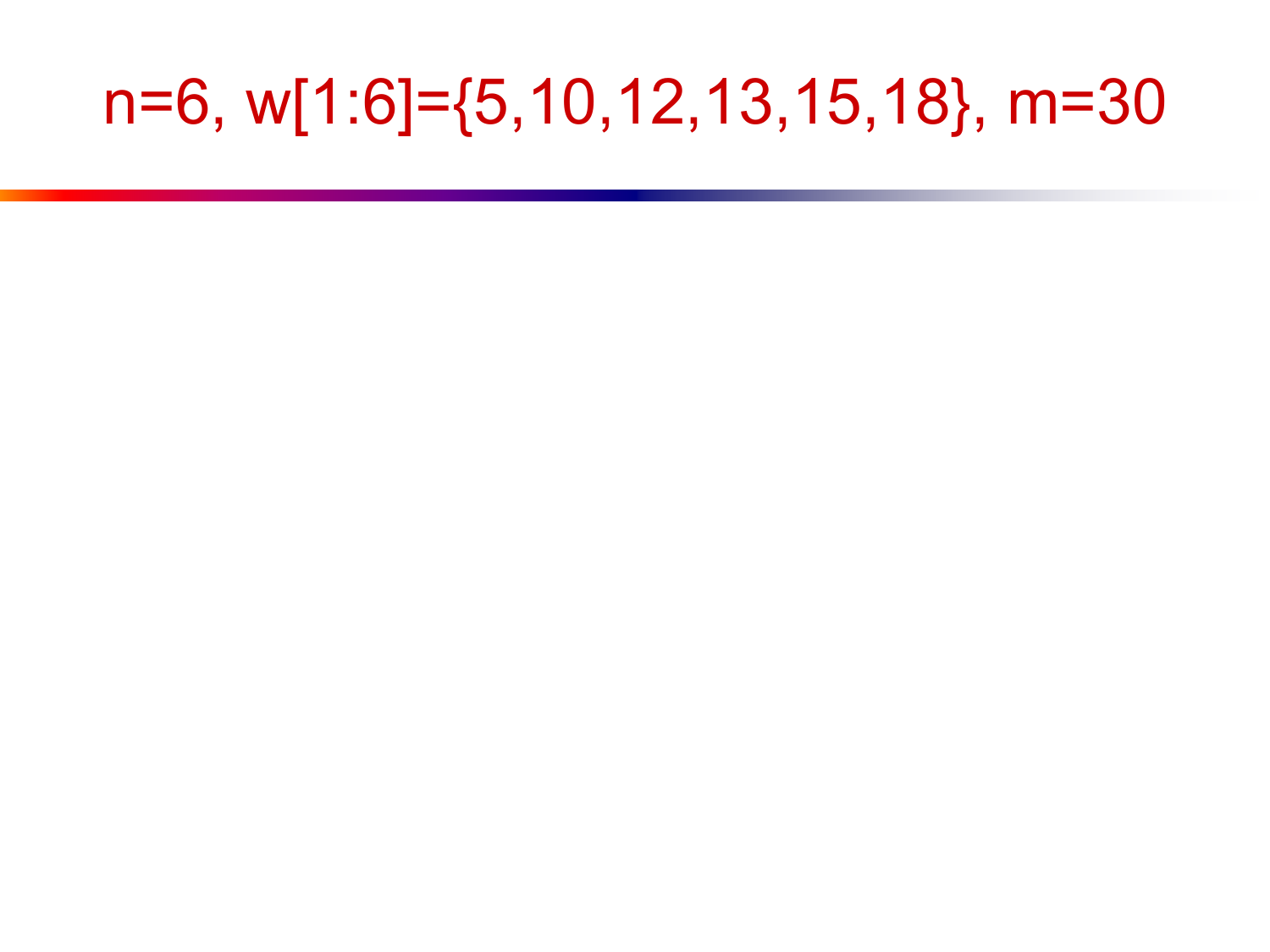# $n=6$, $w[1:6]=\{5,10,12,13,15,18\}$, $m=30$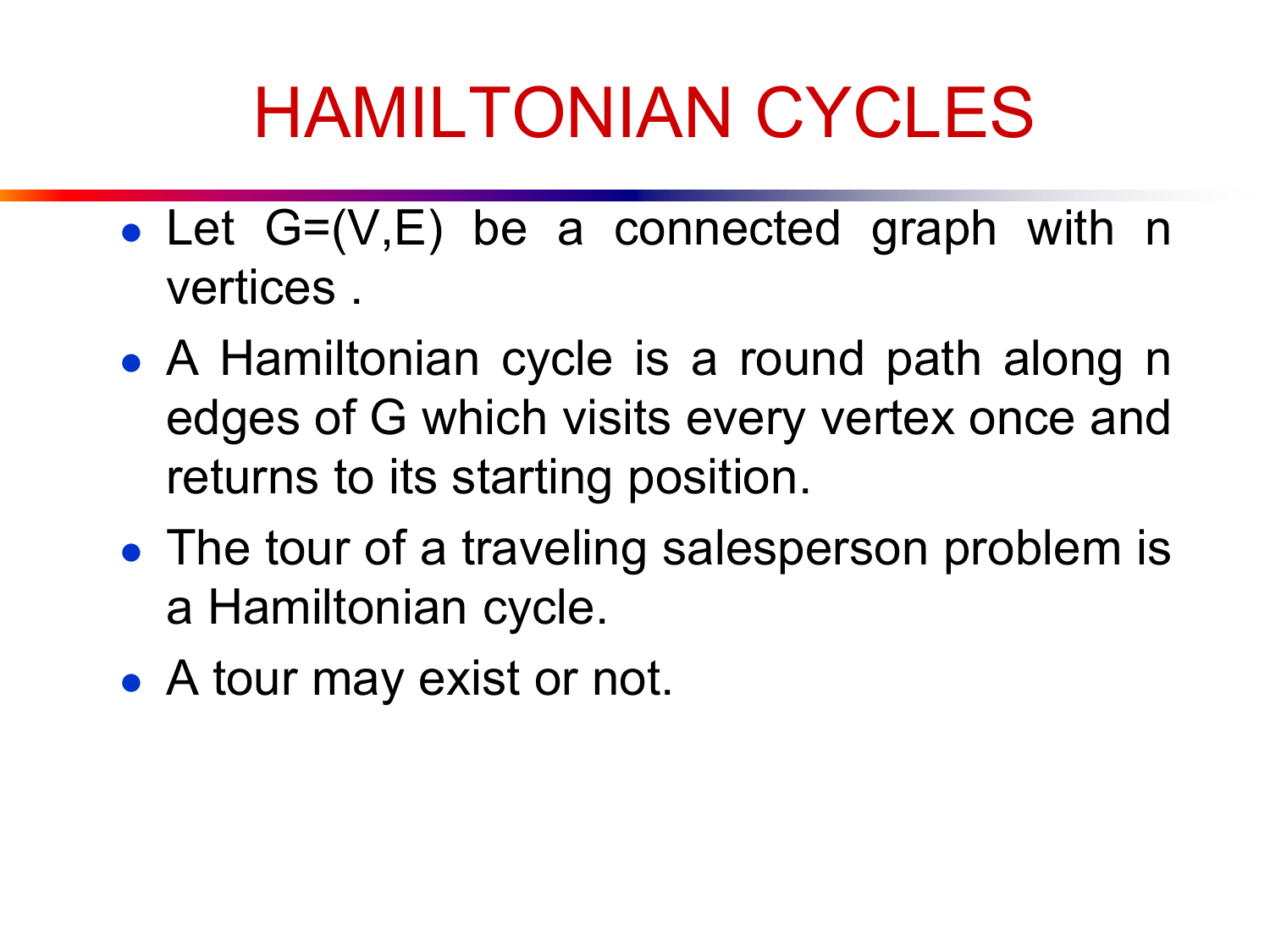# HAMILTONIAN CYCLES

- Let G=(V,E) be a connected graph with n vertices .
- A Hamiltonian cycle is a round path along n edges of G which visits every vertex once and returns to its starting position.
- The tour of a traveling salesperson problem is a Hamiltonian cycle.
- A tour may exist or not.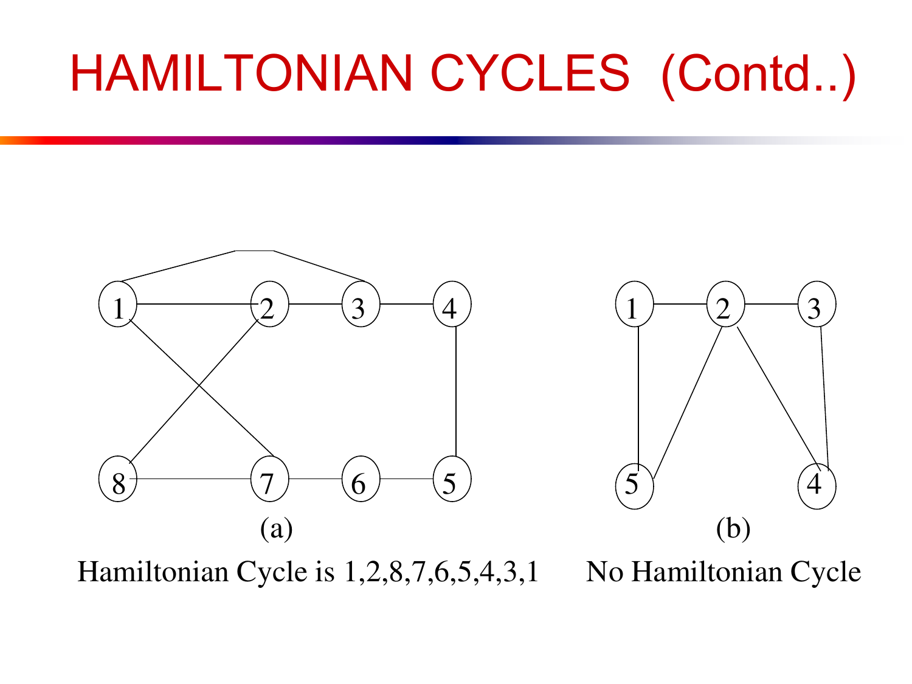# HAMILTONIAN CYCLES (Contd..)

(a)

Hamiltonian Cycle is 1,2,8,7,6,5,4,3,1

(b)

No Hamiltonian Cycle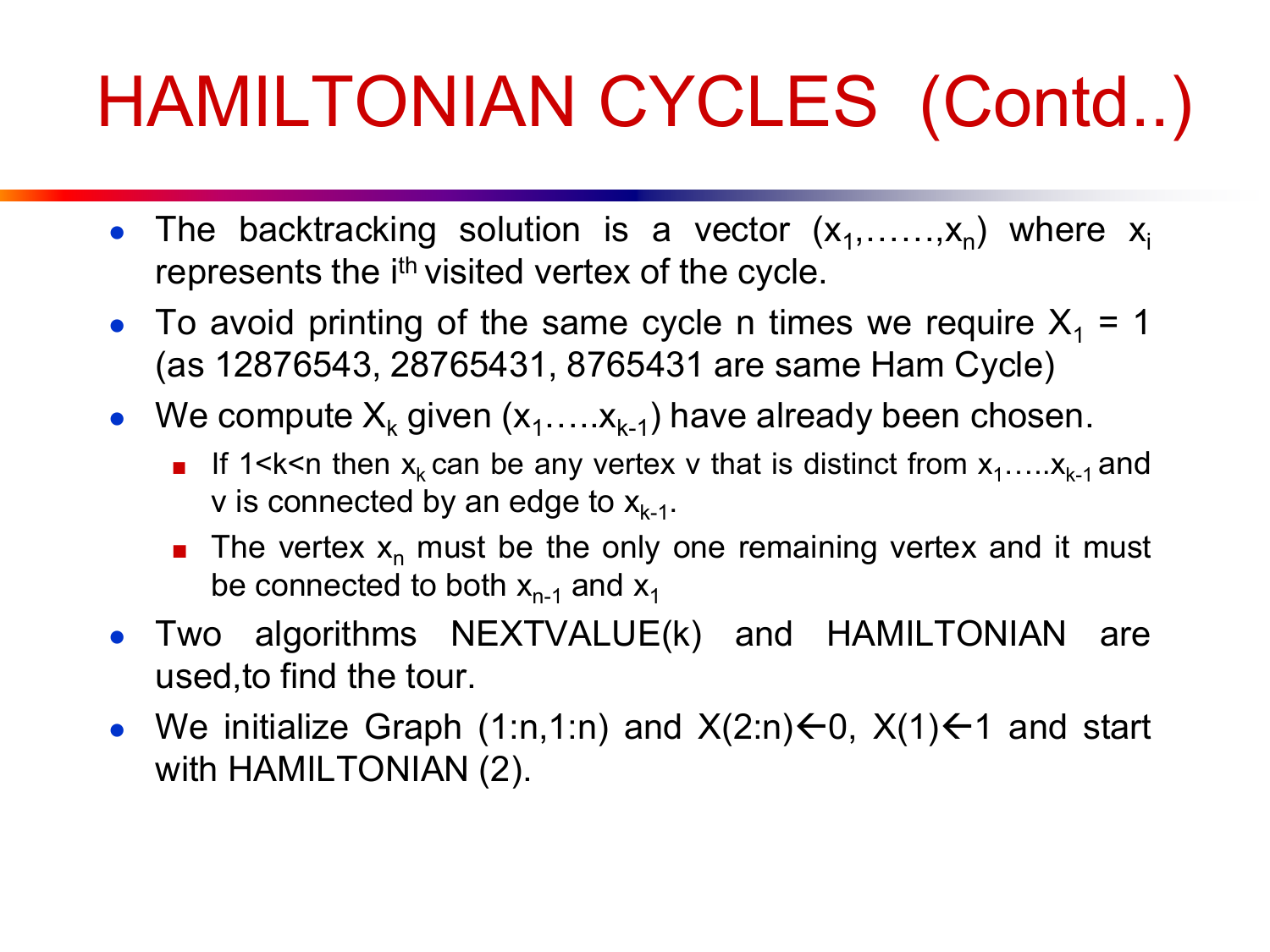# HAMILTONIAN CYCLES (Contd..)

- The backtracking solution is a vector $(x_1,\ldots\ldots,x_n)$ where $x_i$ represents the $i^{th}$ visited vertex of the cycle.
- To avoid printing of the same cycle n times we require $X_1 = 1$ (as 12876543, 28765431, 8765431 are same Ham Cycle)
- We compute $X_k$ given $(x_1\ldots\ldots x_{k-1})$ have already been chosen.
  - If $1<k<n$ then $x_k$ can be any vertex v that is distinct from $x_1\ldots\ldots x_{k-1}$ and v is connected by an edge to $x_{k-1}$.
  - The vertex $x_n$ must be the only one remaining vertex and it must be connected to both $x_{n-1}$ and $x_1$
- Two algorithms NEXTVALUE(k) and HAMILTONIAN are used,to find the tour.
- We initialize Graph (1:n,1:n) and X(2:n)$\leftarrow$0, X(1)$\leftarrow$1 and start with HAMILTONIAN (2).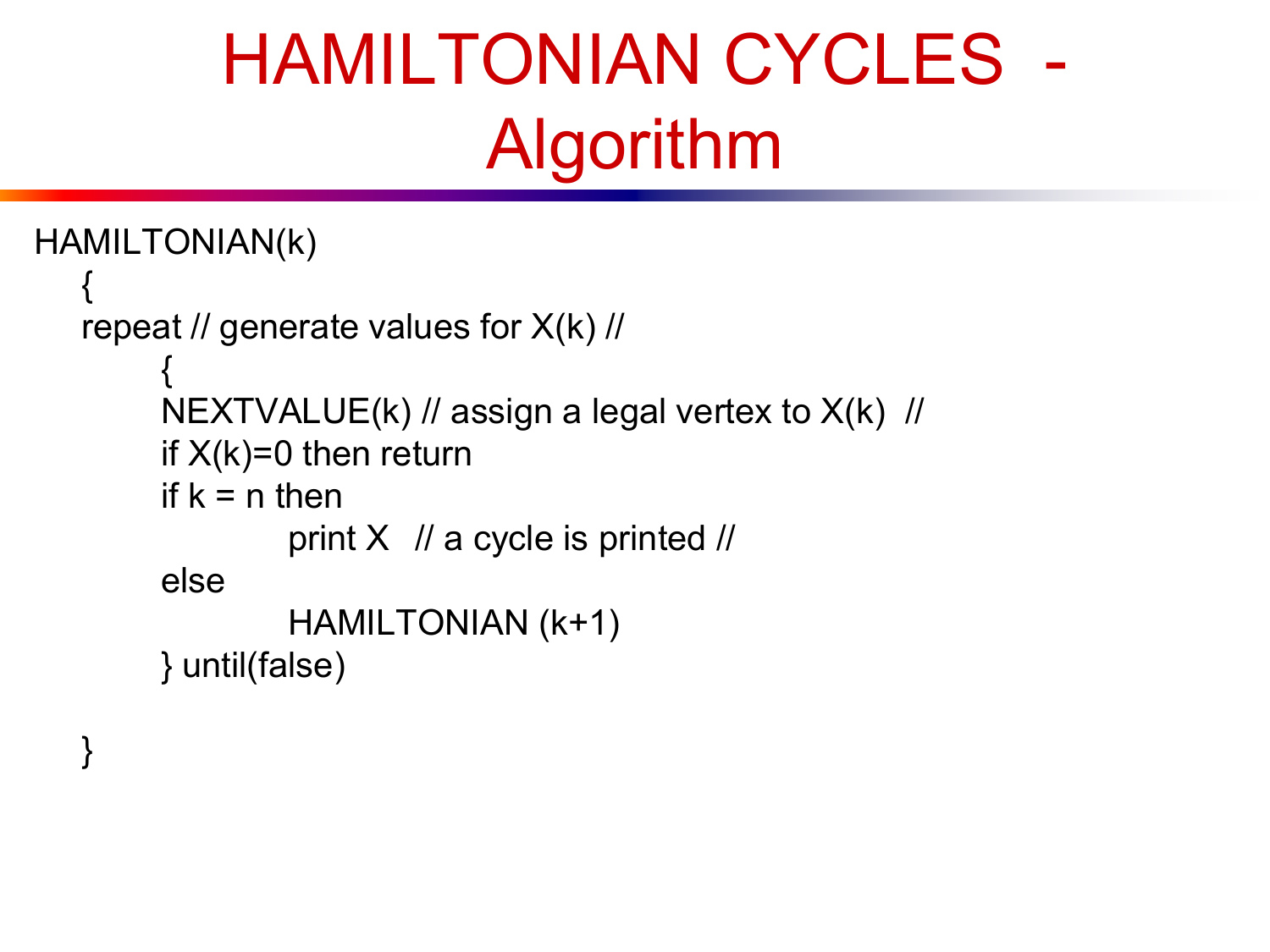# HAMILTONIAN CYCLES - Algorithm

```
HAMILTONIAN(k)
  {
  repeat // generate values for X(k) //
      {
      NEXTVALUE(k) // assign a legal vertex to X(k) //
      if X(k)=0 then return
      if k = n then
              print X   // a cycle is printed //
      else
              HAMILTONIAN (k+1)
      } until(false)

  }
```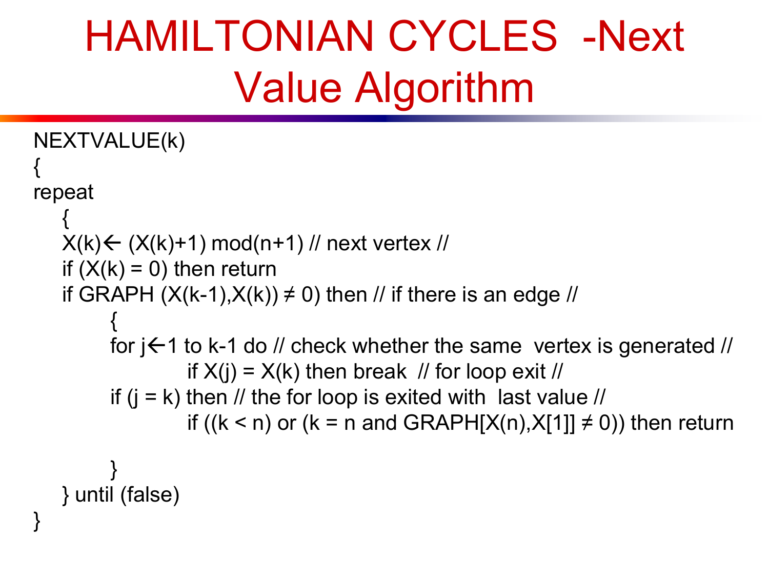# HAMILTONIAN CYCLES -Next Value Algorithm

```
NEXTVALUE(k)
{
repeat
    {
    X(k)← (X(k)+1) mod(n+1) // next vertex //
    if (X(k) = 0) then return
    if GRAPH (X(k-1),X(k)) ≠ 0) then // if there is an edge //
            {
            for j←1 to k-1 do // check whether the same  vertex is generated //
                        if X(j) = X(k) then break  // for loop exit //
            if (j = k) then // the for loop is exited with  last value //
                        if ((k < n) or (k = n and GRAPH[X(n),X[1]] ≠ 0)) then return

            }
    } until (false)
}
```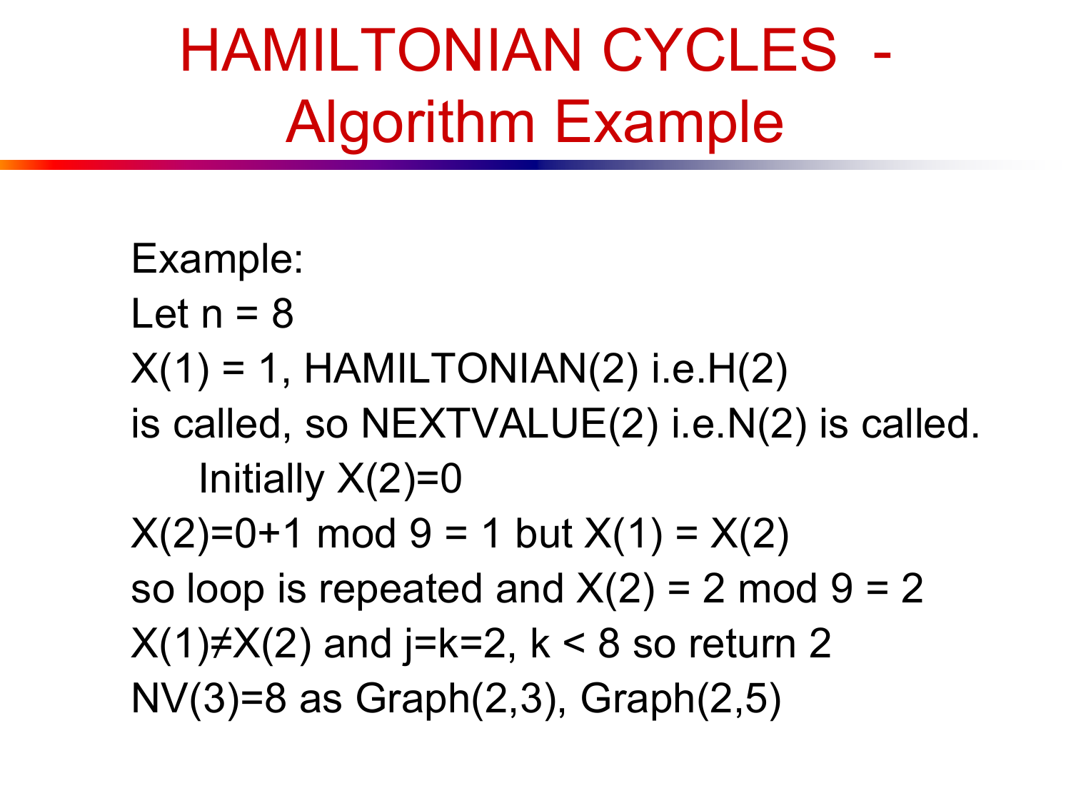# HAMILTONIAN CYCLES - Algorithm Example

Example:

Let $n = 8$

$X(1) = 1$, HAMILTONIAN(2) i.e.H(2) is called, so NEXTVALUE(2) i.e.N(2) is called.

Initially $X(2)=0$

$X(2)=0+1 \bmod 9 = 1$ but $X(1) = X(2)$

so loop is repeated and $X(2) = 2 \bmod 9 = 2$

$X(1) \neq X(2)$ and $j=k=2$, $k < 8$ so return 2

NV(3)=8 as Graph(2,3), Graph(2,5)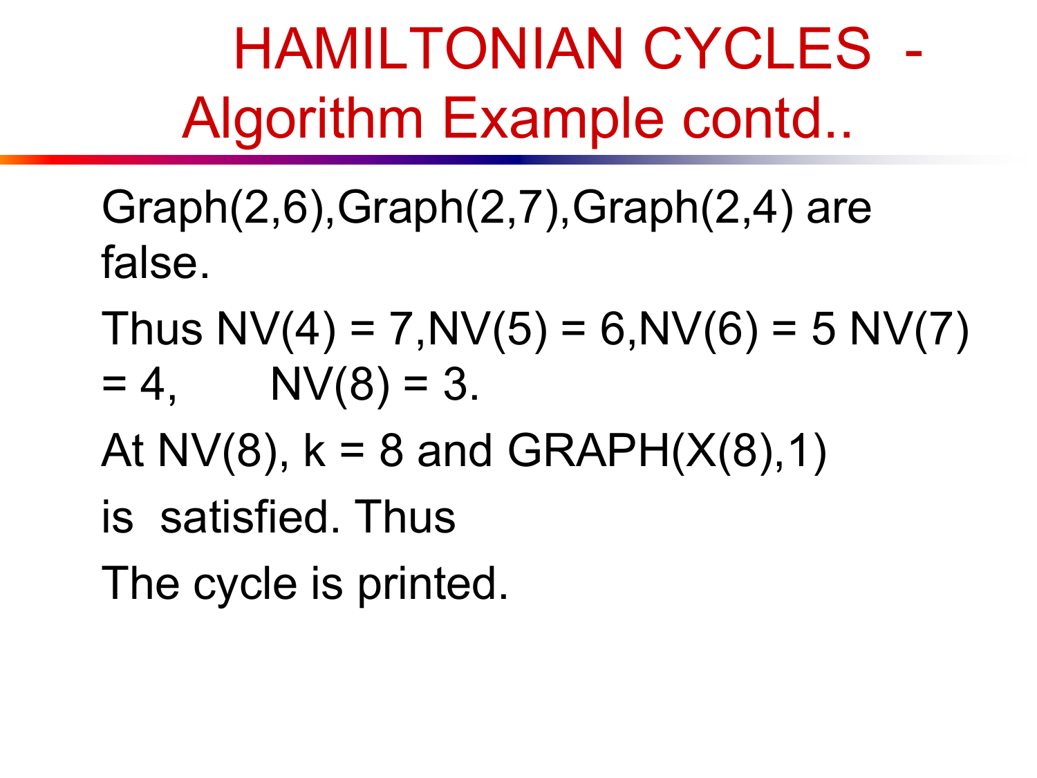# HAMILTONIAN CYCLES - Algorithm Example contd..

Graph(2,6),Graph(2,7),Graph(2,4) are false.

Thus NV(4) = 7,NV(5) = 6,NV(6) = 5 NV(7) = 4, NV(8) = 3.

At NV(8), k = 8 and GRAPH(X(8),1)

is satisfied. Thus

The cycle is printed.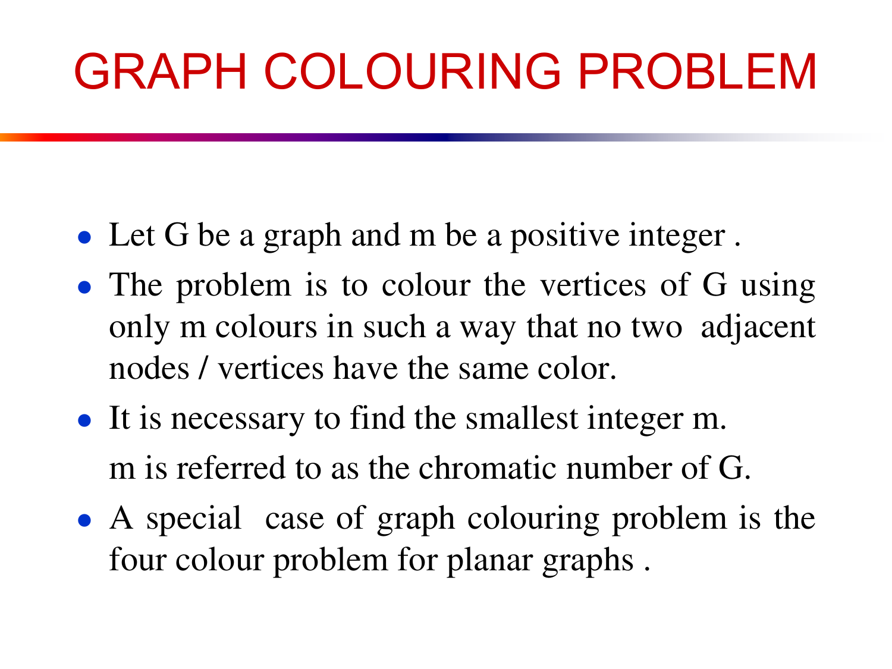# GRAPH COLOURING PROBLEM

- Let G be a graph and m be a positive integer .
- The problem is to colour the vertices of G using only m colours in such a way that no two adjacent nodes / vertices have the same color.
- It is necessary to find the smallest integer m.

  m is referred to as the chromatic number of G.
- A special case of graph colouring problem is the four colour problem for planar graphs .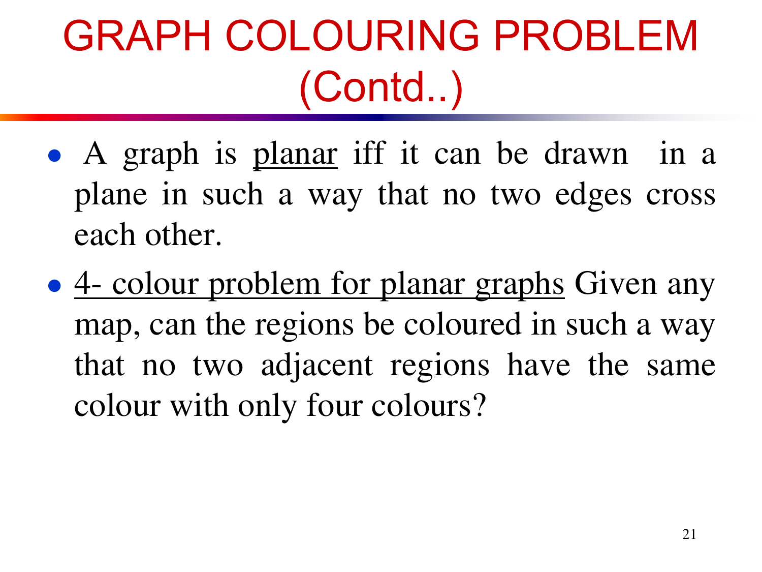# GRAPH COLOURING PROBLEM (Contd..)

- A graph is <u>planar</u> iff it can be drawn in a plane in such a way that no two edges cross each other.
- <u>4- colour problem for planar graphs</u> Given any map, can the regions be coloured in such a way that no two adjacent regions have the same colour with only four colours?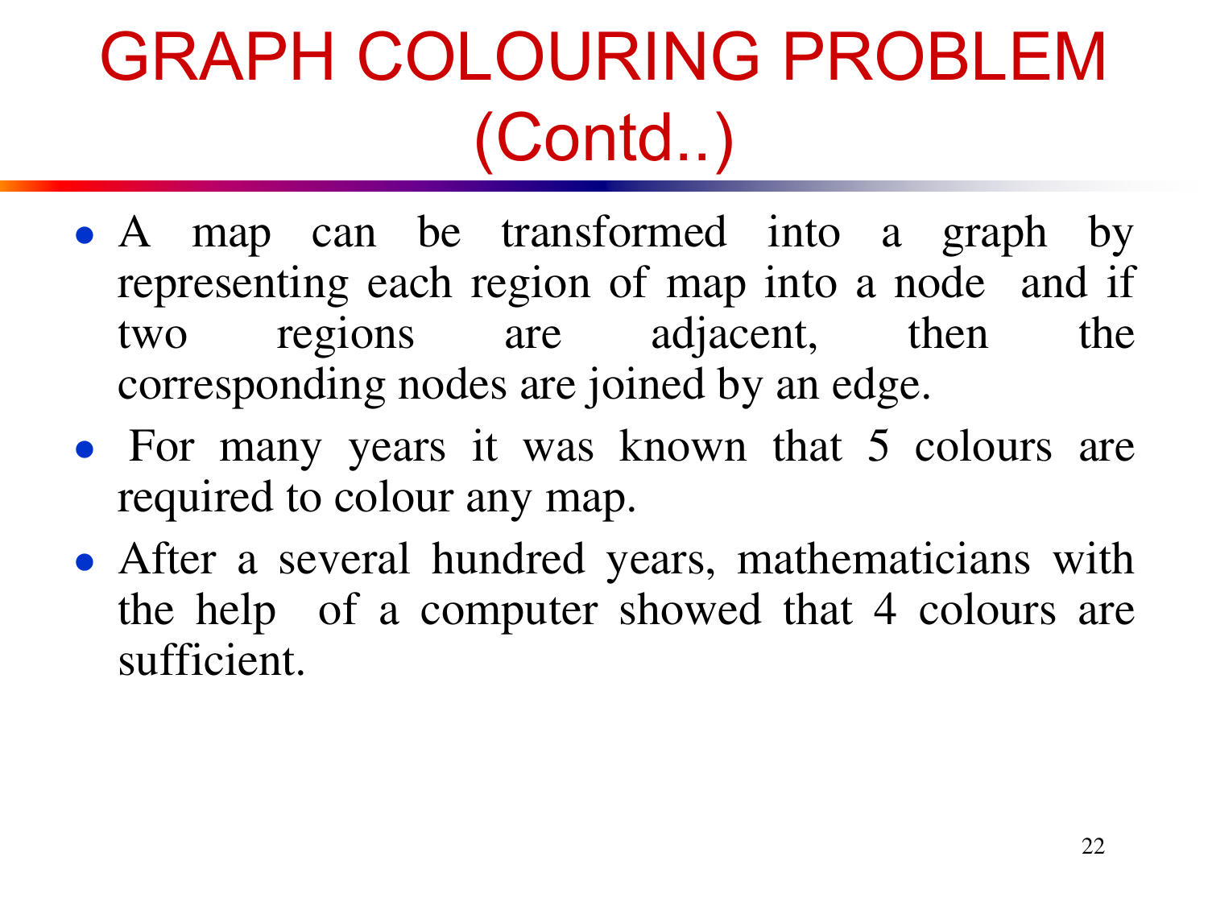# GRAPH COLOURING PROBLEM (Contd..)

- A map can be transformed into a graph by representing each region of map into a node and if two regions are adjacent, then the corresponding nodes are joined by an edge.
- For many years it was known that 5 colours are required to colour any map.
- After a several hundred years, mathematicians with the help of a computer showed that 4 colours are sufficient.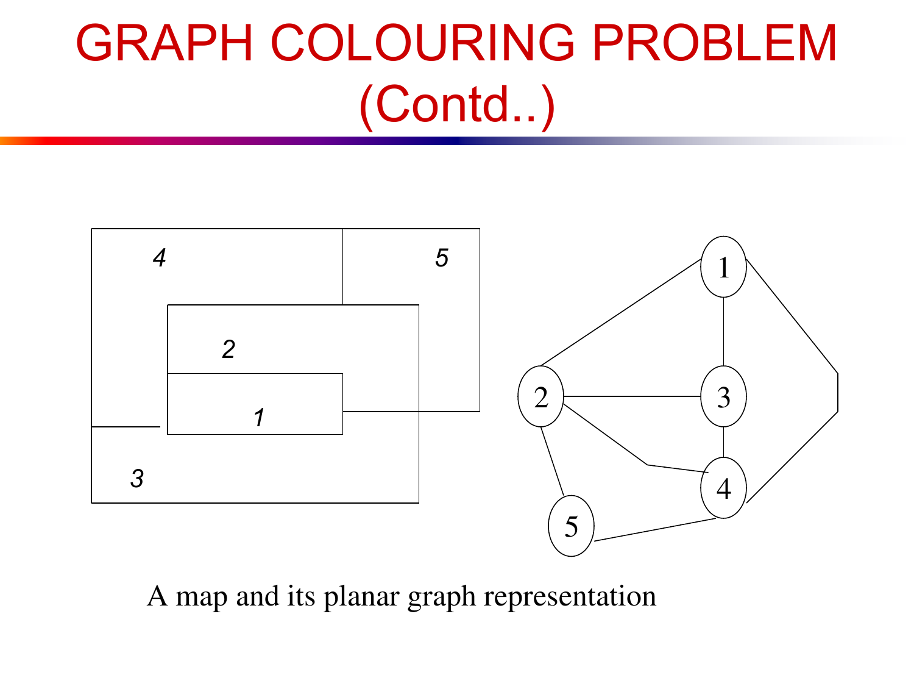# GRAPH COLOURING PROBLEM (Contd..)

A map and its planar graph representation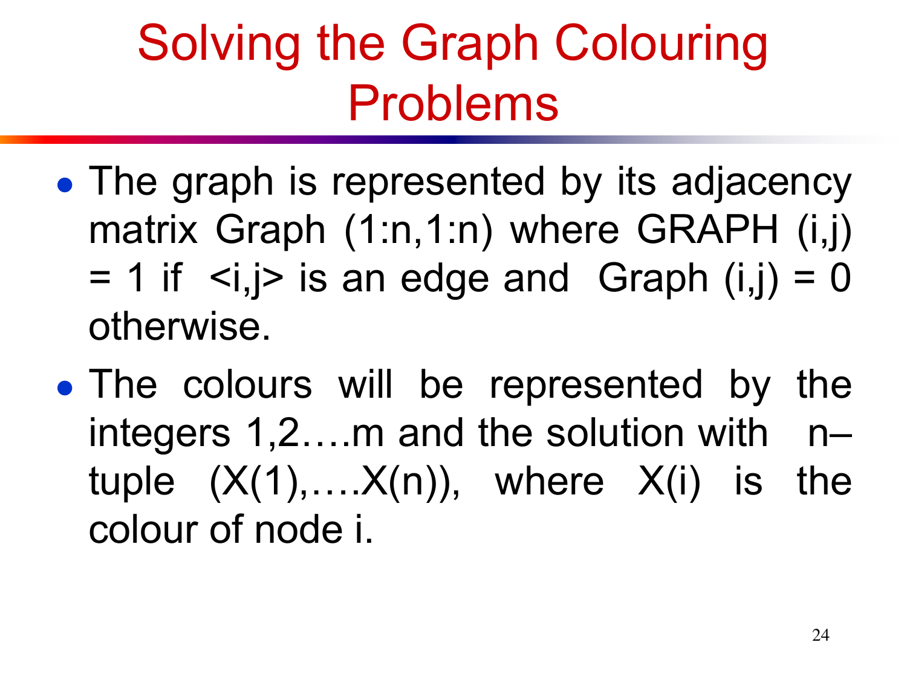# Solving the Graph Colouring Problems

- The graph is represented by its adjacency matrix Graph (1:n,1:n) where GRAPH (i,j) = 1 if <i,j> is an edge and Graph (i,j) = 0 otherwise.
- The colours will be represented by the integers 1,2….m and the solution with n–tuple (X(1),….X(n)), where X(i) is the colour of node i.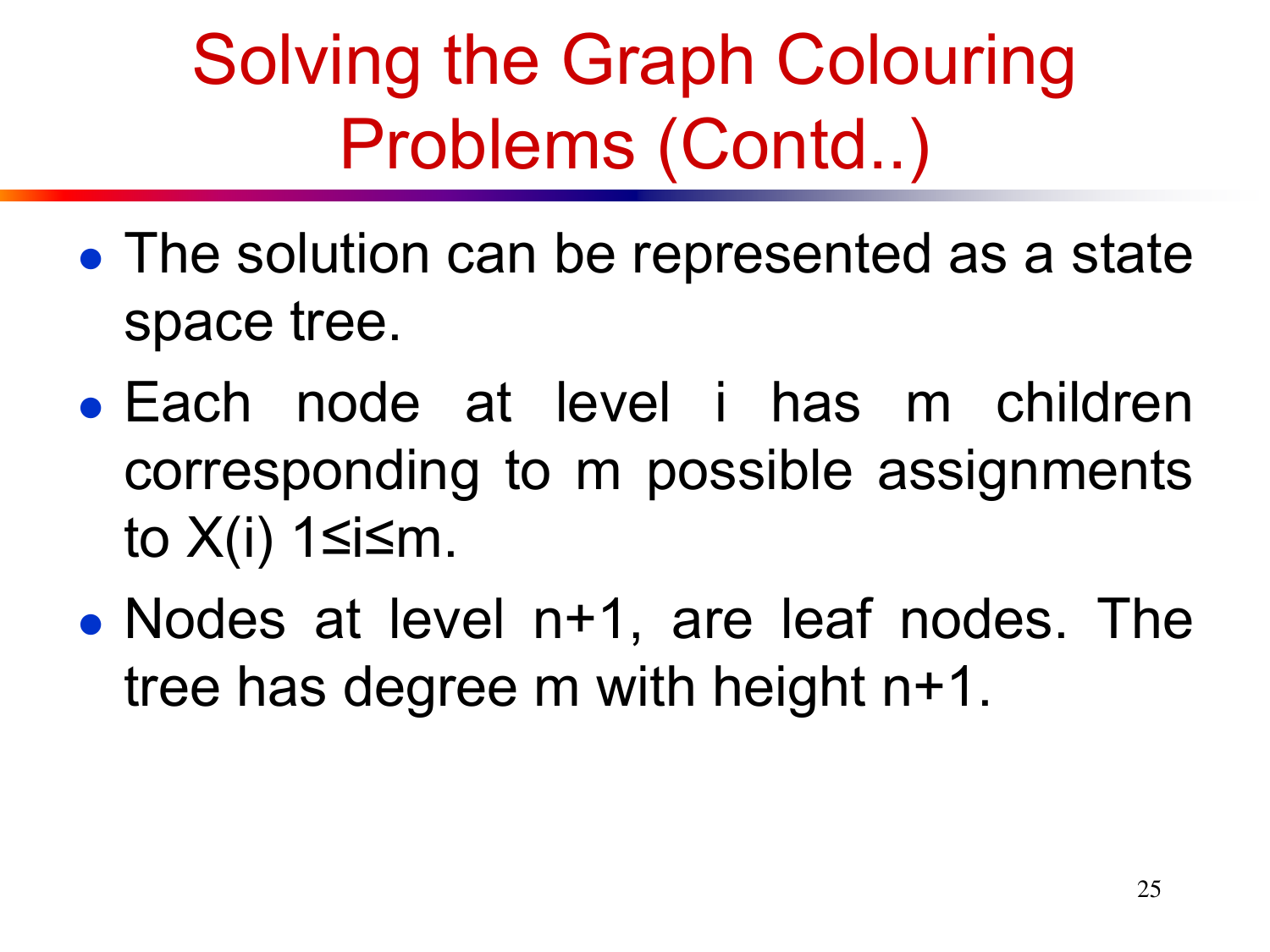# Solving the Graph Colouring Problems (Contd..)

- The solution can be represented as a state space tree.
- Each node at level i has m children corresponding to m possible assignments to $X(i)$ $1 \leq i \leq m$.
- Nodes at level n+1, are leaf nodes. The tree has degree m with height n+1.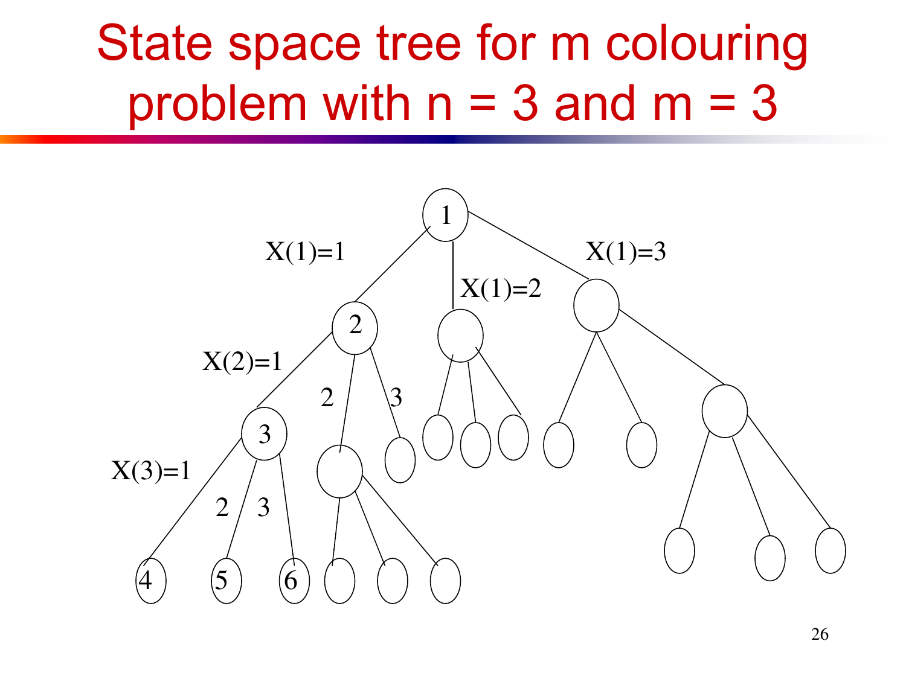# State space tree for m colouring problem with n = 3 and m = 3

X(1)=1

X(1)=2

X(1)=3

X(2)=1

2

3

X(3)=1

2

3

1

2

3

4

5

6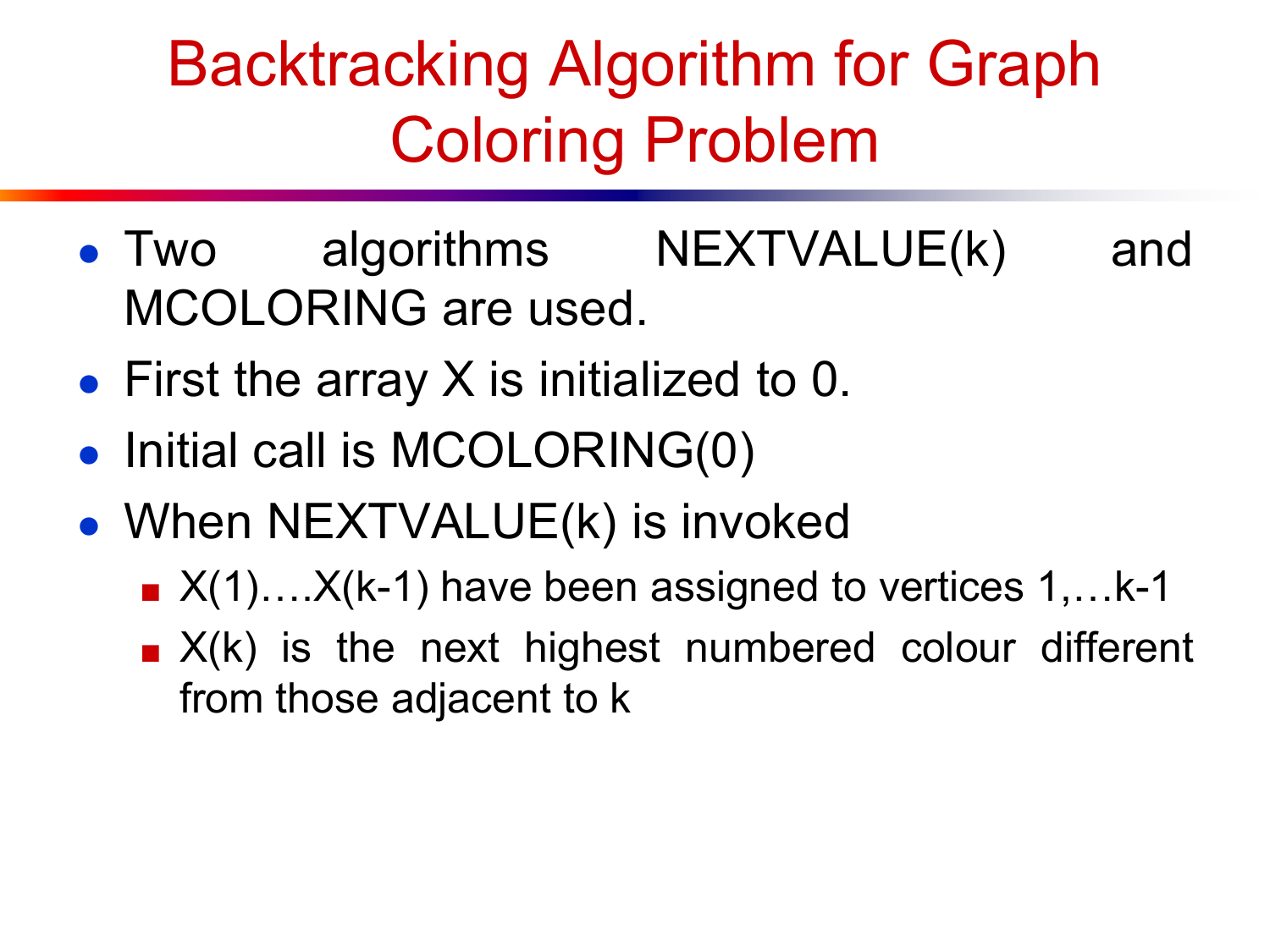# Backtracking Algorithm for Graph Coloring Problem

- Two algorithms NEXTVALUE(k) and MCOLORING are used.
- First the array X is initialized to 0.
- Initial call is MCOLORING(0)
- When NEXTVALUE(k) is invoked
  - X(1)….X(k-1) have been assigned to vertices 1,…k-1
  - X(k) is the next highest numbered colour different from those adjacent to k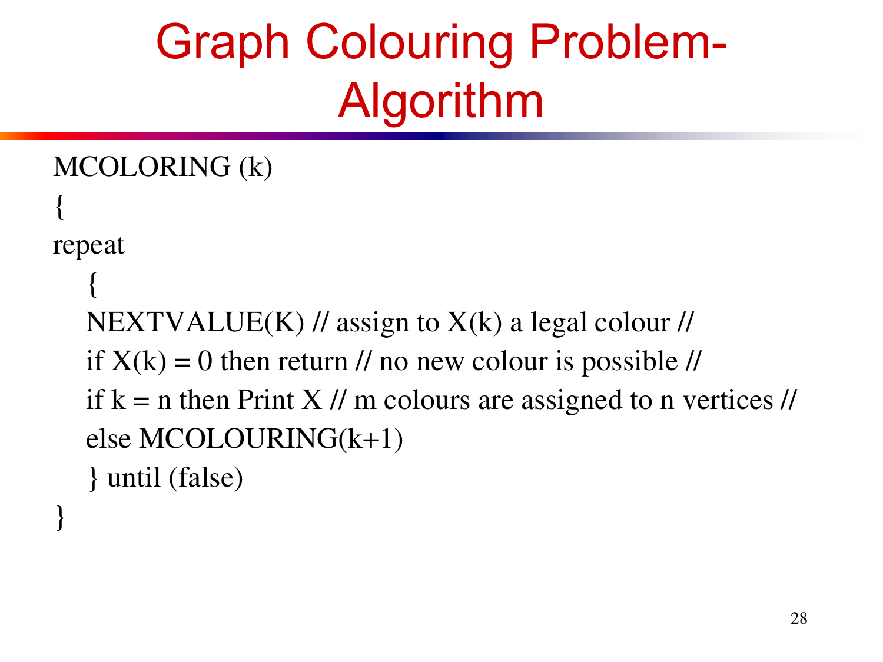# Graph Colouring Problem-Algorithm

```
MCOLORING (k)
{
repeat
   {
   NEXTVALUE(K) // assign to X(k) a legal colour //
   if X(k) = 0 then return // no new colour is possible //
   if k = n then Print X // m colours are assigned to n vertices //
   else MCOLOURING(k+1)
   } until (false)
}
```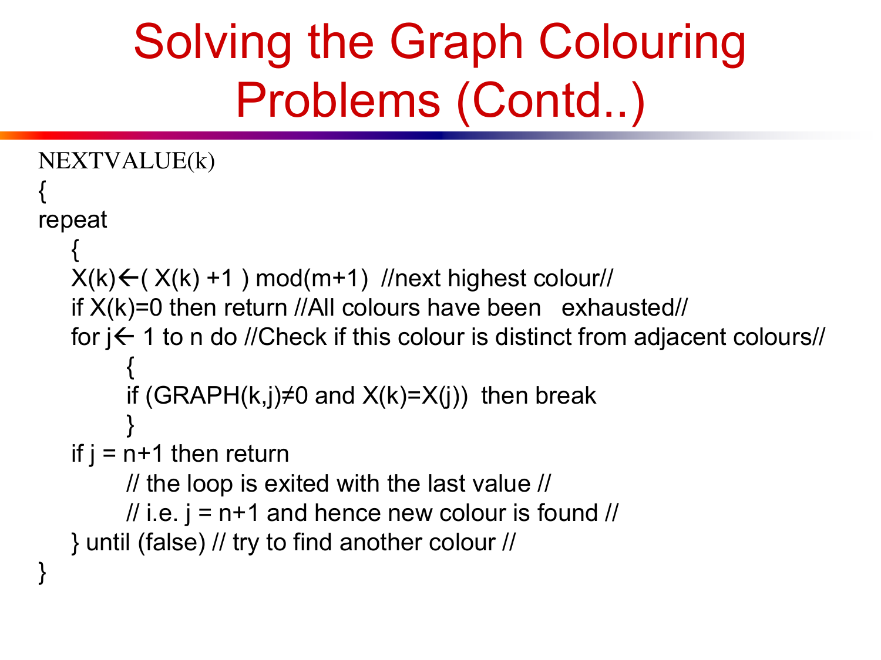# Solving the Graph Colouring Problems (Contd..)

```
NEXTVALUE(k)
{
repeat
    {
    X(k)←( X(k) +1 ) mod(m+1)  //next highest colour//
    if X(k)=0 then return //All colours have been   exhausted//
    for j← 1 to n do //Check if this colour is distinct from adjacent colours//
        {
        if (GRAPH(k,j)≠0 and X(k)=X(j))  then break
        }
    if j = n+1 then return
        // the loop is exited with the last value //
        // i.e. j = n+1 and hence new colour is found //
    } until (false) // try to find another colour //
}
```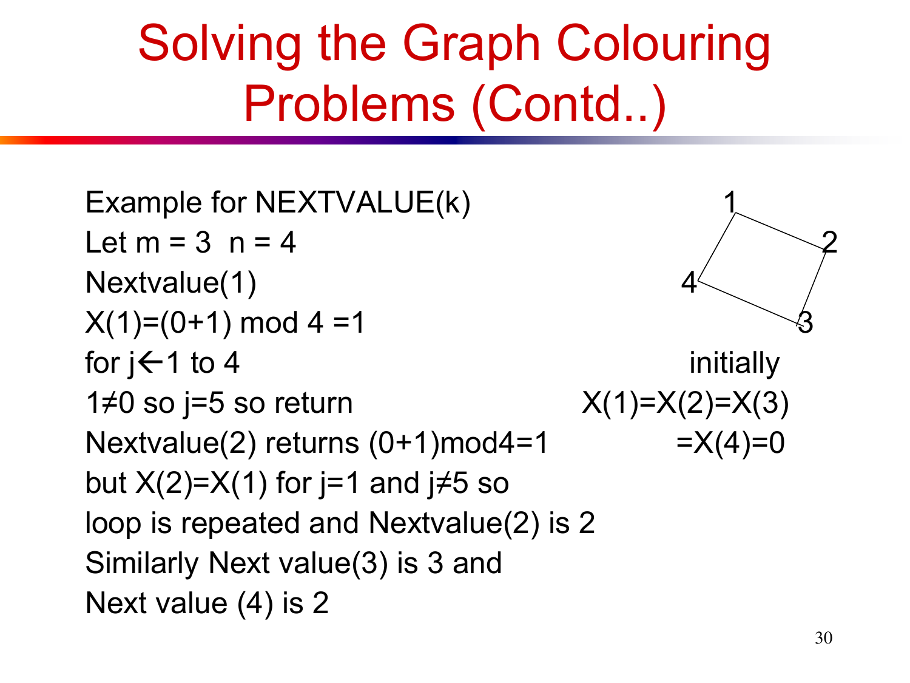# Solving the Graph Colouring Problems (Contd..)

Example for NEXTVALUE(k)

Let m = 3  n = 4

Nextvalue(1)

X(1)=(0+1) mod 4 =1

for j←1 to 4

1≠0 so j=5 so return

Nextvalue(2) returns (0+1)mod4=1

but X(2)=X(1) for j=1 and j≠5 so

loop is repeated and Nextvalue(2) is 2

Similarly Next value(3) is 3 and

Next value (4) is 2

initially

X(1)=X(2)=X(3)

=X(4)=0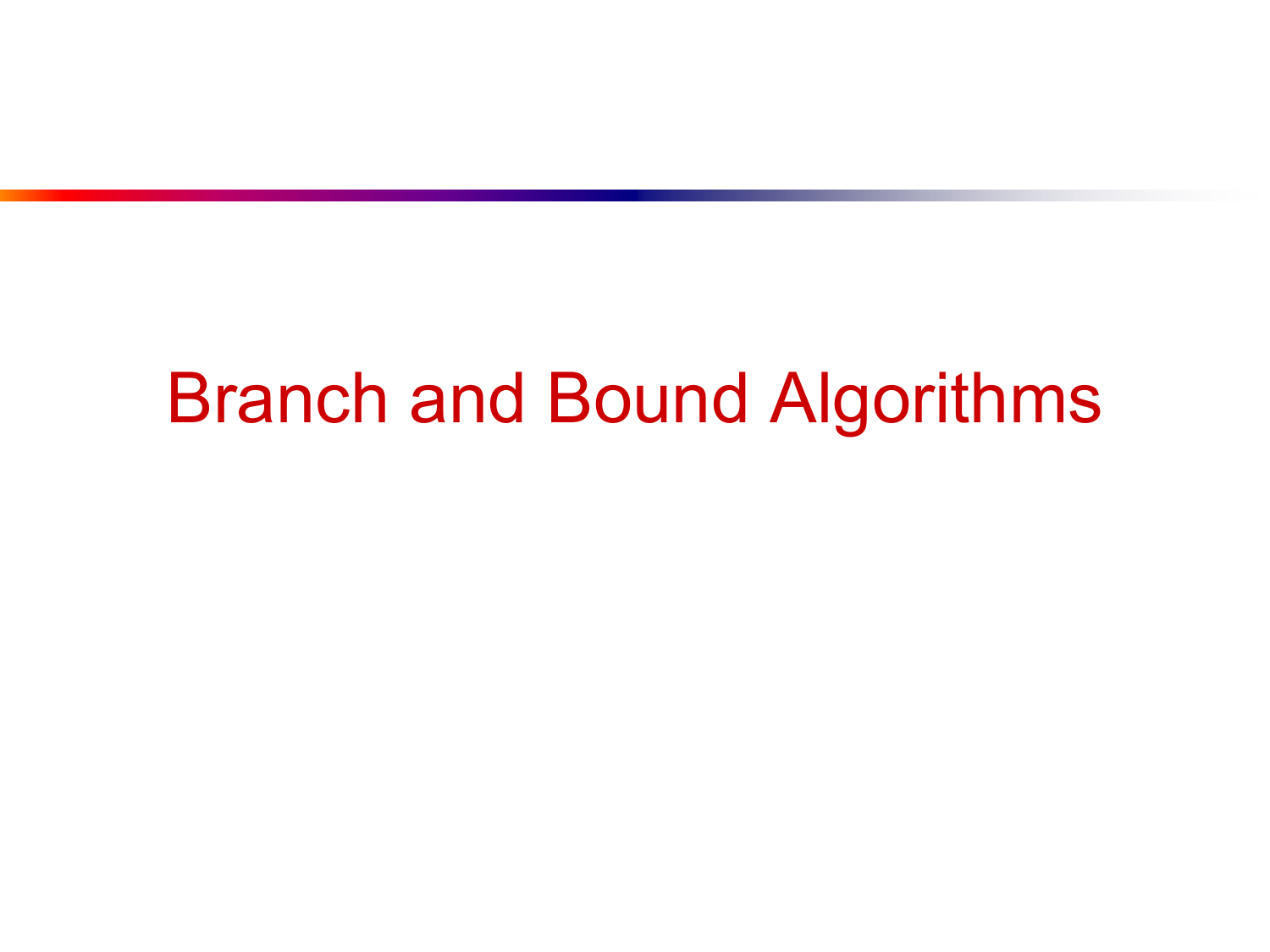# Branch and Bound Algorithms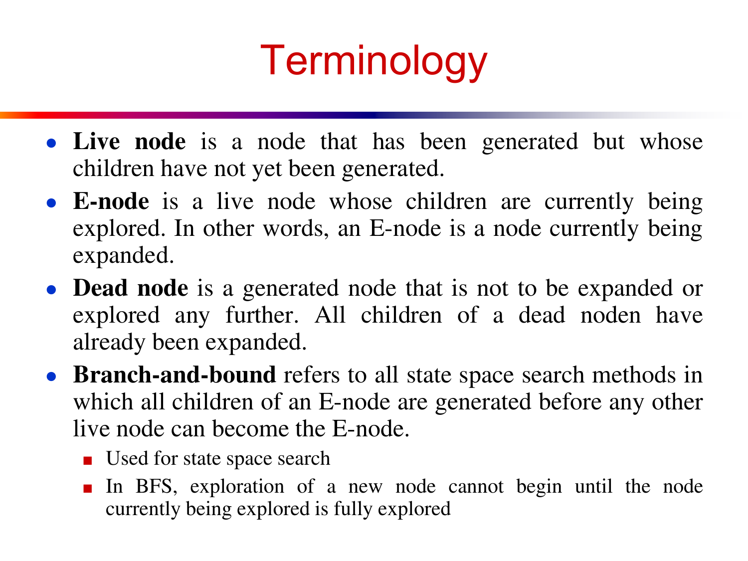# Terminology

- **Live node** is a node that has been generated but whose children have not yet been generated.
- **E-node** is a live node whose children are currently being explored. In other words, an E-node is a node currently being expanded.
- **Dead node** is a generated node that is not to be expanded or explored any further. All children of a dead noden have already been expanded.
- **Branch-and-bound** refers to all state space search methods in which all children of an E-node are generated before any other live node can become the E-node.
  - Used for state space search
  - In BFS, exploration of a new node cannot begin until the node currently being explored is fully explored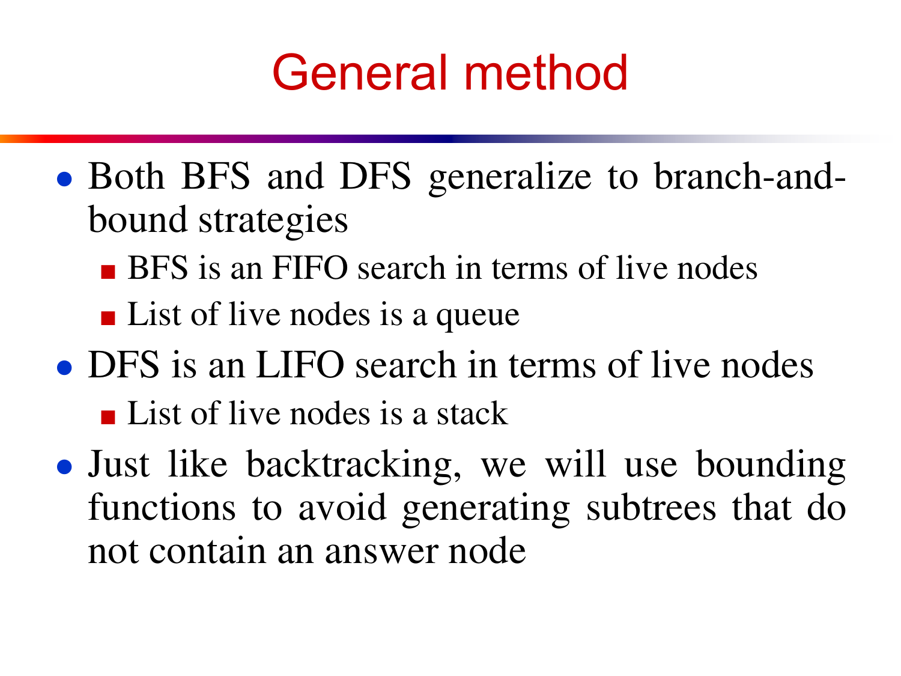# General method

- Both BFS and DFS generalize to branch-and-bound strategies
  - BFS is an FIFO search in terms of live nodes
  - List of live nodes is a queue
- DFS is an LIFO search in terms of live nodes
  - List of live nodes is a stack
- Just like backtracking, we will use bounding functions to avoid generating subtrees that do not contain an answer node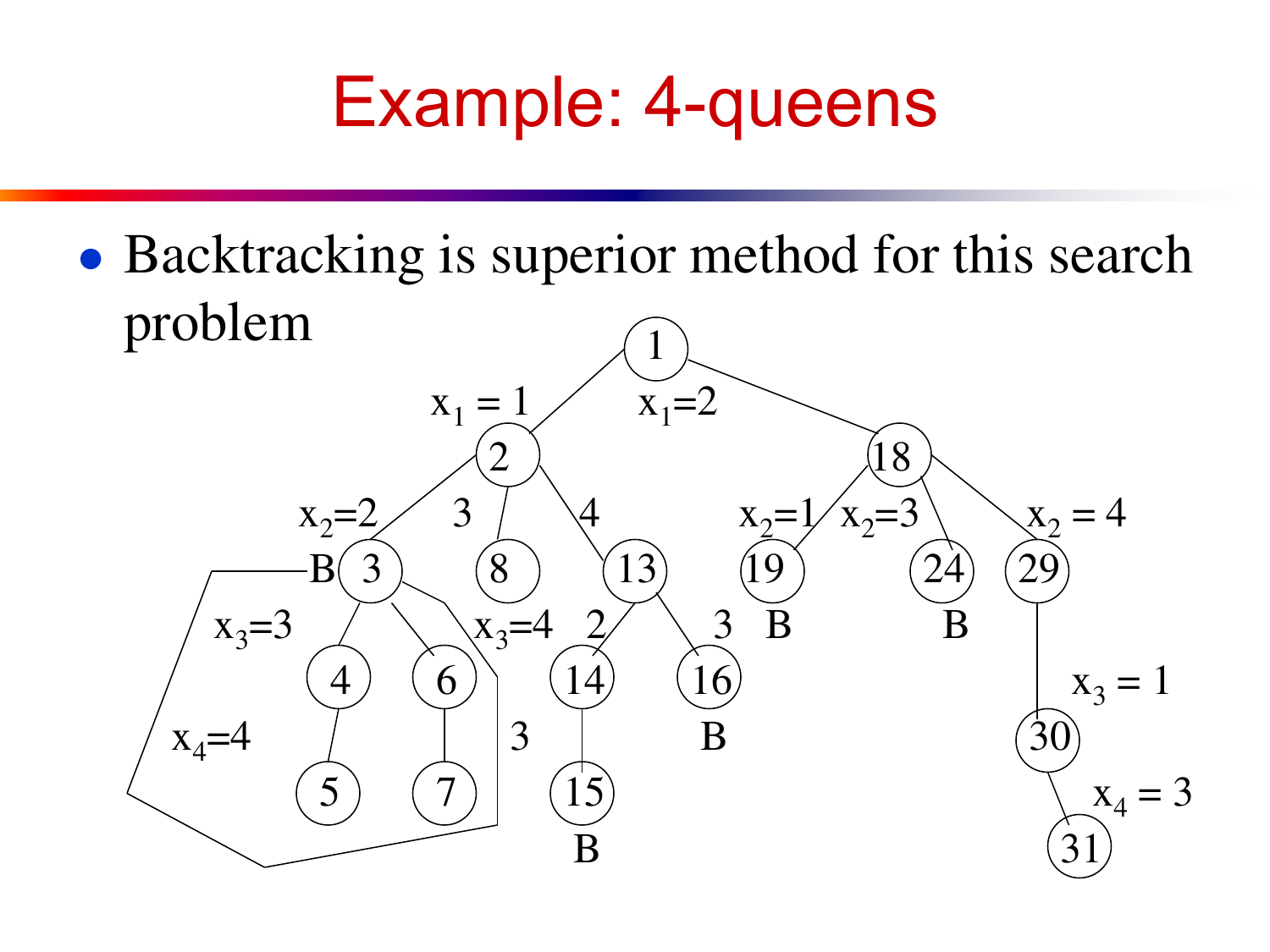# Example: 4-queens

- Backtracking is superior method for this search problem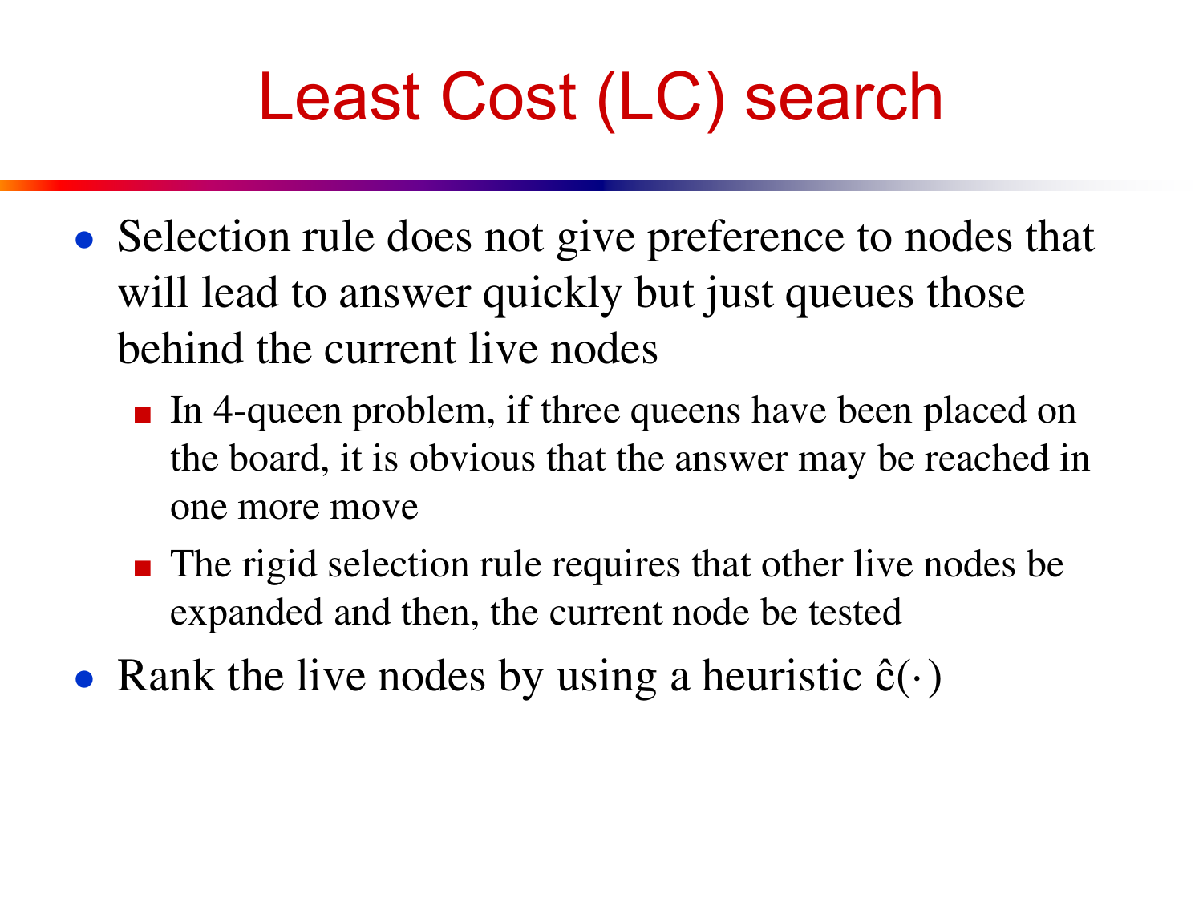# Least Cost (LC) search

- Selection rule does not give preference to nodes that will lead to answer quickly but just queues those behind the current live nodes
  - In 4-queen problem, if three queens have been placed on the board, it is obvious that the answer may be reached in one more move
  - The rigid selection rule requires that other live nodes be expanded and then, the current node be tested
- Rank the live nodes by using a heuristic $\hat{c}(\cdot)$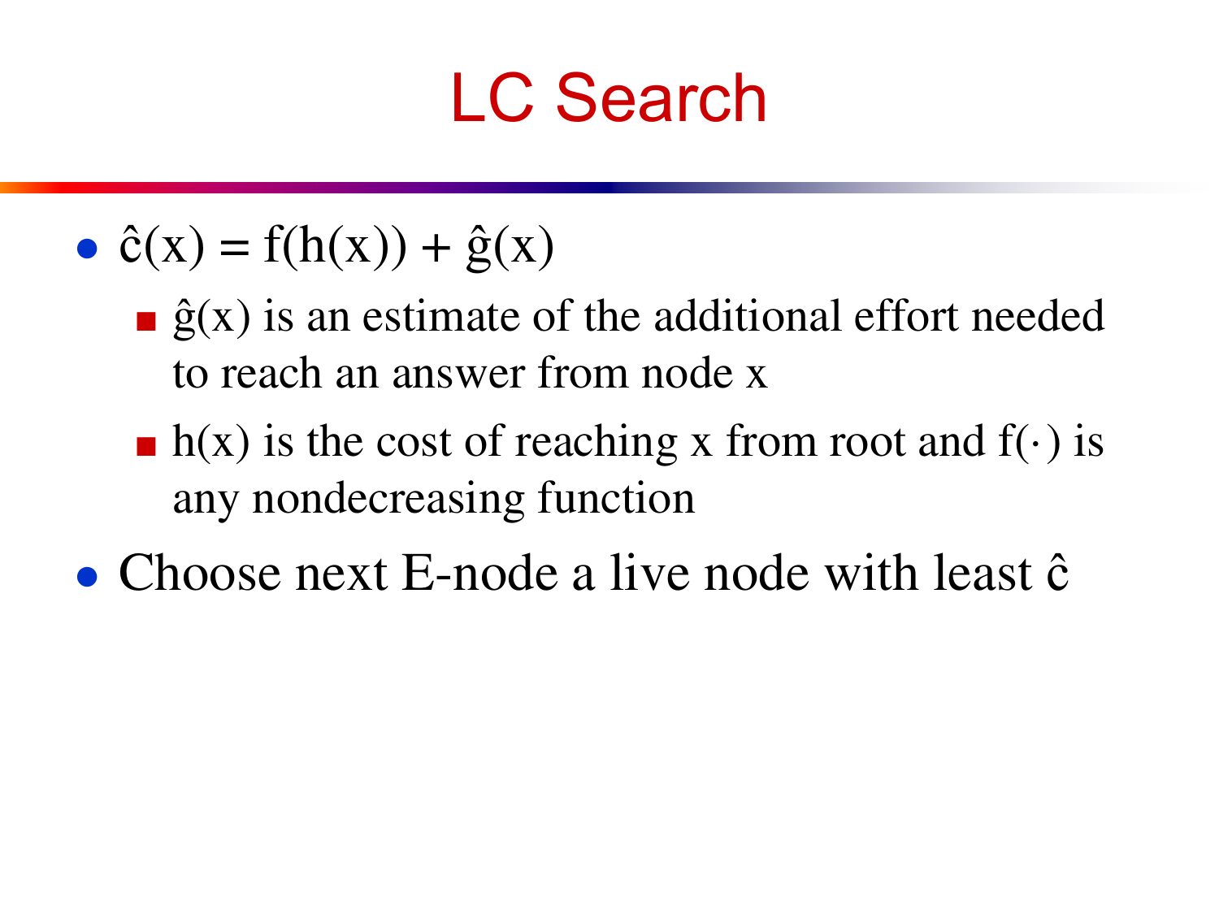# LC Search

- $\hat{c}(x) = f(h(x)) + \hat{g}(x)$
  - $\hat{g}(x)$ is an estimate of the additional effort needed to reach an answer from node x
  - $h(x)$ is the cost of reaching x from root and $f(\cdot)$ is any nondecreasing function
- Choose next E-node a live node with least $\hat{c}$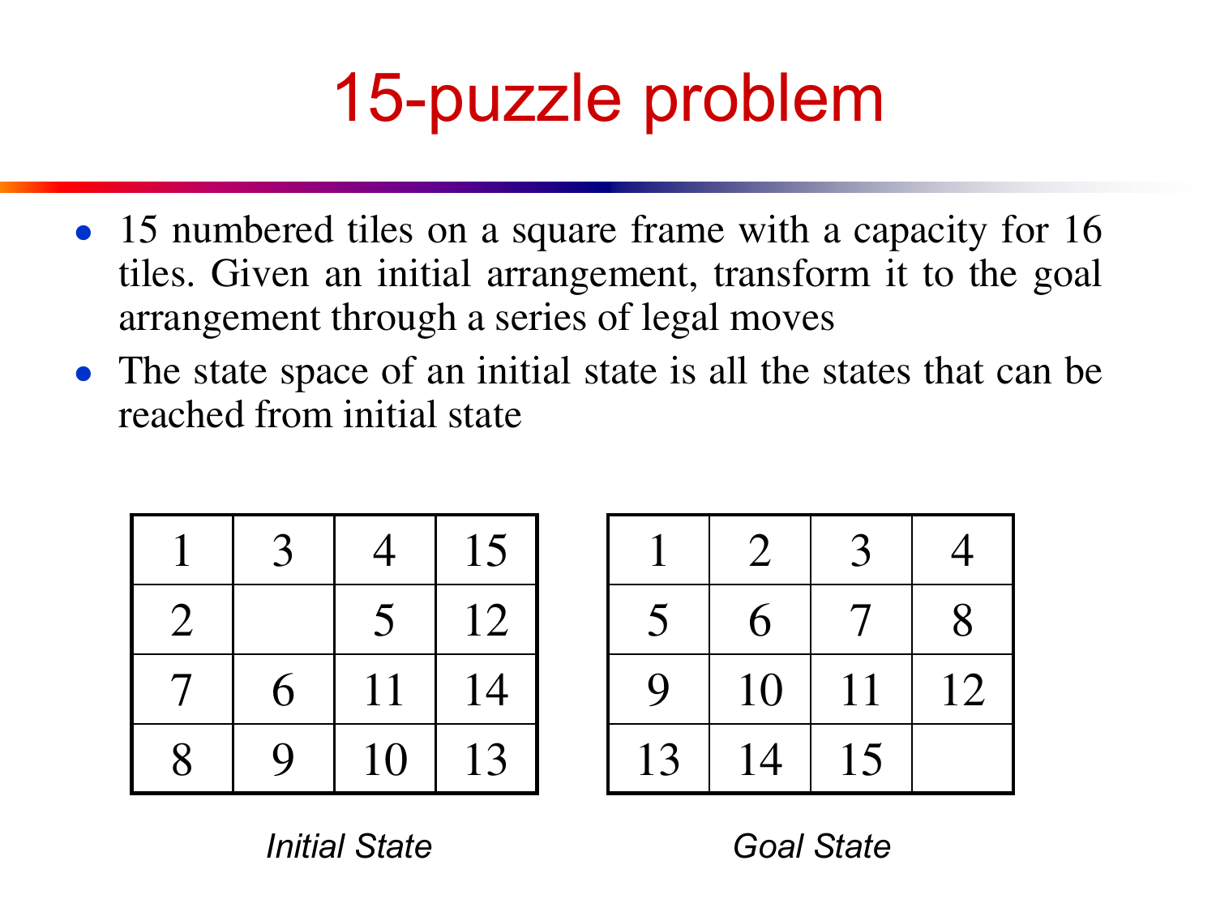# 15-puzzle problem

- 15 numbered tiles on a square frame with a capacity for 16 tiles. Given an initial arrangement, transform it to the goal arrangement through a series of legal moves
- The state space of an initial state is all the states that can be reached from initial state

| | | | |
|---|---|---|---|
| 1 | 3 | 4 | 15 |
| 2 | | 5 | 12 |
| 7 | 6 | 11 | 14 |
| 8 | 9 | 10 | 13 |

*Initial State*

| | | | |
|---|---|---|---|
| 1 | 2 | 3 | 4 |
| 5 | 6 | 7 | 8 |
| 9 | 10 | 11 | 12 |
| 13 | 14 | 15 | |

*Goal State*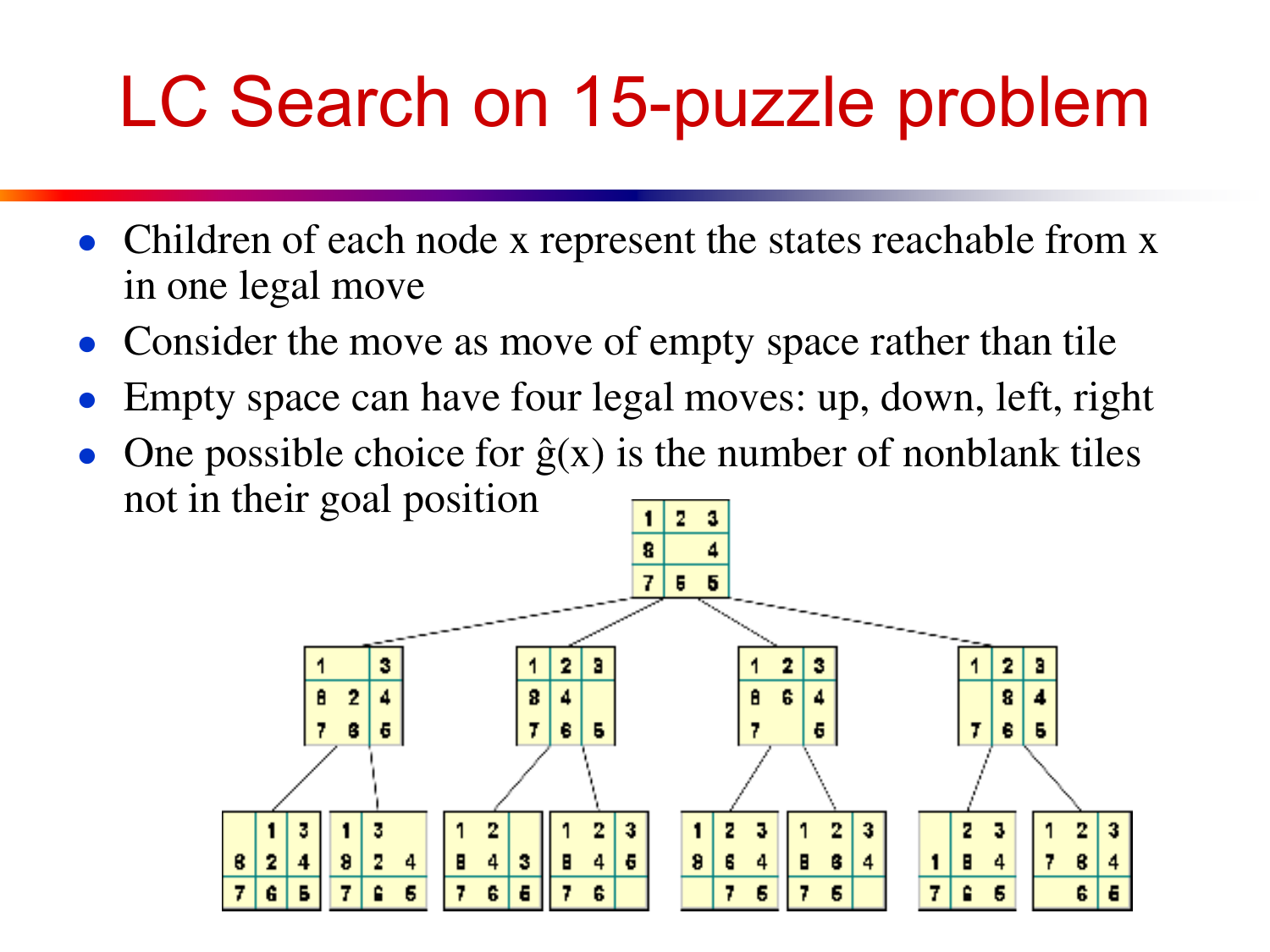# LC Search on 15-puzzle problem

- Children of each node x represent the states reachable from x in one legal move
- Consider the move as move of empty space rather than tile
- Empty space can have four legal moves: up, down, left, right
- One possible choice for $\hat{g}(x)$ is the number of nonblank tiles not in their goal position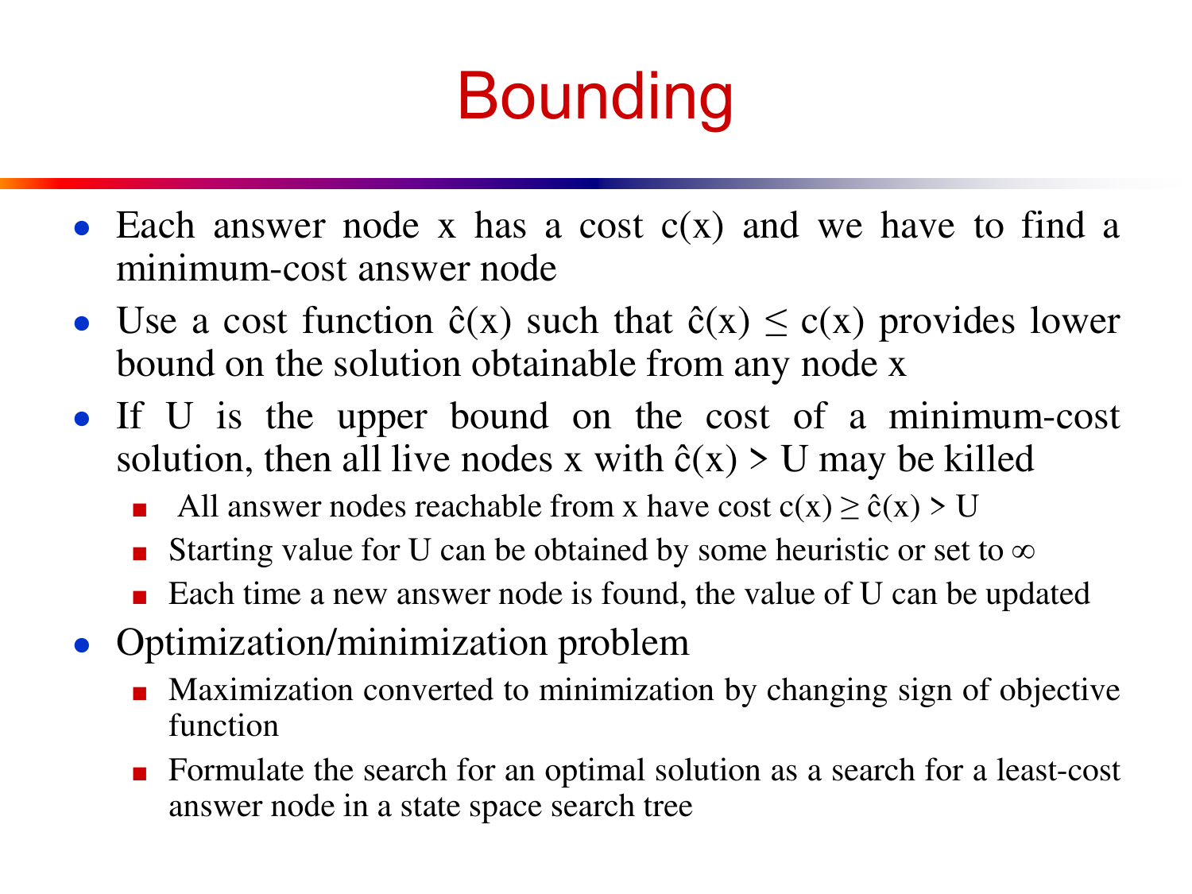# Bounding

- Each answer node x has a cost $c(x)$ and we have to find a minimum-cost answer node
- Use a cost function $\hat{c}(x)$ such that $\hat{c}(x) \leq c(x)$ provides lower bound on the solution obtainable from any node x
- If U is the upper bound on the cost of a minimum-cost solution, then all live nodes x with $\hat{c}(x) > U$ may be killed
  - All answer nodes reachable from x have cost $c(x) \geq \hat{c}(x) > U$
  - Starting value for U can be obtained by some heuristic or set to $\infty$
  - Each time a new answer node is found, the value of U can be updated
- Optimization/minimization problem
  - Maximization converted to minimization by changing sign of objective function
  - Formulate the search for an optimal solution as a search for a least-cost answer node in a state space search tree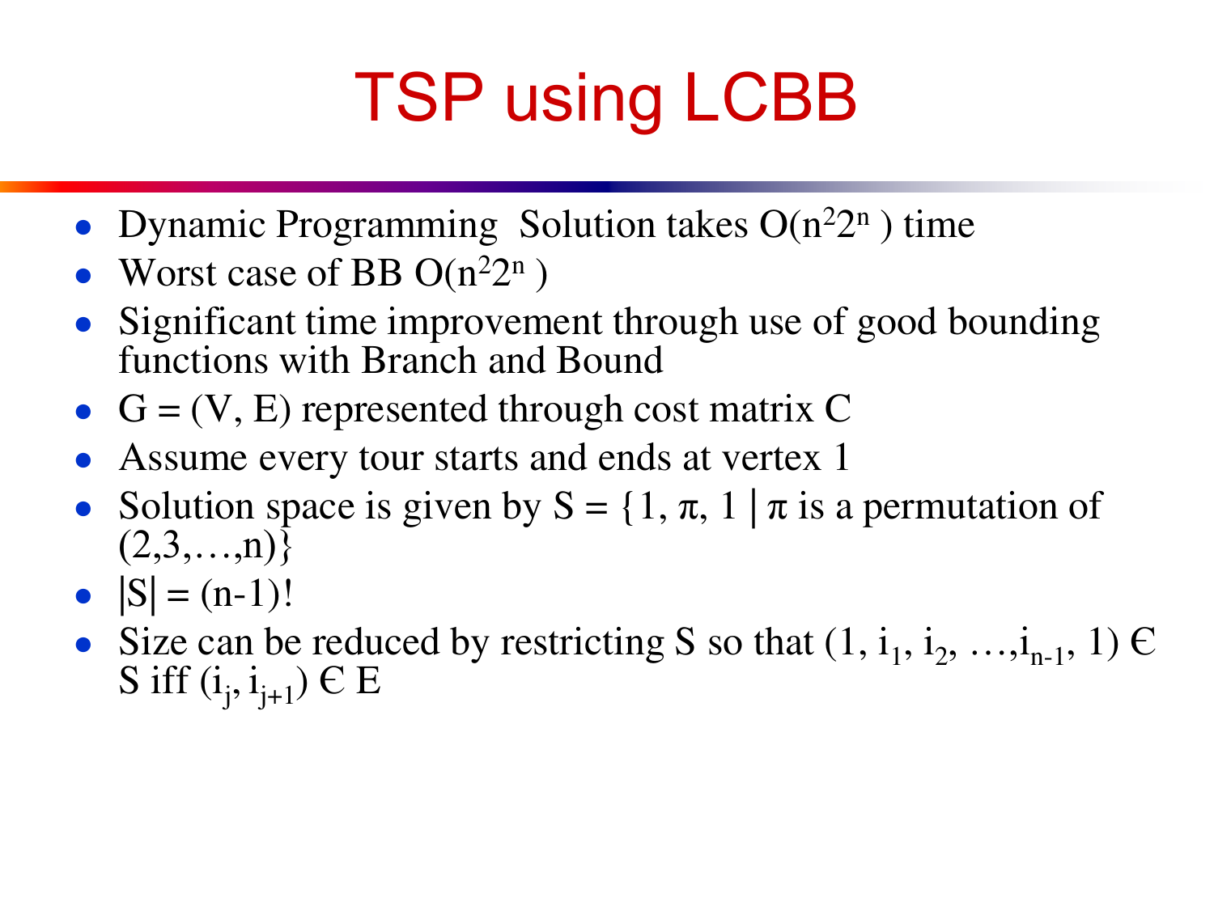# TSP using LCBB

- Dynamic Programming Solution takes $O(n^2 2^n)$ time
- Worst case of BB $O(n^2 2^n)$
- Significant time improvement through use of good bounding functions with Branch and Bound
- $G = (V, E)$ represented through cost matrix C
- Assume every tour starts and ends at vertex 1
- Solution space is given by $S = \{1, \pi, 1 \mid \pi$ is a permutation of $(2,3,\ldots,n)\}$
- $|S| = (n-1)!$
- Size can be reduced by restricting S so that $(1, i_1, i_2, \ldots, i_{n-1}, 1) \in S$ iff $(i_j, i_{j+1}) \in E$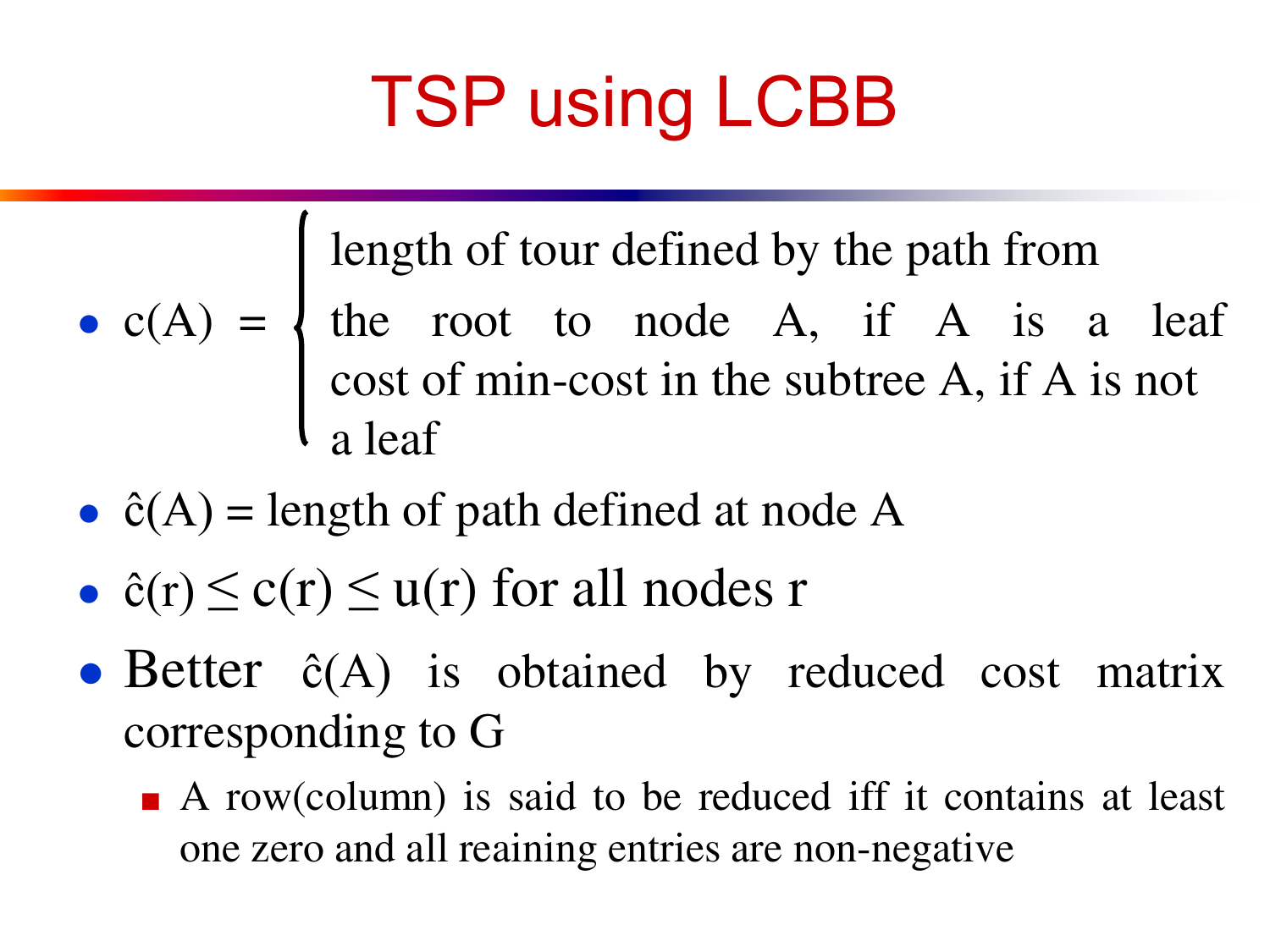# TSP using LCBB

- $c(A) = \begin{cases} \text{length of tour defined by the path from the root to node A, if A is a leaf} \\ \text{cost of min-cost in the subtree A, if A is not a leaf} \end{cases}$
- $\hat{c}(A)$ = length of path defined at node A
- $\hat{c}(r) \leq c(r) \leq u(r)$ for all nodes r
- Better $\hat{c}(A)$ is obtained by reduced cost matrix corresponding to G
  - A row(column) is said to be reduced iff it contains at least one zero and all reaining entries are non-negative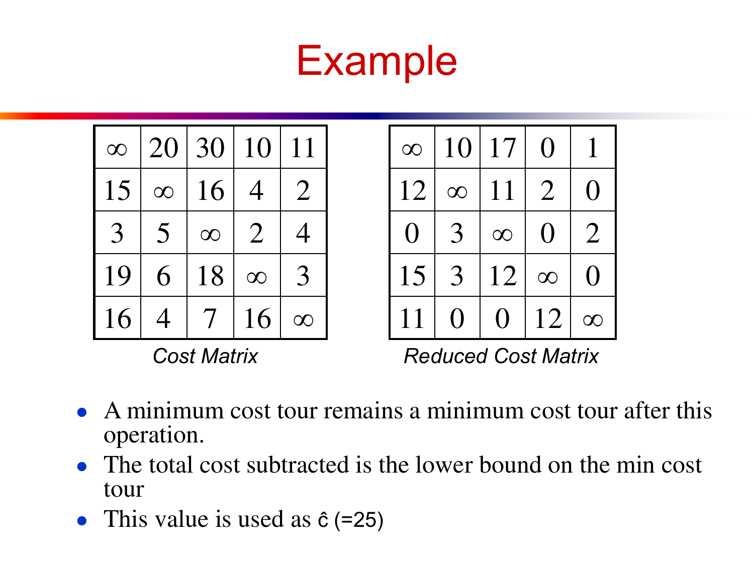# Example

| | | | | |
|---|---|---|---|---|
| ∞ | 20 | 30 | 10 | 11 |
| 15 | ∞ | 16 | 4 | 2 |
| 3 | 5 | ∞ | 2 | 4 |
| 19 | 6 | 18 | ∞ | 3 |
| 16 | 4 | 7 | 16 | ∞ |

*Cost Matrix*

| | | | | |
|---|---|---|---|---|
| ∞ | 10 | 17 | 0 | 1 |
| 12 | ∞ | 11 | 2 | 0 |
| 0 | 3 | ∞ | 0 | 2 |
| 15 | 3 | 12 | ∞ | 0 |
| 11 | 0 | 0 | 12 | ∞ |

*Reduced Cost Matrix*

- A minimum cost tour remains a minimum cost tour after this operation.
- The total cost subtracted is the lower bound on the min cost tour
- This value is used as $\hat{c}$ (=25)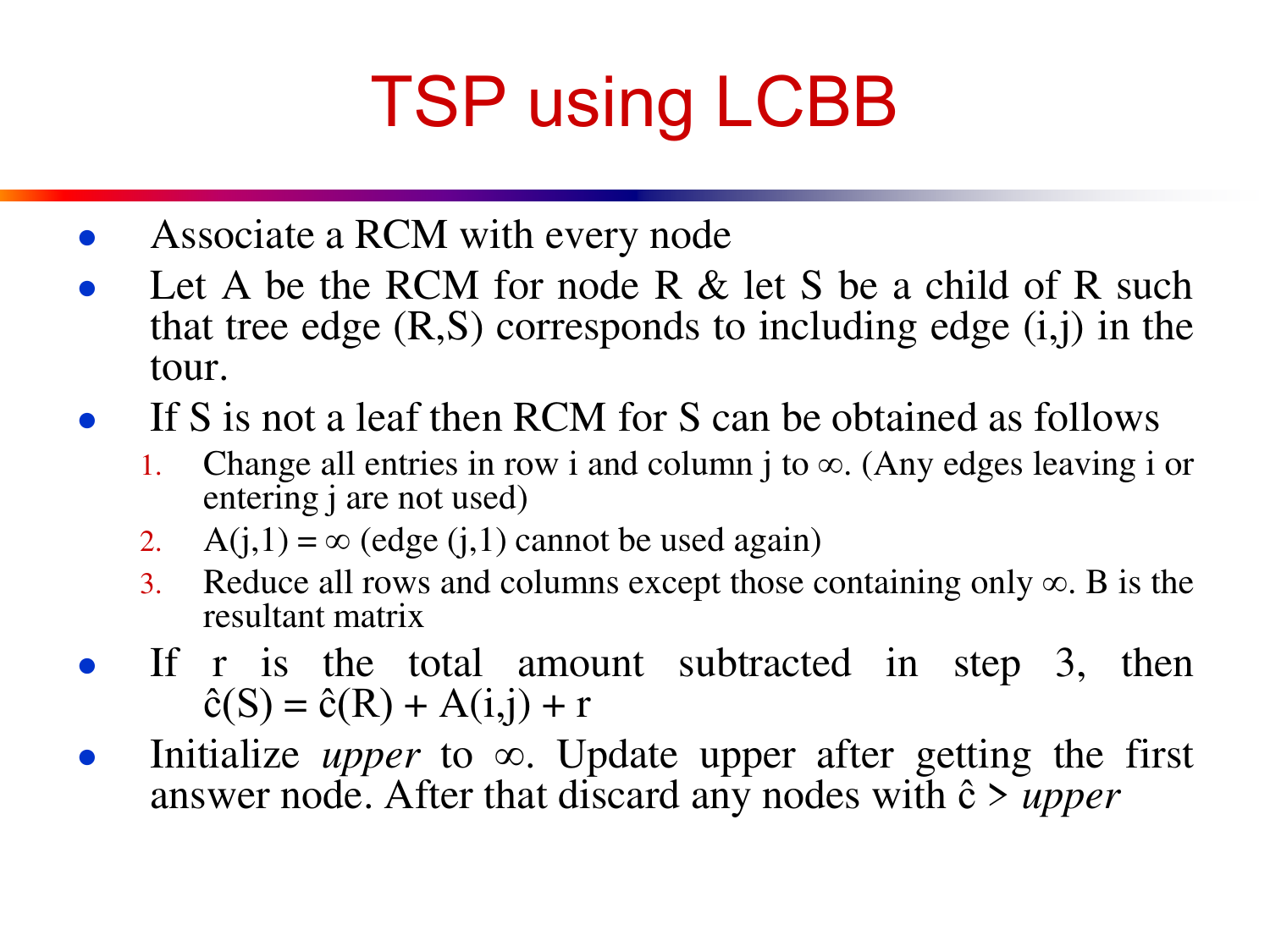# TSP using LCBB

- Associate a RCM with every node
- Let A be the RCM for node R & let S be a child of R such that tree edge (R,S) corresponds to including edge (i,j) in the tour.
- If S is not a leaf then RCM for S can be obtained as follows
  1. Change all entries in row i and column j to $\infty$. (Any edges leaving i or entering j are not used)
  2. $A(j,1) = \infty$ (edge (j,1) cannot be used again)
  3. Reduce all rows and columns except those containing only $\infty$. B is the resultant matrix
- If r is the total amount subtracted in step 3, then $\hat{c}(S) = \hat{c}(R) + A(i,j) + r$
- Initialize *upper* to $\infty$. Update upper after getting the first answer node. After that discard any nodes with $\hat{c} >$ *upper*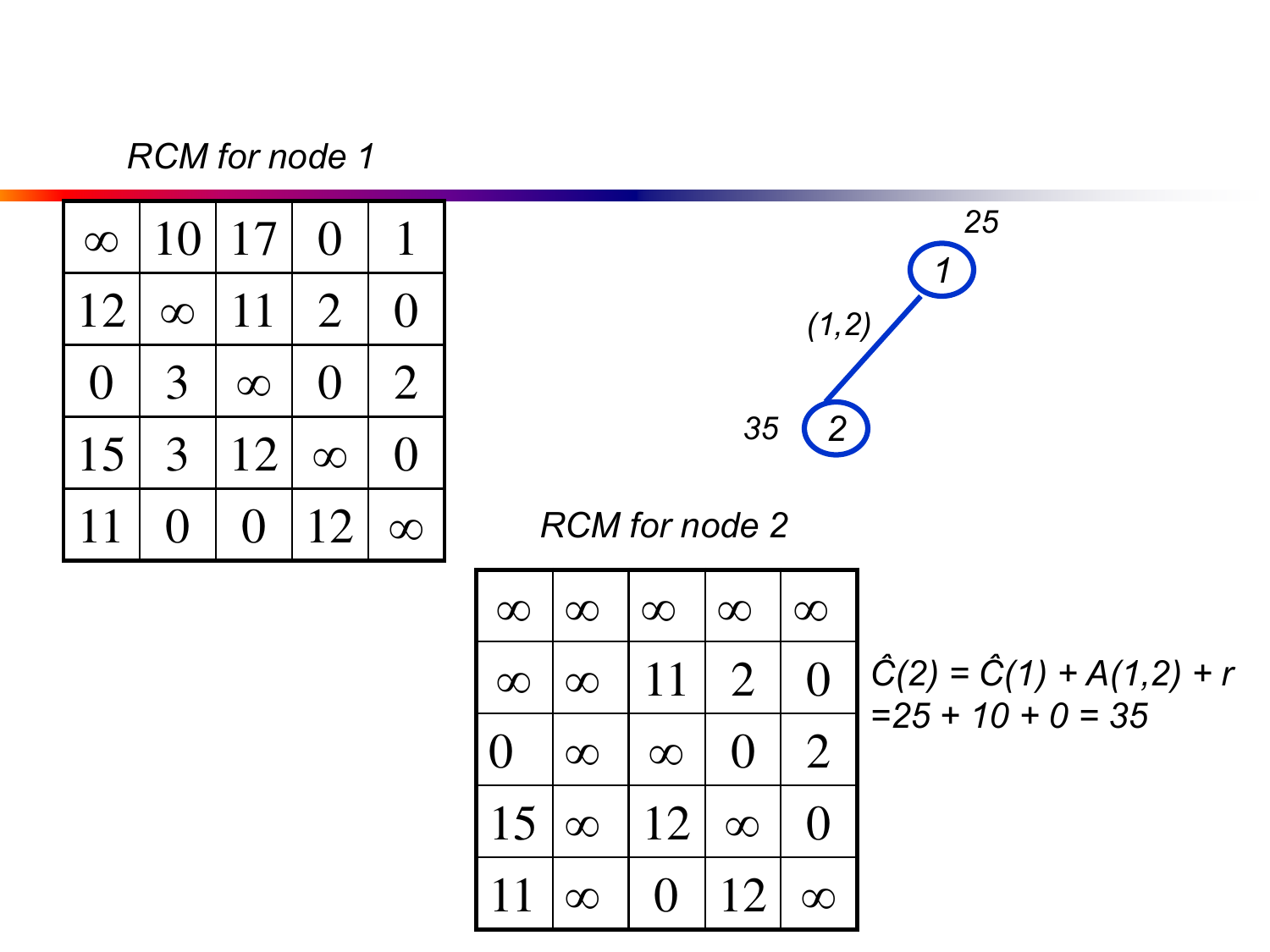*RCM for node 1*

| | | | | |
|---|---|---|---|---|
| ∞ | 10 | 17 | 0 | 1 |
| 12 | ∞ | 11 | 2 | 0 |
| 0 | 3 | ∞ | 0 | 2 |
| 15 | 3 | 12 | ∞ | 0 |
| 11 | 0 | 0 | 12 | ∞ |

25

1

(1,2)

35 2

*RCM for node 2*

| | | | | |
|---|---|---|---|---|
| ∞ | ∞ | ∞ | ∞ | ∞ |
| ∞ | ∞ | 11 | 2 | 0 |
| 0 | ∞ | ∞ | 0 | 2 |
| 15 | ∞ | 12 | ∞ | 0 |
| 11 | ∞ | 0 | 12 | ∞ |

$\hat{C}(2) = \hat{C}(1) + A(1,2) + r$
$= 25 + 10 + 0 = 35$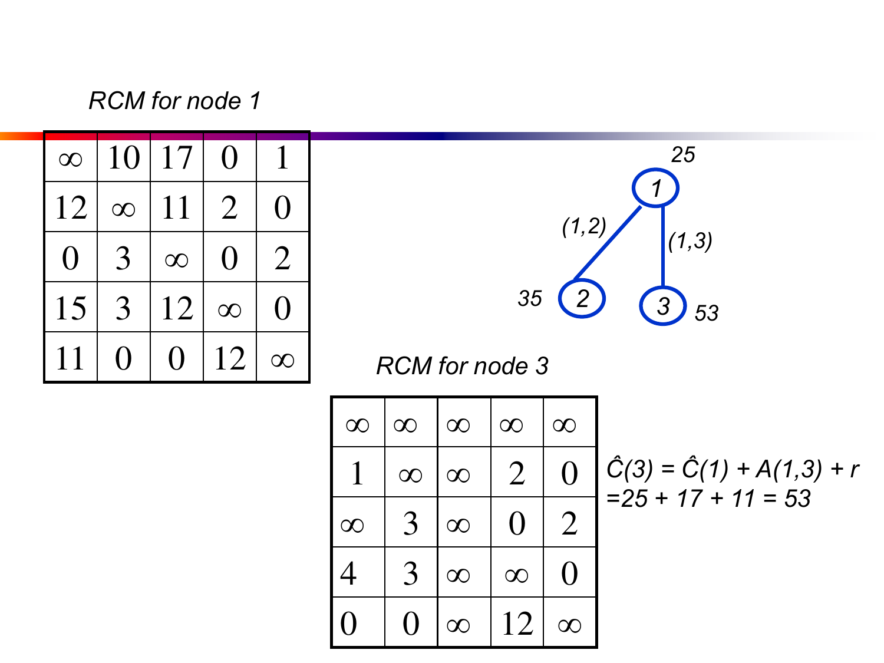*RCM for node 1*

| | | | | |
|---|---|---|---|---|
| ∞ | 10 | 17 | 0 | 1 |
| 12 | ∞ | 11 | 2 | 0 |
| 0 | 3 | ∞ | 0 | 2 |
| 15 | 3 | 12 | ∞ | 0 |
| 11 | 0 | 0 | 12 | ∞ |

Tree: node 1 (25); edge (1,2) → node 2 (35); edge (1,3) → node 3 (53)

*RCM for node 3*

| | | | | |
|---|---|---|---|---|
| ∞ | ∞ | ∞ | ∞ | ∞ |
| 1 | ∞ | ∞ | 2 | 0 |
| ∞ | 3 | ∞ | 0 | 2 |
| 4 | 3 | ∞ | ∞ | 0 |
| 0 | 0 | ∞ | 12 | ∞ |

$\hat{C}(3) = \hat{C}(1) + A(1,3) + r$
$= 25 + 17 + 11 = 53$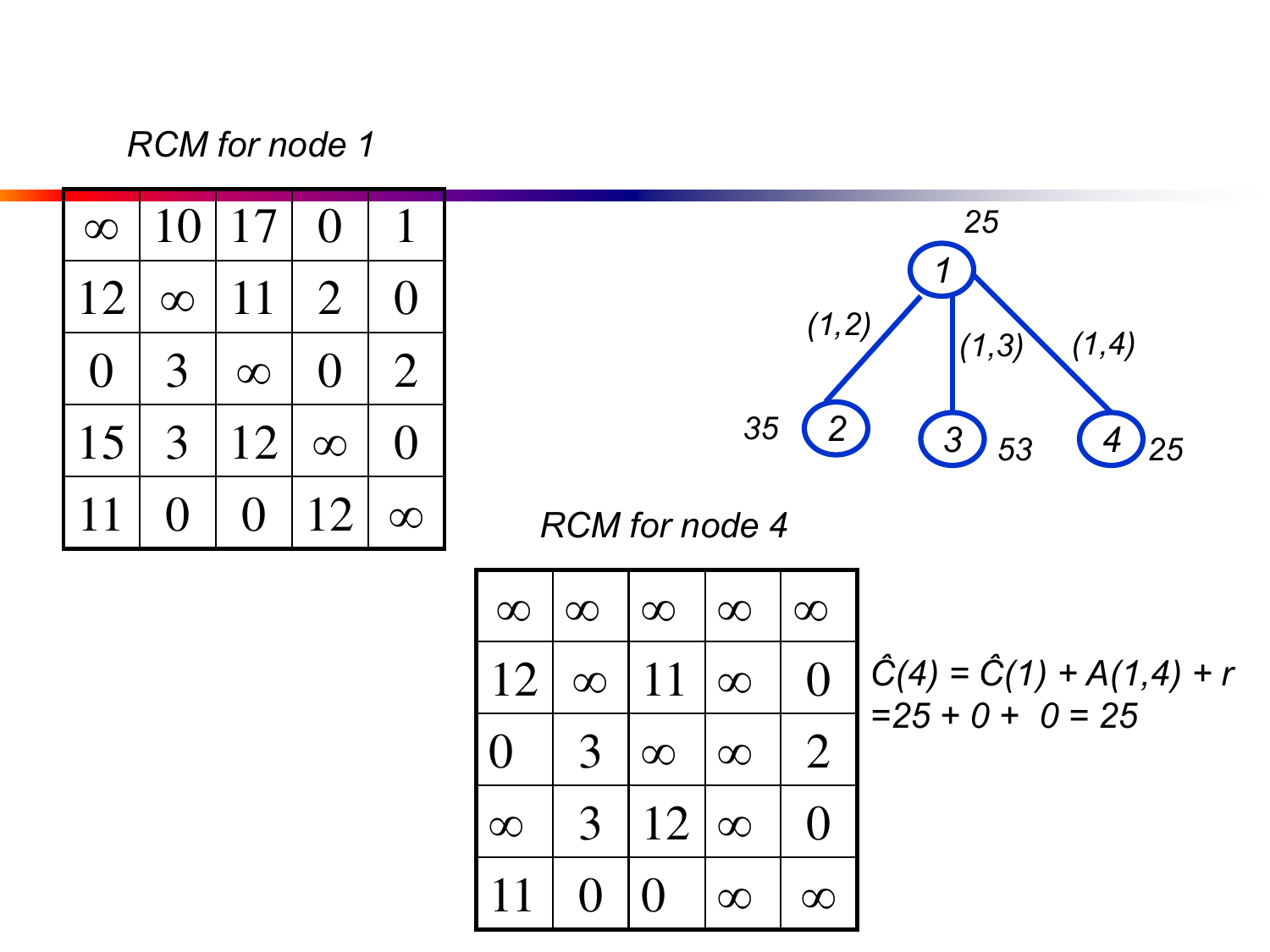*RCM for node 1*

| | | | | |
|---|---|---|---|---|
| ∞ | 10 | 17 | 0 | 1 |
| 12 | ∞ | 11 | 2 | 0 |
| 0 | 3 | ∞ | 0 | 2 |
| 15 | 3 | 12 | ∞ | 0 |
| 11 | 0 | 0 | 12 | ∞ |

*Search tree:* node 1 (25) → (1,2) → node 2 (35); (1,3) → node 3 (53); (1,4) → node 4 (25)

*RCM for node 4*

| | | | | |
|---|---|---|---|---|
| ∞ | ∞ | ∞ | ∞ | ∞ |
| 12 | ∞ | 11 | ∞ | 0 |
| 0 | 3 | ∞ | ∞ | 2 |
| ∞ | 3 | 12 | ∞ | 0 |
| 11 | 0 | 0 | ∞ | ∞ |

$\hat{C}(4) = \hat{C}(1) + A(1,4) + r$
$= 25 + 0 + 0 = 25$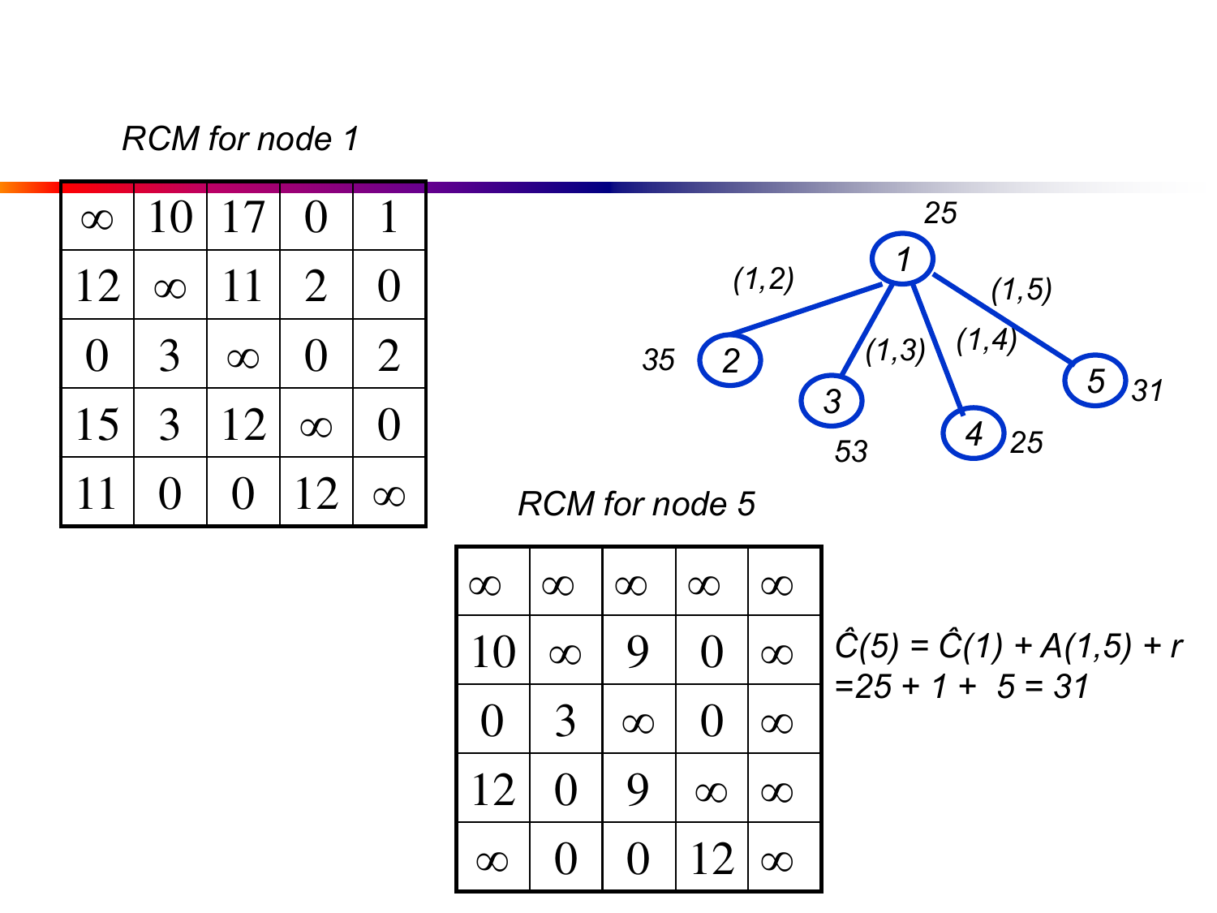*RCM for node 1*

| | | | | |
|---|---|---|---|---|
| ∞ | 10 | 17 | 0 | 1 |
| 12 | ∞ | 11 | 2 | 0 |
| 0 | 3 | ∞ | 0 | 2 |
| 15 | 3 | 12 | ∞ | 0 |
| 11 | 0 | 0 | 12 | ∞ |

Tree: node 1 (25) with edges (1,2) → node 2 (35), (1,3) → node 3 (53), (1,4) → node 4 (25), (1,5) → node 5 (31)

*RCM for node 5*

| | | | | |
|---|---|---|---|---|
| ∞ | ∞ | ∞ | ∞ | ∞ |
| 10 | ∞ | 9 | 0 | ∞ |
| 0 | 3 | ∞ | 0 | ∞ |
| 12 | 0 | 9 | ∞ | ∞ |
| ∞ | 0 | 0 | 12 | ∞ |

$\hat{C}(5) = \hat{C}(1) + A(1,5) + r$
$= 25 + 1 + 5 = 31$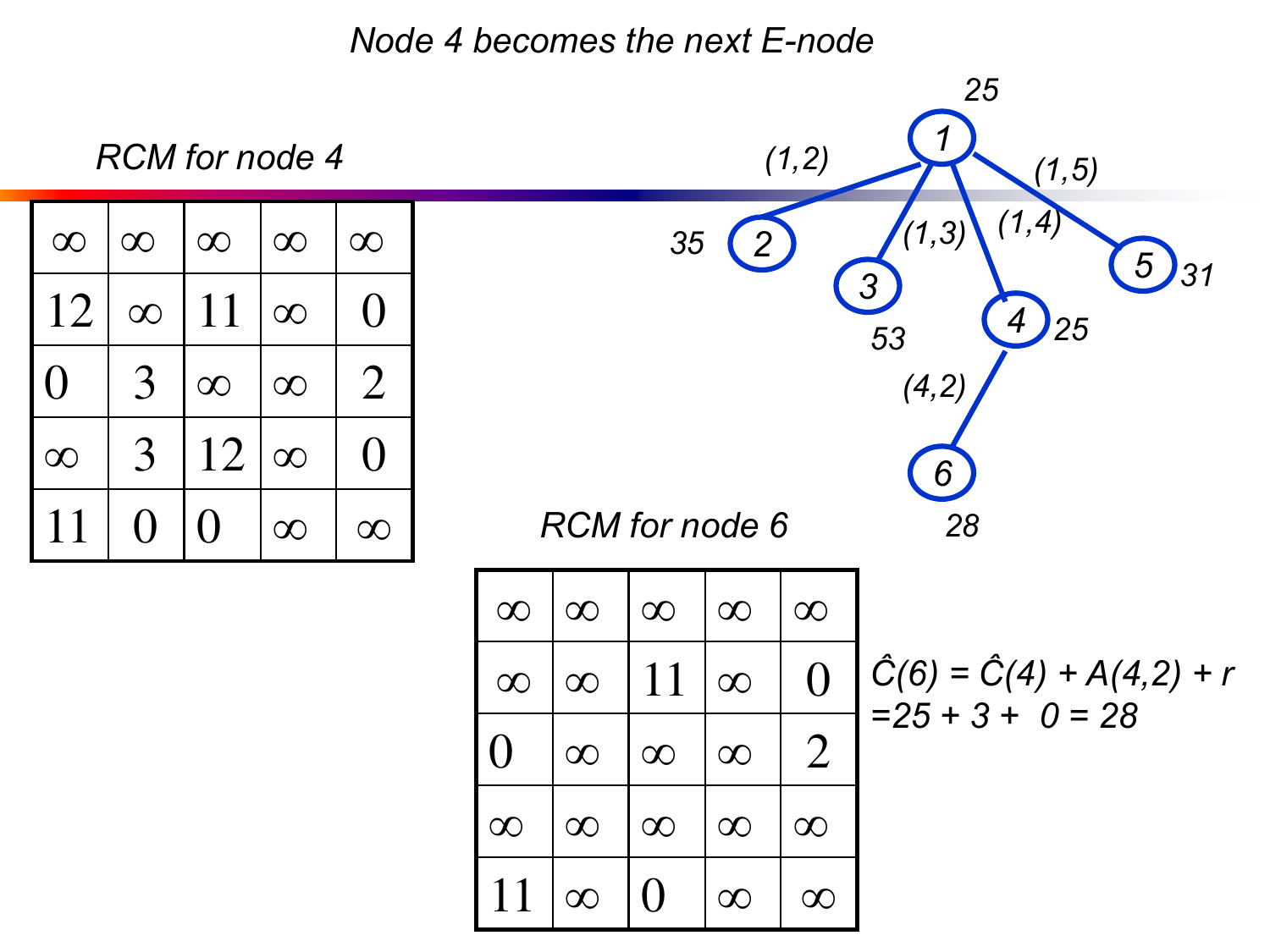*Node 4 becomes the next E-node*

*RCM for node 4*

| | | | | |
|---|---|---|---|---|
| ∞ | ∞ | ∞ | ∞ | ∞ |
| 12 | ∞ | 11 | ∞ | 0 |
| 0 | 3 | ∞ | ∞ | 2 |
| ∞ | 3 | 12 | ∞ | 0 |
| 11 | 0 | 0 | ∞ | ∞ |

State space tree: node 1 (25) has children via (1,2) → node 2 (35), (1,3) → node 3 (53), (1,4) → node 4 (25), (1,5) → node 5 (31). Node 4 has child via (4,2) → node 6 (28).

*RCM for node 6*

| | | | | |
|---|---|---|---|---|
| ∞ | ∞ | ∞ | ∞ | ∞ |
| ∞ | ∞ | 11 | ∞ | 0 |
| 0 | ∞ | ∞ | ∞ | 2 |
| ∞ | ∞ | ∞ | ∞ | ∞ |
| 11 | ∞ | 0 | ∞ | ∞ |

$\hat{C}(6) = \hat{C}(4) + A(4,2) + r$
$= 25 + 3 + 0 = 28$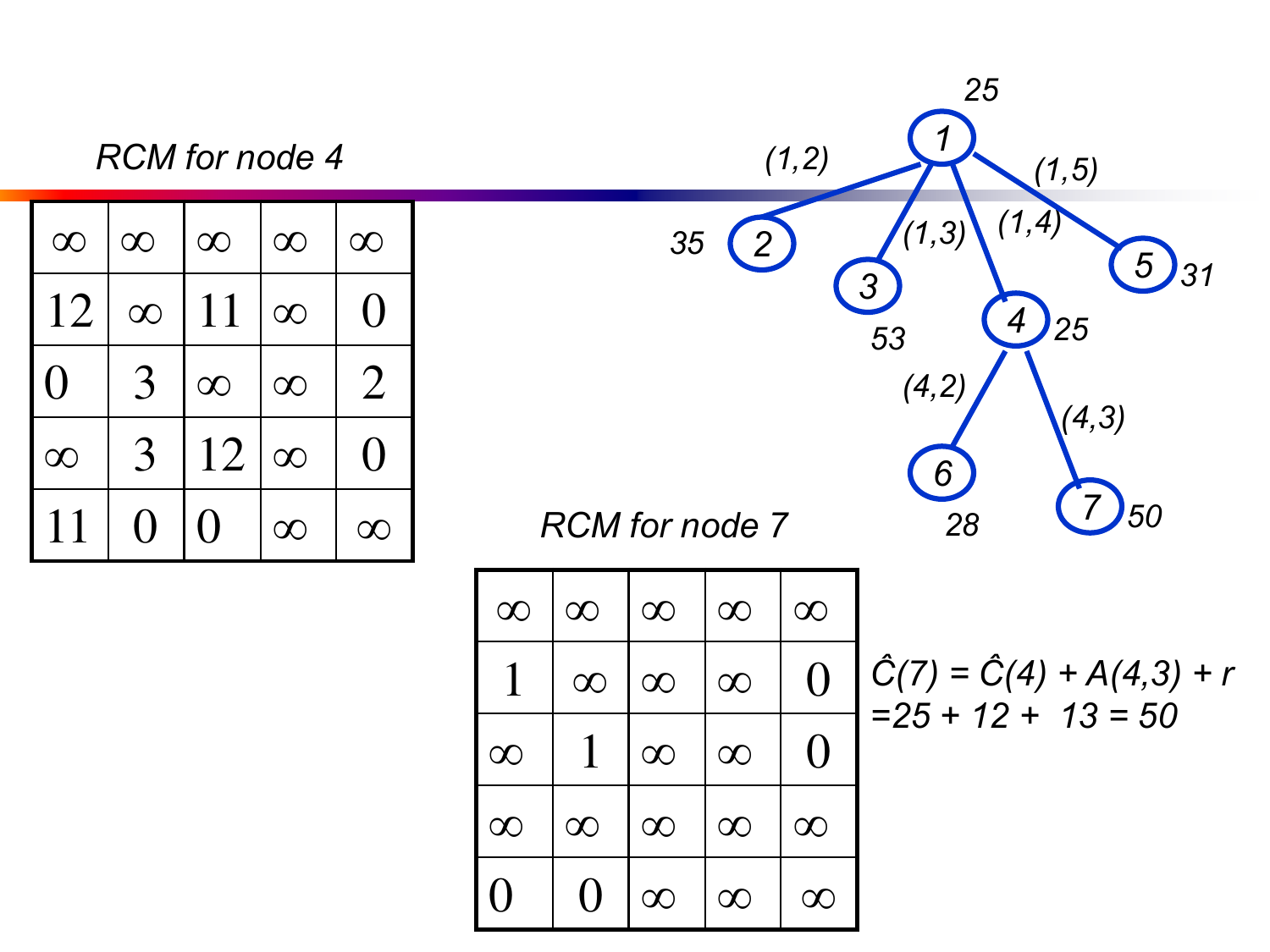### RCM for node 4

| | | | | |
|---|---|---|---|---|
| ∞ | ∞ | ∞ | ∞ | ∞ |
| 12 | ∞ | 11 | ∞ | 0 |
| 0 | 3 | ∞ | ∞ | 2 |
| ∞ | 3 | 12 | ∞ | 0 |
| 11 | 0 | 0 | ∞ | ∞ |

### RCM for node 7

| | | | | |
|---|---|---|---|---|
| ∞ | ∞ | ∞ | ∞ | ∞ |
| 1 | ∞ | ∞ | ∞ | 0 |
| ∞ | 1 | ∞ | ∞ | 0 |
| ∞ | ∞ | ∞ | ∞ | ∞ |
| 0 | 0 | ∞ | ∞ | ∞ |

$$\hat{C}(7) = \hat{C}(4) + A(4,3) + r$$
$$= 25 + 12 + 13 = 50$$

State space tree:

- Node 1 (cost 25)
  - (1,2) → Node 2 (cost 35)
  - (1,3) → Node 3 (cost 53)
  - (1,4) → Node 4 (cost 25)
    - (4,2) → Node 6 (cost 28)
    - (4,3) → Node 7 (cost 50)
  - (1,5) → Node 5 (cost 31)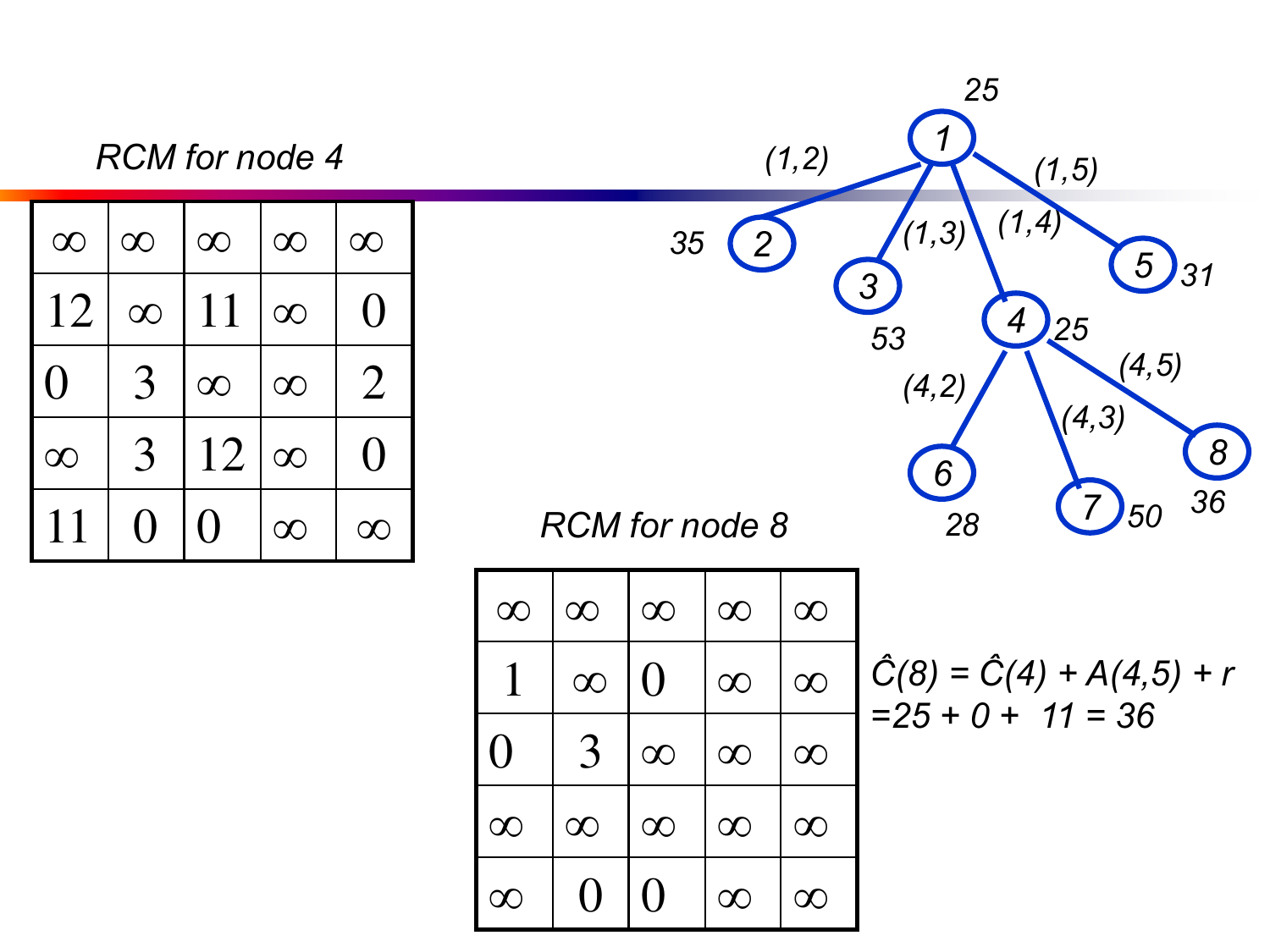RCM for node 4

| | | | | |
|---|---|---|---|---|
| ∞ | ∞ | ∞ | ∞ | ∞ |
| 12 | ∞ | 11 | ∞ | 0 |
| 0 | 3 | ∞ | ∞ | 2 |
| ∞ | 3 | 12 | ∞ | 0 |
| 11 | 0 | 0 | ∞ | ∞ |

State space tree:

- Node 1 (25)
  - (1,2) → Node 2 (35)
  - (1,3) → Node 3 (53)
  - (1,4) → Node 4 (25)
    - (4,2) → Node 6 (28)
    - (4,3) → Node 7 (50)
    - (4,5) → Node 8 (36)
  - (1,5) → Node 5 (31)

RCM for node 8

| | | | | |
|---|---|---|---|---|
| ∞ | ∞ | ∞ | ∞ | ∞ |
| 1 | ∞ | 0 | ∞ | ∞ |
| 0 | 3 | ∞ | ∞ | ∞ |
| ∞ | ∞ | ∞ | ∞ | ∞ |
| ∞ | 0 | 0 | ∞ | ∞ |

$\hat{C}(8) = \hat{C}(4) + A(4,5) + r$
$= 25 + 0 + 11 = 36$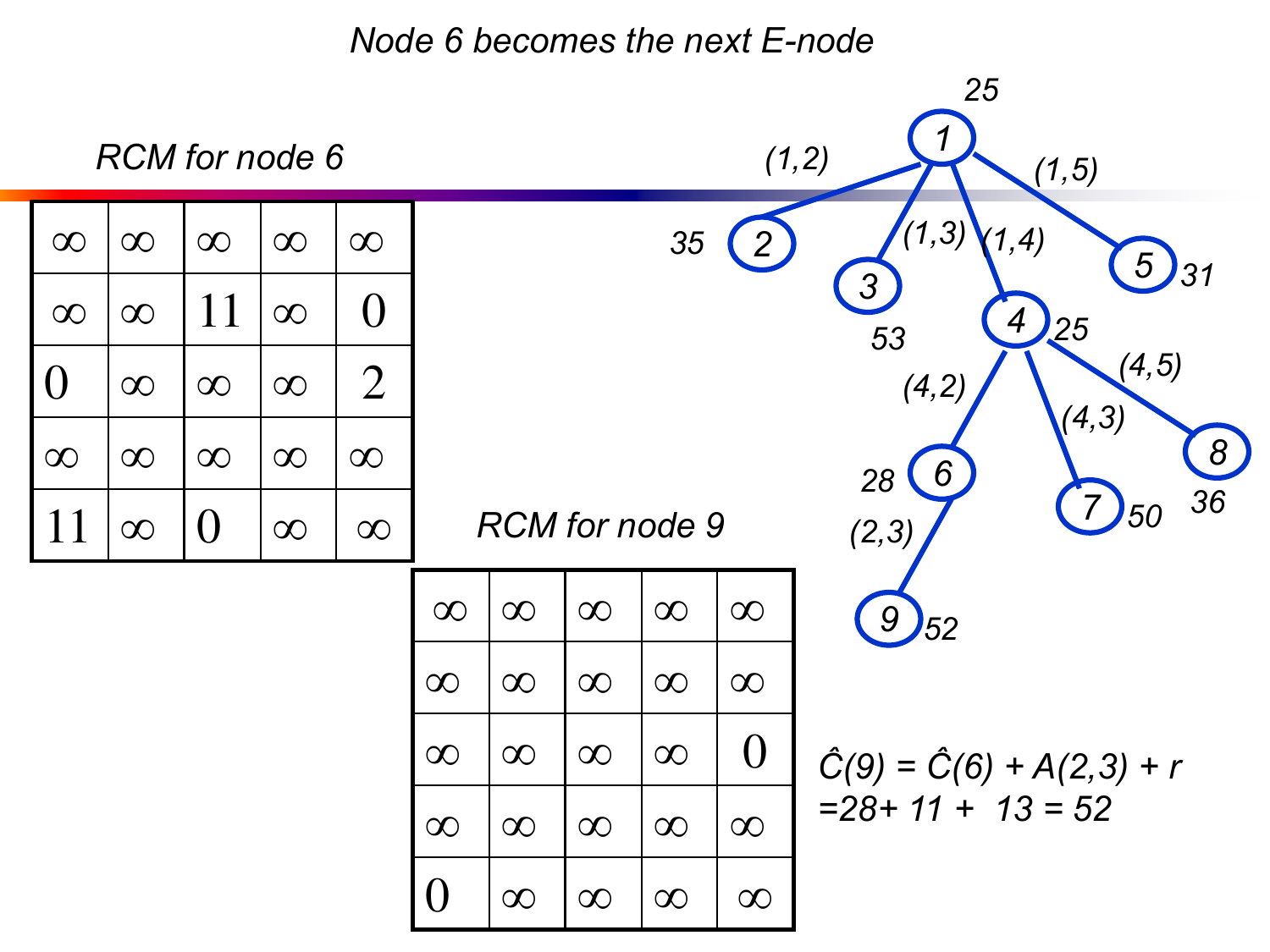*Node 6 becomes the next E-node*

*RCM for node 6*

| | | | | |
|---|---|---|---|---|
| ∞ | ∞ | ∞ | ∞ | ∞ |
| ∞ | ∞ | 11 | ∞ | 0 |
| 0 | ∞ | ∞ | ∞ | 2 |
| ∞ | ∞ | ∞ | ∞ | ∞ |
| 11 | ∞ | 0 | ∞ | ∞ |

*RCM for node 9*

| | | | | |
|---|---|---|---|---|
| ∞ | ∞ | ∞ | ∞ | ∞ |
| ∞ | ∞ | ∞ | ∞ | ∞ |
| ∞ | ∞ | ∞ | ∞ | 0 |
| ∞ | ∞ | ∞ | ∞ | ∞ |
| 0 | ∞ | ∞ | ∞ | ∞ |

$\hat{C}(9) = \hat{C}(6) + A(2,3) + r$
$= 28 + 11 + 13 = 52$

Tree: Node 1 (25) → (1,2): node 2 (35); (1,3): node 3 (53); (1,4): node 4 (25); (1,5): node 5 (31). Node 4 → (4,2): node 6 (28); (4,3): node 7 (50); (4,5): node 8 (36). Node 6 → (2,3): node 9 (52).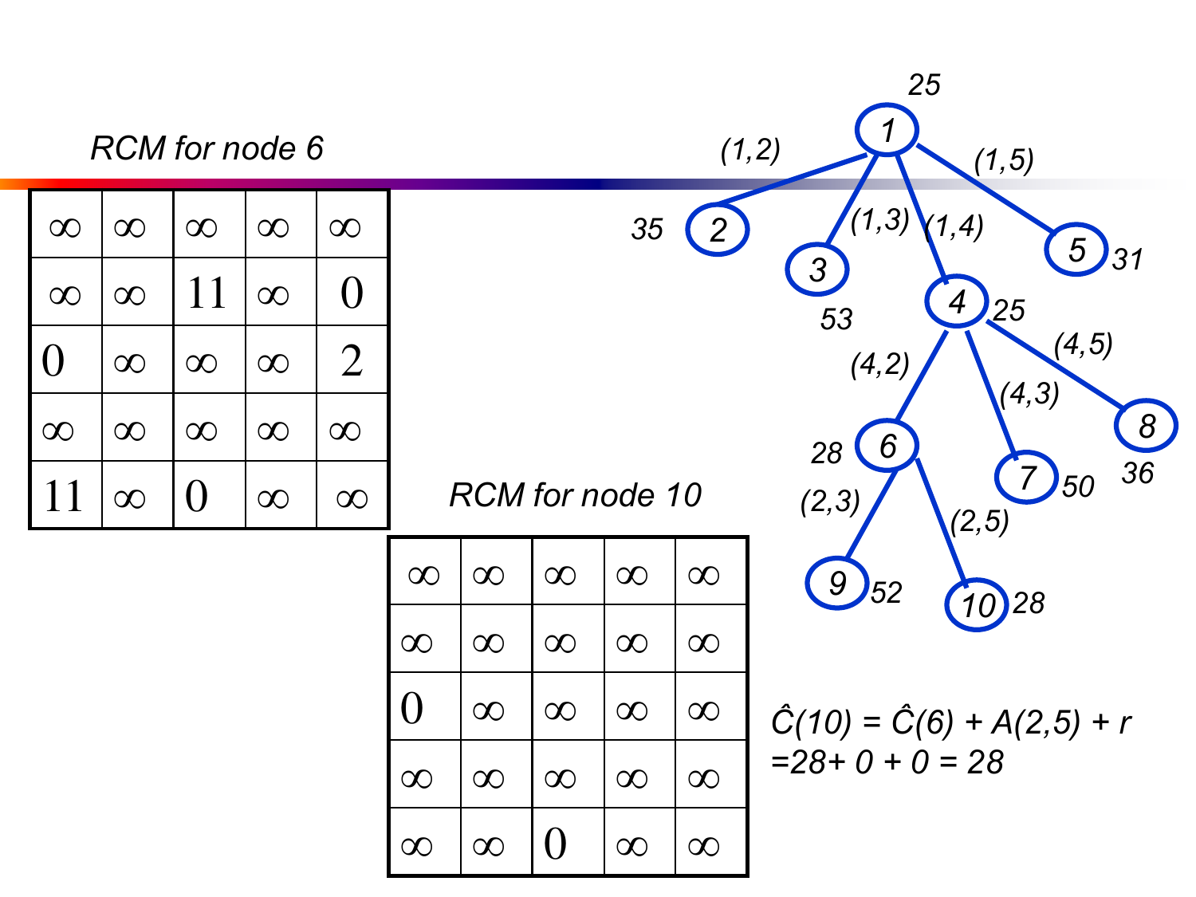## RCM for node 6

| | | | | |
|---|---|---|---|---|
| ∞ | ∞ | ∞ | ∞ | ∞ |
| ∞ | ∞ | 11 | ∞ | 0 |
| 0 | ∞ | ∞ | ∞ | 2 |
| ∞ | ∞ | ∞ | ∞ | ∞ |
| 11 | ∞ | 0 | ∞ | ∞ |

## RCM for node 10

| | | | | |
|---|---|---|---|---|
| ∞ | ∞ | ∞ | ∞ | ∞ |
| ∞ | ∞ | ∞ | ∞ | ∞ |
| 0 | ∞ | ∞ | ∞ | ∞ |
| ∞ | ∞ | ∞ | ∞ | ∞ |
| ∞ | ∞ | 0 | ∞ | ∞ |

State space tree:

- Node 1 (25)
  - (1,2) → Node 2 (35)
  - (1,3) → Node 3 (53)
  - (1,4) → Node 4 (25)
    - (4,2) → Node 6 (28)
      - (2,3) → Node 9 (52)
      - (2,5) → Node 10 (28)
    - (4,3) → Node 7 (50)
    - (4,5) → Node 8 (36)
  - (1,5) → Node 5 (31)

$\hat{C}(10) = \hat{C}(6) + A(2,5) + r$

$= 28 + 0 + 0 = 28$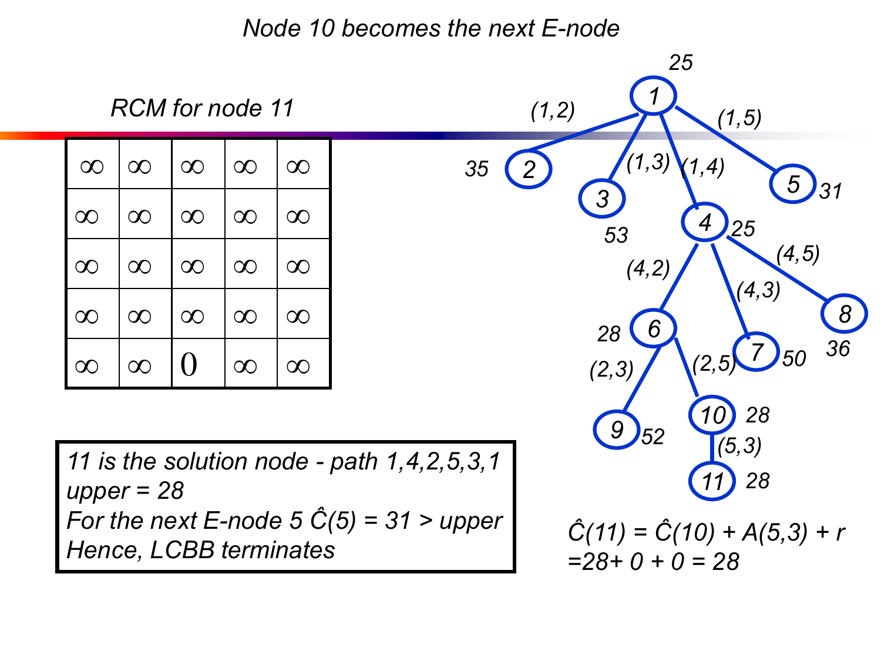# Node 10 becomes the next E-node

RCM for node 11

| | | | | |
|---|---|---|---|---|
| ∞ | ∞ | ∞ | ∞ | ∞ |
| ∞ | ∞ | ∞ | ∞ | ∞ |
| ∞ | ∞ | ∞ | ∞ | ∞ |
| ∞ | ∞ | ∞ | ∞ | ∞ |
| ∞ | ∞ | 0 | ∞ | ∞ |

1 25
(1,2) 2 35
(1,3) 3 53
(1,4) 4 25
(1,5) 5 31
(4,2) 6 28
(4,3) 7 50
(4,5) 8 36
(2,3) 9 52
(2,5) 10 28
(5,3) 11 28

11 is the solution node - path 1,4,2,5,3,1
upper = 28
For the next E-node 5 $\hat{C}(5) = 31 >$ upper
Hence, LCBB terminates

$\hat{C}(11) = \hat{C}(10) + A(5,3) + r$
$= 28 + 0 + 0 = 28$